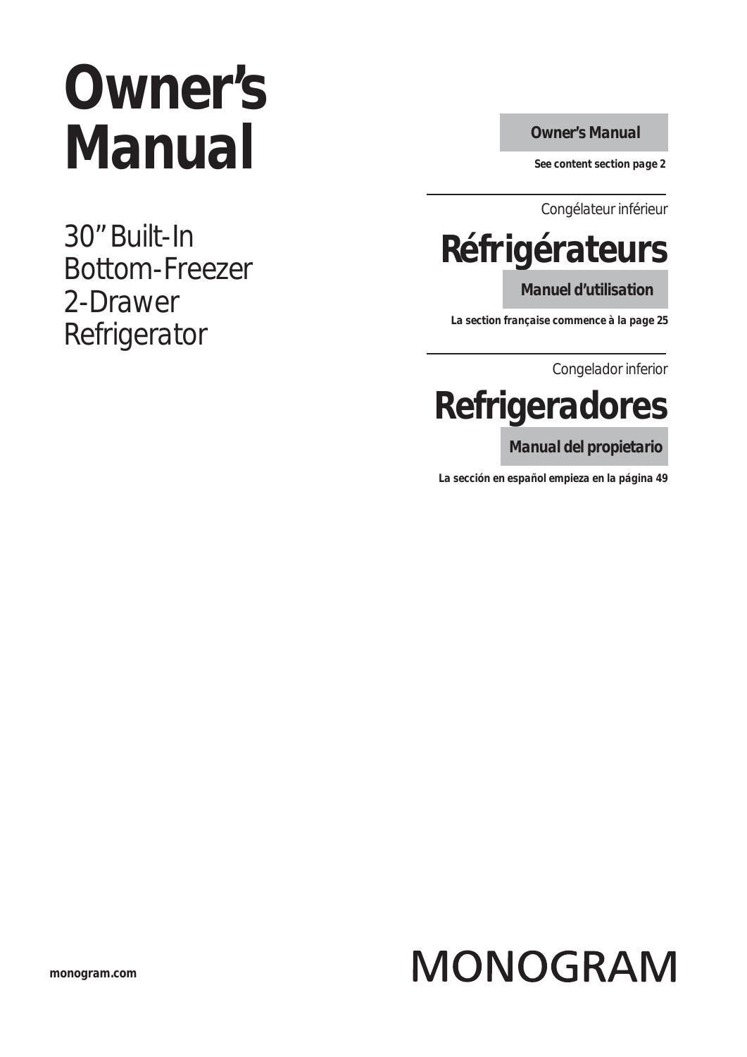# Owner's Manual

30" Built-In Bottom-Freezer 2-Drawer Refrigerator

**Owner's Manual**

**See content section page 2**

---

Congélateur inférieur

## Réfrigérateurs

**Manuel d'utilisation**

**La section française commence à la page 25**

---

Congelador inferior

## Refrigeradores

**Manual del propietario**

**La sección en español empieza en la página 49**

**monogram.com**

MONOGRAM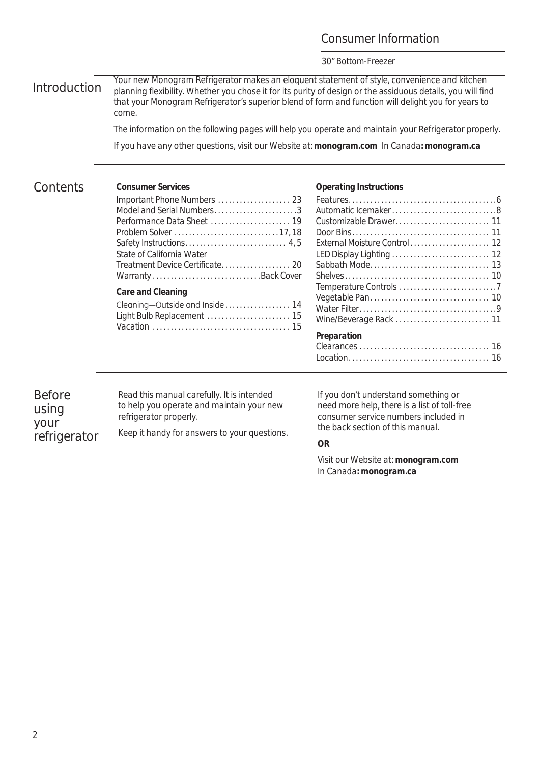# Consumer Information

30" Bottom-Freezer

## Introduction

Your new Monogram Refrigerator makes an eloquent statement of style, convenience and kitchen planning flexibility. Whether you chose it for its purity of design or the assiduous details, you will find that your Monogram Refrigerator's superior blend of form and function will delight you for years to come.

The information on the following pages will help you operate and maintain your Refrigerator properly.

If you have any other questions, visit our Website at: **monogram.com** In Canada**: monogram.ca**

## Contents

**Consumer Services**

| | |
|---|---|
| Important Phone Numbers | 23 |
| Model and Serial Numbers | 3 |
| Performance Data Sheet | 19 |
| Problem Solver | 17, 18 |
| Safety Instructions | 4, 5 |
| State of California Water Treatment Device Certificate | 20 |
| Warranty | Back Cover |

**Care and Cleaning**

| | |
|---|---|
| Cleaning—Outside and Inside | 14 |
| Light Bulb Replacement | 15 |
| Vacation | 15 |

**Operating Instructions**

| | |
|---|---|
| Features | 6 |
| Automatic Icemaker | 8 |
| Customizable Drawer | 11 |
| Door Bins | 11 |
| External Moisture Control | 12 |
| LED Display Lighting | 12 |
| Sabbath Mode | 13 |
| Shelves | 10 |
| Temperature Controls | 7 |
| Vegetable Pan | 10 |
| Water Filter | 9 |
| Wine/Beverage Rack | 11 |

**Preparation**

| | |
|---|---|
| Clearances | 16 |
| Location | 16 |

## Before using your refrigerator

Read this manual carefully. It is intended to help you operate and maintain your new refrigerator properly.

Keep it handy for answers to your questions.

If you don't understand something or need more help, there is a list of toll-free consumer service numbers included in the back section of this manual.

**OR**

Visit our Website at: **monogram.com**
In Canada**: monogram.ca**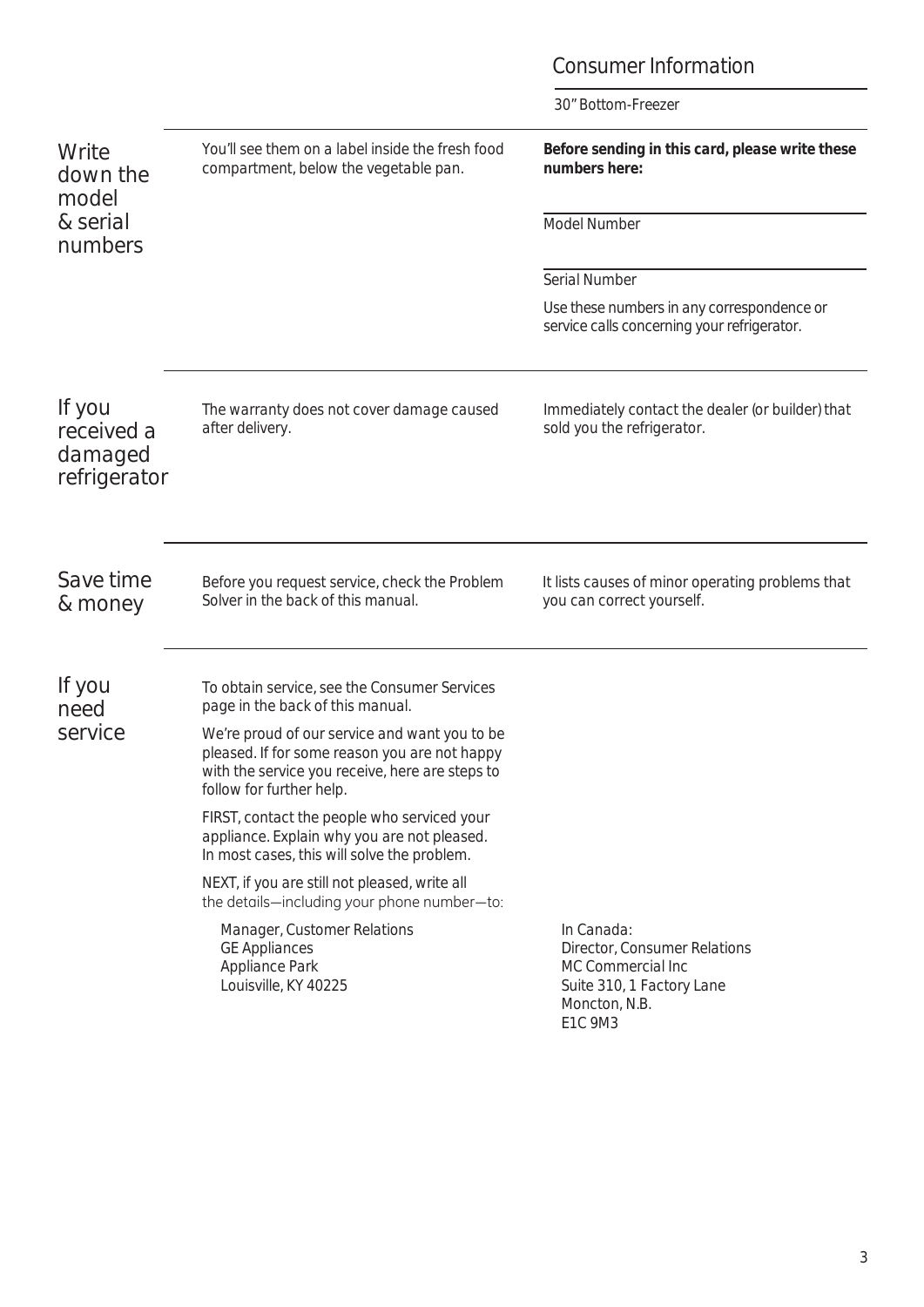# Consumer Information

30" Bottom-Freezer

## Write down the model & serial numbers

You'll see them on a label inside the fresh food compartment, below the vegetable pan.

**Before sending in this card, please write these numbers here:**

Model Number

Serial Number

Use these numbers in any correspondence or service calls concerning your refrigerator.

## If you received a damaged refrigerator

The warranty does not cover damage caused after delivery.

Immediately contact the dealer (or builder) that sold you the refrigerator.

## Save time & money

Before you request service, check the Problem Solver in the back of this manual.

It lists causes of minor operating problems that you can correct yourself.

## If you need service

To obtain service, see the Consumer Services page in the back of this manual.

We're proud of our service and want you to be pleased. If for some reason you are not happy with the service you receive, here are steps to follow for further help.

FIRST, contact the people who serviced your appliance. Explain why you are not pleased. In most cases, this will solve the problem.

NEXT, if you are still not pleased, write all the details—including your phone number—to:

Manager, Customer Relations
GE Appliances
Appliance Park
Louisville, KY 40225

In Canada:
Director, Consumer Relations
MC Commercial Inc
Suite 310, 1 Factory Lane
Moncton, N.B.
E1C 9M3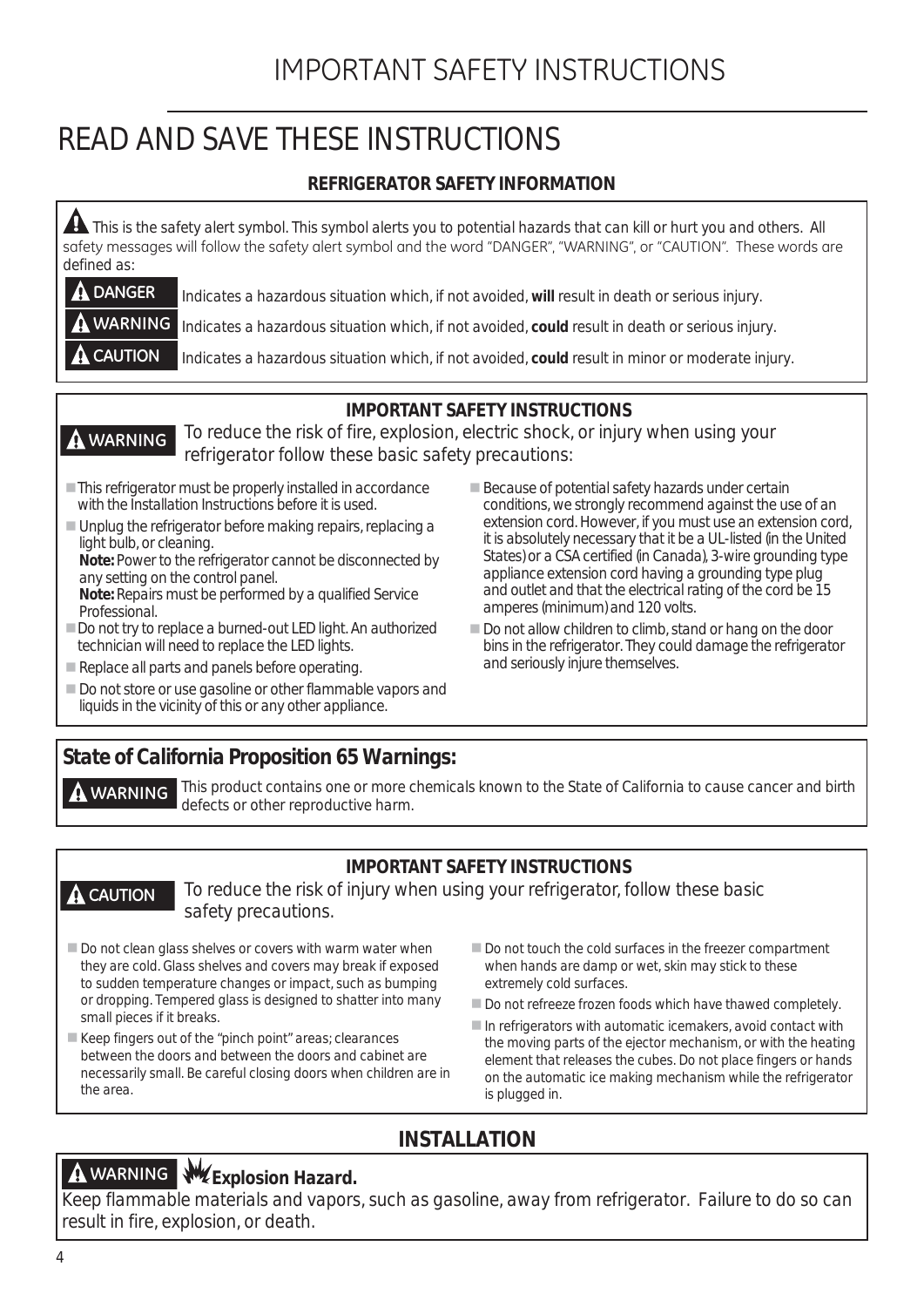# READ AND SAVE THESE INSTRUCTIONS

### REFRIGERATOR SAFETY INFORMATION

⚠ This is the safety alert symbol. This symbol alerts you to potential hazards that can kill or hurt you and others. All safety messages will follow the safety alert symbol and the word "DANGER", "WARNING", or "CAUTION". These words are defined as:

**⚠ DANGER** Indicates a hazardous situation which, if not avoided, **will** result in death or serious injury.

**⚠ WARNING** Indicates a hazardous situation which, if not avoided, **could** result in death or serious injury.

**⚠ CAUTION** Indicates a hazardous situation which, if not avoided, **could** result in minor or moderate injury.

### IMPORTANT SAFETY INSTRUCTIONS

**⚠ WARNING** To reduce the risk of fire, explosion, electric shock, or injury when using your refrigerator follow these basic safety precautions:

- This refrigerator must be properly installed in accordance with the Installation Instructions before it is used.
- Unplug the refrigerator before making repairs, replacing a light bulb, or cleaning.
  **Note:** Power to the refrigerator cannot be disconnected by any setting on the control panel.
  **Note:** Repairs must be performed by a qualified Service Professional.
- Do not try to replace a burned-out LED light. An authorized technician will need to replace the LED lights.
- Replace all parts and panels before operating.
- Do not store or use gasoline or other flammable vapors and liquids in the vicinity of this or any other appliance.
- Because of potential safety hazards under certain conditions, we strongly recommend against the use of an extension cord. However, if you must use an extension cord, it is absolutely necessary that it be a UL-listed (in the United States) or a CSA certified (in Canada), 3-wire grounding type appliance extension cord having a grounding type plug and outlet and that the electrical rating of the cord be 15 amperes (minimum) and 120 volts.
- Do not allow children to climb, stand or hang on the door bins in the refrigerator. They could damage the refrigerator and seriously injure themselves.

### *State of California Proposition 65 Warnings:*

**⚠ WARNING** This product contains one or more chemicals known to the State of California to cause cancer and birth defects or other reproductive harm.

### IMPORTANT SAFETY INSTRUCTIONS

**⚠ CAUTION** To reduce the risk of injury when using your refrigerator, follow these basic safety precautions.

- Do not clean glass shelves or covers with warm water when they are cold. Glass shelves and covers may break if exposed to sudden temperature changes or impact, such as bumping or dropping. Tempered glass is designed to shatter into many small pieces if it breaks.
- Keep fingers out of the "pinch point" areas; clearances between the doors and between the doors and cabinet are necessarily small. Be careful closing doors when children are in the area.
- Do not touch the cold surfaces in the freezer compartment when hands are damp or wet, skin may stick to these extremely cold surfaces.
- Do not refreeze frozen foods which have thawed completely.
- In refrigerators with automatic icemakers, avoid contact with the moving parts of the ejector mechanism, or with the heating element that releases the cubes. Do not place fingers or hands on the automatic ice making mechanism while the refrigerator is plugged in.

## INSTALLATION

**⚠ WARNING** **Explosion Hazard.**

Keep flammable materials and vapors, such as gasoline, away from refrigerator. Failure to do so can result in fire, explosion, or death.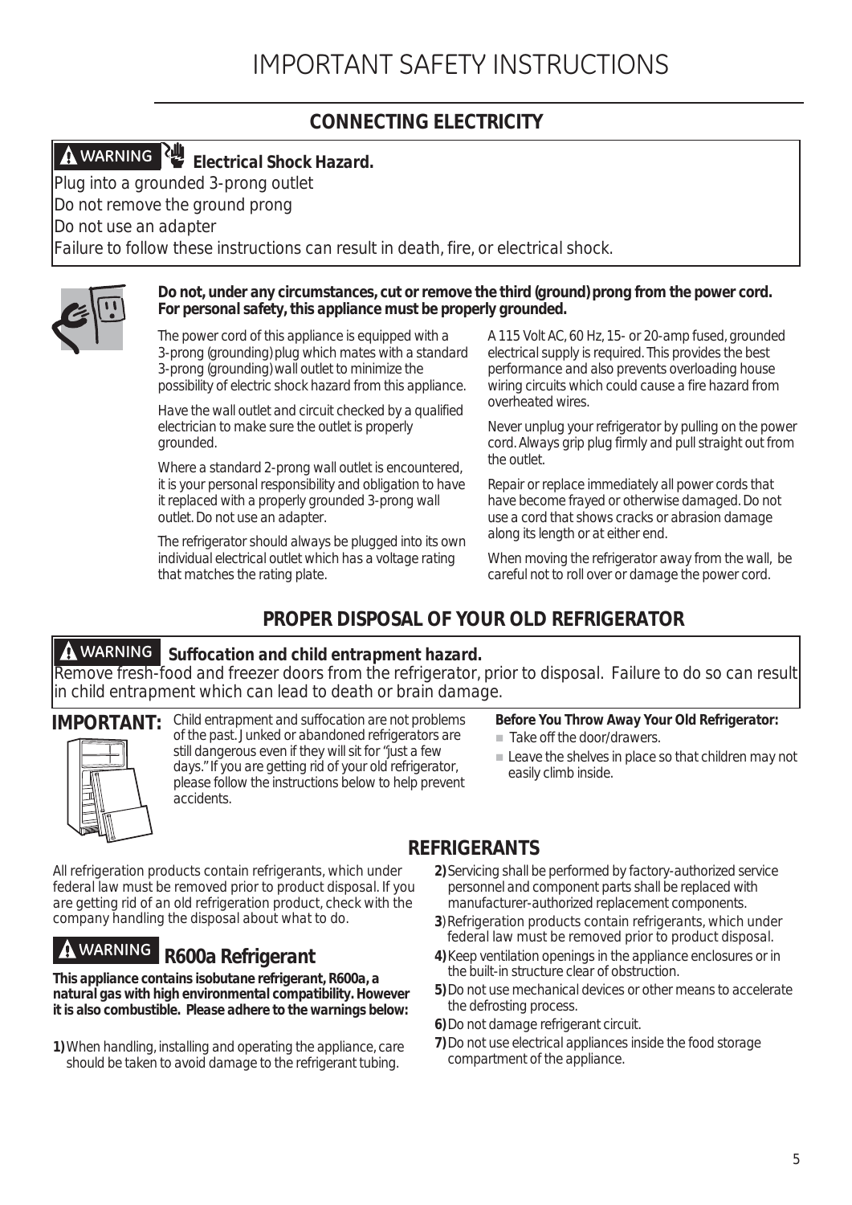# IMPORTANT SAFETY INSTRUCTIONS

## CONNECTING ELECTRICITY

**⚠ WARNING** **Electrical Shock Hazard.**

Plug into a grounded 3-prong outlet

Do not remove the ground prong

Do not use an adapter

Failure to follow these instructions can result in death, fire, or electrical shock.

**Do not, under any circumstances, cut or remove the third (ground) prong from the power cord. For personal safety, this appliance must be properly grounded.**

The power cord of this appliance is equipped with a 3-prong (grounding) plug which mates with a standard 3-prong (grounding) wall outlet to minimize the possibility of electric shock hazard from this appliance.

Have the wall outlet and circuit checked by a qualified electrician to make sure the outlet is properly grounded.

Where a standard 2-prong wall outlet is encountered, it is your personal responsibility and obligation to have it replaced with a properly grounded 3-prong wall outlet. Do not use an adapter.

The refrigerator should always be plugged into its own individual electrical outlet which has a voltage rating that matches the rating plate.

A 115 Volt AC, 60 Hz, 15- or 20-amp fused, grounded electrical supply is required. This provides the best performance and also prevents overloading house wiring circuits which could cause a fire hazard from overheated wires.

Never unplug your refrigerator by pulling on the power cord. Always grip plug firmly and pull straight out from the outlet.

Repair or replace immediately all power cords that have become frayed or otherwise damaged. Do not use a cord that shows cracks or abrasion damage along its length or at either end.

When moving the refrigerator away from the wall, be careful not to roll over or damage the power cord.

## PROPER DISPOSAL OF YOUR OLD REFRIGERATOR

**⚠ WARNING** ***Suffocation and child entrapment hazard.***

Remove fresh-food and freezer doors from the refrigerator, prior to disposal. Failure to do so can result in child entrapment which can lead to death or brain damage.

**IMPORTANT:** Child entrapment and suffocation are not problems of the past. Junked or abandoned refrigerators are still dangerous even if they will sit for "just a few days." If you are getting rid of your old refrigerator, please follow the instructions below to help prevent accidents.

**Before You Throw Away Your Old Refrigerator:**

- Take off the door/drawers.
- Leave the shelves in place so that children may not easily climb inside.

## REFRIGERANTS

All refrigeration products contain refrigerants, which under federal law must be removed prior to product disposal. If you are getting rid of an old refrigeration product, check with the company handling the disposal about what to do.

### ⚠ WARNING R600a Refrigerant

**This appliance contains isobutane refrigerant, R600a, a natural gas with high environmental compatibility. However it is also combustible. Please adhere to the warnings below:**

**1)** When handling, installing and operating the appliance, care should be taken to avoid damage to the refrigerant tubing.

**2)** Servicing shall be performed by factory-authorized service personnel and component parts shall be replaced with manufacturer-authorized replacement components.

**3**) Refrigeration products contain refrigerants, which under federal law must be removed prior to product disposal.

**4)** Keep ventilation openings in the appliance enclosures or in the built-in structure clear of obstruction.

**5)** Do not use mechanical devices or other means to accelerate the defrosting process.

**6)** Do not damage refrigerant circuit.

**7)** Do not use electrical appliances inside the food storage compartment of the appliance.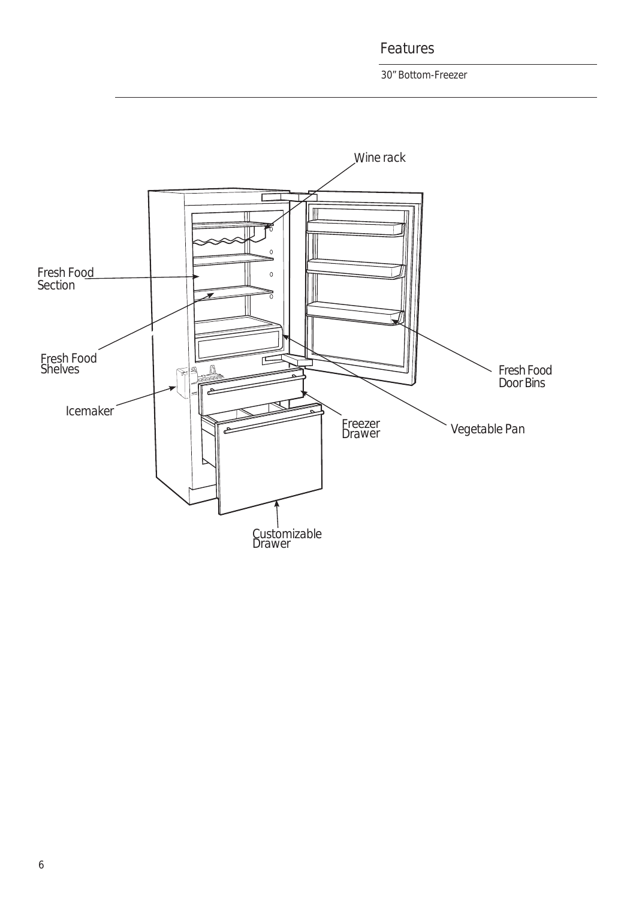# Features

30" Bottom-Freezer

Wine rack

Fresh Food Section

Fresh Food Shelves

Icemaker

Freezer Drawer

Vegetable Pan

Fresh Food Door Bins

Customizable Drawer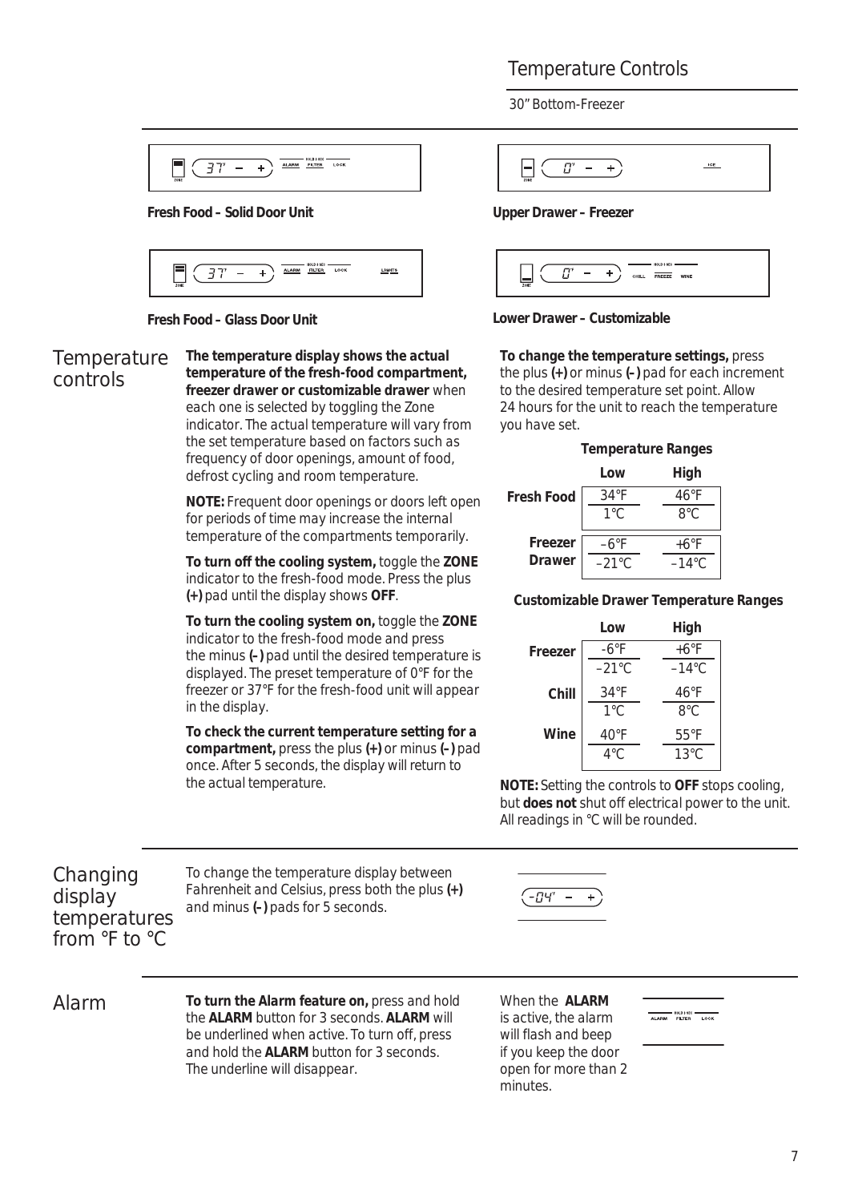# Temperature Controls

30" Bottom-Freezer

**Fresh Food – Solid Door Unit**

**Upper Drawer – Freezer**

**Fresh Food – Glass Door Unit**

**Lower Drawer – Customizable**

## Temperature controls

**The temperature display shows the actual temperature of the fresh-food compartment, freezer drawer or customizable drawer** when each one is selected by toggling the Zone indicator. The actual temperature will vary from the set temperature based on factors such as frequency of door openings, amount of food, defrost cycling and room temperature.

**NOTE:** Frequent door openings or doors left open for periods of time may increase the internal temperature of the compartments temporarily.

**To turn off the cooling system,** toggle the **ZONE** indicator to the fresh-food mode. Press the plus **(+)** pad until the display shows **OFF**.

**To turn the cooling system on,** toggle the **ZONE** indicator to the fresh-food mode and press the minus **(–)** pad until the desired temperature is displayed. The preset temperature of 0°F for the freezer or 37°F for the fresh-food unit will appear in the display.

**To check the current temperature setting for a compartment,** press the plus **(+)** or minus **(–)** pad once. After 5 seconds, the display will return to the actual temperature.

**To change the temperature settings,** press the plus **(+)** or minus **(–)** pad for each increment to the desired temperature set point. Allow 24 hours for the unit to reach the temperature you have set.

**Temperature Ranges**

| | Low | High |
|---|---|---|
| **Fresh Food** | 34°F<br>1°C | 46°F<br>8°C |
| **Freezer Drawer** | –6°F<br>–21°C | +6°F<br>–14°C |

**Customizable Drawer Temperature Ranges**

| | Low | High |
|---|---|---|
| **Freezer** | -6°F<br>–21°C | +6°F<br>–14°C |
| **Chill** | 34°F<br>1°C | 46°F<br>8°C |
| **Wine** | 40°F<br>4°C | 55°F<br>13°C |

**NOTE:** Setting the controls to **OFF** stops cooling, but **does not** shut off electrical power to the unit. All readings in °C will be rounded.

## Changing display temperatures from °F to °C

To change the temperature display between Fahrenheit and Celsius, press both the plus **(+)** and minus **(–)** pads for 5 seconds.

## Alarm

**To turn the Alarm feature on,** press and hold the **ALARM** button for 3 seconds. **ALARM** will be underlined when active. To turn off, press and hold the **ALARM** button for 3 seconds. The underline will disappear.

When the **ALARM** is active, the alarm will flash and beep if you keep the door open for more than 2 minutes.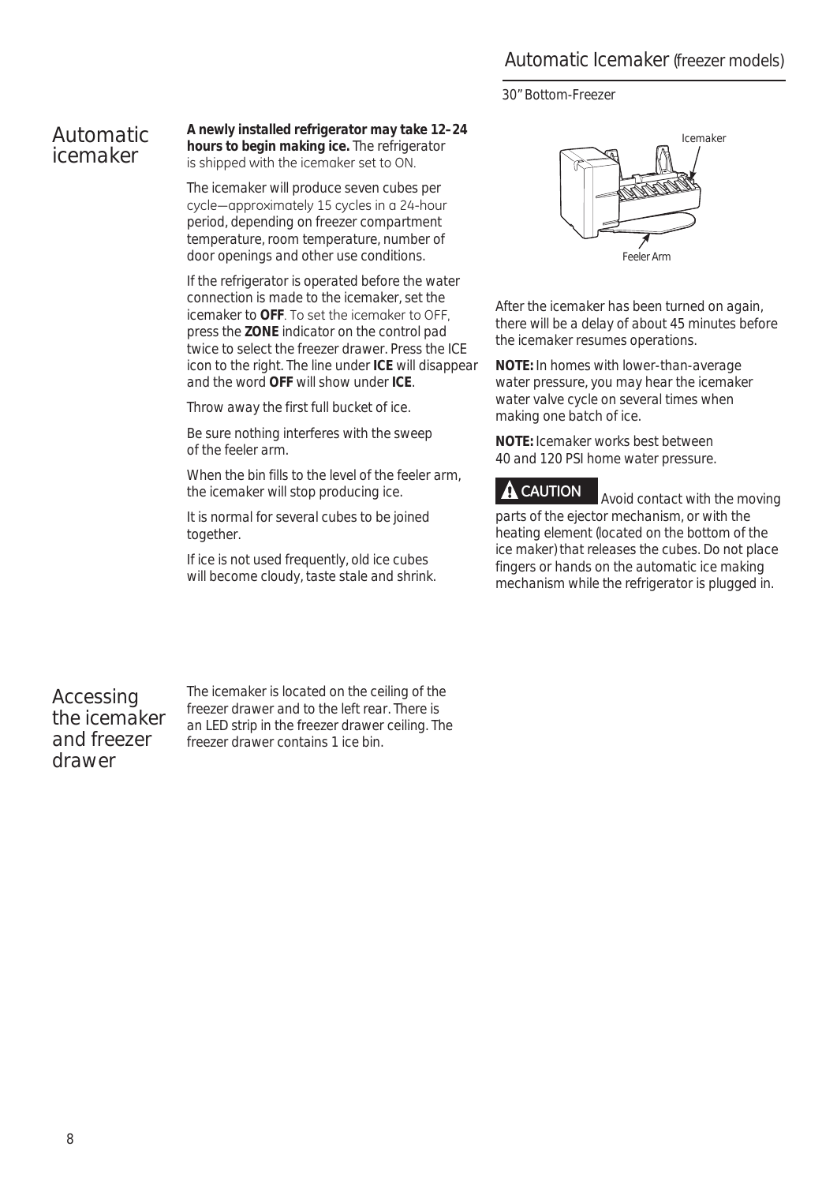# Automatic Icemaker (freezer models)

## Automatic icemaker

**A newly installed refrigerator may take 12–24 hours to begin making ice.** The refrigerator is shipped with the icemaker set to ON.

The icemaker will produce seven cubes per cycle—approximately 15 cycles in a 24-hour period, depending on freezer compartment temperature, room temperature, number of door openings and other use conditions.

If the refrigerator is operated before the water connection is made to the icemaker, set the icemaker to **OFF**. To set the icemaker to OFF, press the **ZONE** indicator on the control pad twice to select the freezer drawer. Press the ICE icon to the right. The line under **ICE** will disappear and the word **OFF** will show under **ICE**.

Throw away the first full bucket of ice.

Be sure nothing interferes with the sweep of the feeler arm.

When the bin fills to the level of the feeler arm, the icemaker will stop producing ice.

It is normal for several cubes to be joined together.

If ice is not used frequently, old ice cubes will become cloudy, taste stale and shrink.

30" Bottom-Freezer

Icemaker

Feeler Arm

After the icemaker has been turned on again, there will be a delay of about 45 minutes before the icemaker resumes operations.

**NOTE:** In homes with lower-than-average water pressure, you may hear the icemaker water valve cycle on several times when making one batch of ice.

**NOTE:** Icemaker works best between 40 and 120 PSI home water pressure.

**⚠ CAUTION** Avoid contact with the moving parts of the ejector mechanism, or with the heating element (located on the bottom of the ice maker) that releases the cubes. Do not place fingers or hands on the automatic ice making mechanism while the refrigerator is plugged in.

## Accessing the icemaker and freezer drawer

The icemaker is located on the ceiling of the freezer drawer and to the left rear. There is an LED strip in the freezer drawer ceiling. The freezer drawer contains 1 ice bin.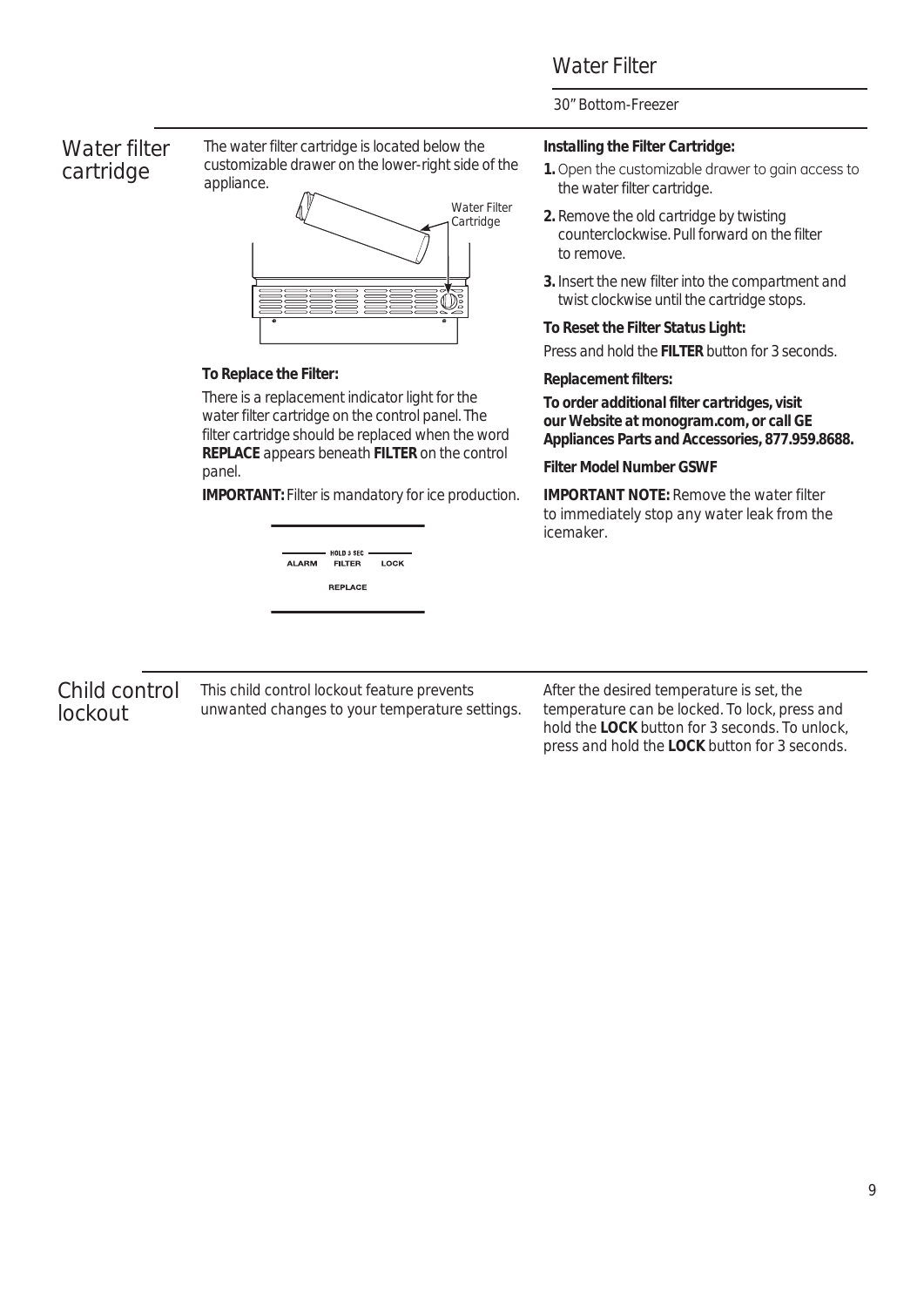## Water Filter

30" Bottom-Freezer

## Water filter cartridge

The water filter cartridge is located below the customizable drawer on the lower-right side of the appliance.

Water Filter Cartridge

**To Replace the Filter:**

There is a replacement indicator light for the water filter cartridge on the control panel. The filter cartridge should be replaced when the word **REPLACE** appears beneath **FILTER** on the control panel.

**IMPORTANT:** Filter is mandatory for ice production.

HOLD 3 SEC
ALARM FILTER LOCK
REPLACE

**Installing the Filter Cartridge:**

1. Open the customizable drawer to gain access to the water filter cartridge.
2. Remove the old cartridge by twisting counterclockwise. Pull forward on the filter to remove.
3. Insert the new filter into the compartment and twist clockwise until the cartridge stops.

**To Reset the Filter Status Light:**

Press and hold the **FILTER** button for 3 seconds.

**Replacement filters:**

**To order additional filter cartridges, visit our Website at monogram.com, or call GE Appliances Parts and Accessories, 877.959.8688.**

**Filter Model Number GSWF**

**IMPORTANT NOTE:** Remove the water filter to immediately stop any water leak from the icemaker.

## Child control lockout

This child control lockout feature prevents unwanted changes to your temperature settings.

After the desired temperature is set, the temperature can be locked. To lock, press and hold the **LOCK** button for 3 seconds. To unlock, press and hold the **LOCK** button for 3 seconds.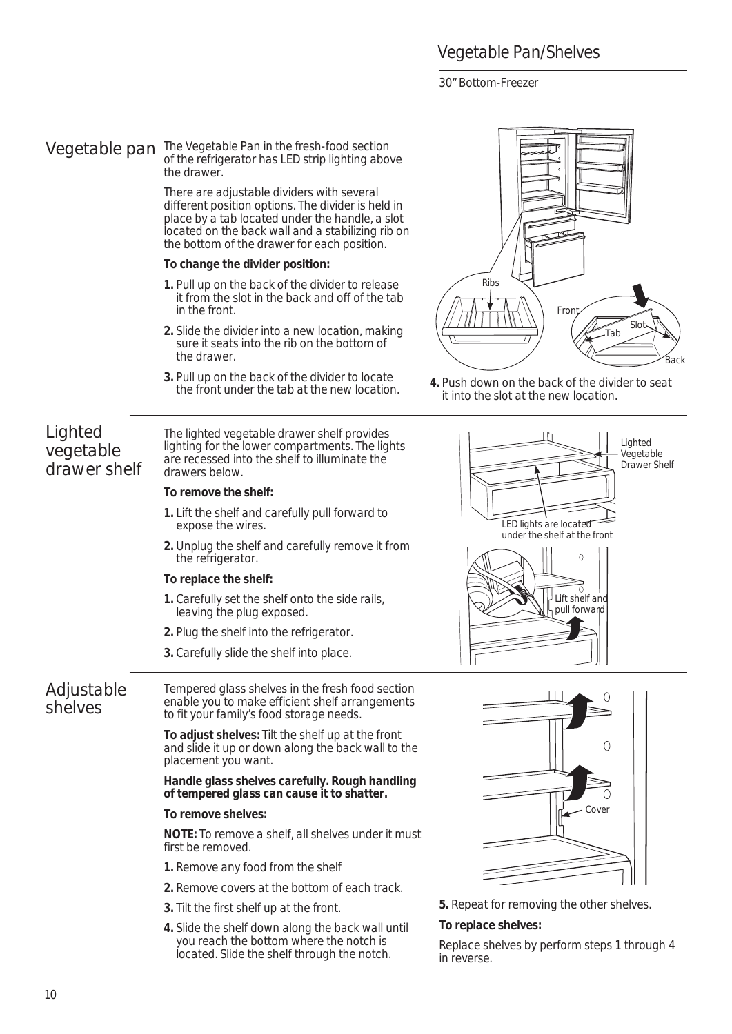## Vegetable pan

The Vegetable Pan in the fresh-food section of the refrigerator has LED strip lighting above the drawer.

There are adjustable dividers with several different position options. The divider is held in place by a tab located under the handle, a slot located on the back wall and a stabilizing rib on the bottom of the drawer for each position.

**To change the divider position:**

1. Pull up on the back of the divider to release it from the slot in the back and off of the tab in the front.
2. Slide the divider into a new location, making sure it seats into the rib on the bottom of the drawer.
3. Pull up on the back of the divider to locate the front under the tab at the new location.
4. Push down on the back of the divider to seat it into the slot at the new location.

## Lighted vegetable drawer shelf

The lighted vegetable drawer shelf provides lighting for the lower compartments. The lights are recessed into the shelf to illuminate the drawers below.

**To remove the shelf:**

1. Lift the shelf and carefully pull forward to expose the wires.
2. Unplug the shelf and carefully remove it from the refrigerator.

**To replace the shelf:**

1. Carefully set the shelf onto the side rails, leaving the plug exposed.
2. Plug the shelf into the refrigerator.
3. Carefully slide the shelf into place.

## Adjustable shelves

Tempered glass shelves in the fresh food section enable you to make efficient shelf arrangements to fit your family's food storage needs.

**To adjust shelves:** Tilt the shelf up at the front and slide it up or down along the back wall to the placement you want.

**Handle glass shelves carefully. Rough handling of tempered glass can cause it to shatter.**

**To remove shelves:**

**NOTE:** To remove a shelf, all shelves under it must first be removed.

1. Remove any food from the shelf
2. Remove covers at the bottom of each track.
3. Tilt the first shelf up at the front.
4. Slide the shelf down along the back wall until you reach the bottom where the notch is located. Slide the shelf through the notch.
5. Repeat for removing the other shelves.

**To replace shelves:**

Replace shelves by perform steps 1 through 4 in reverse.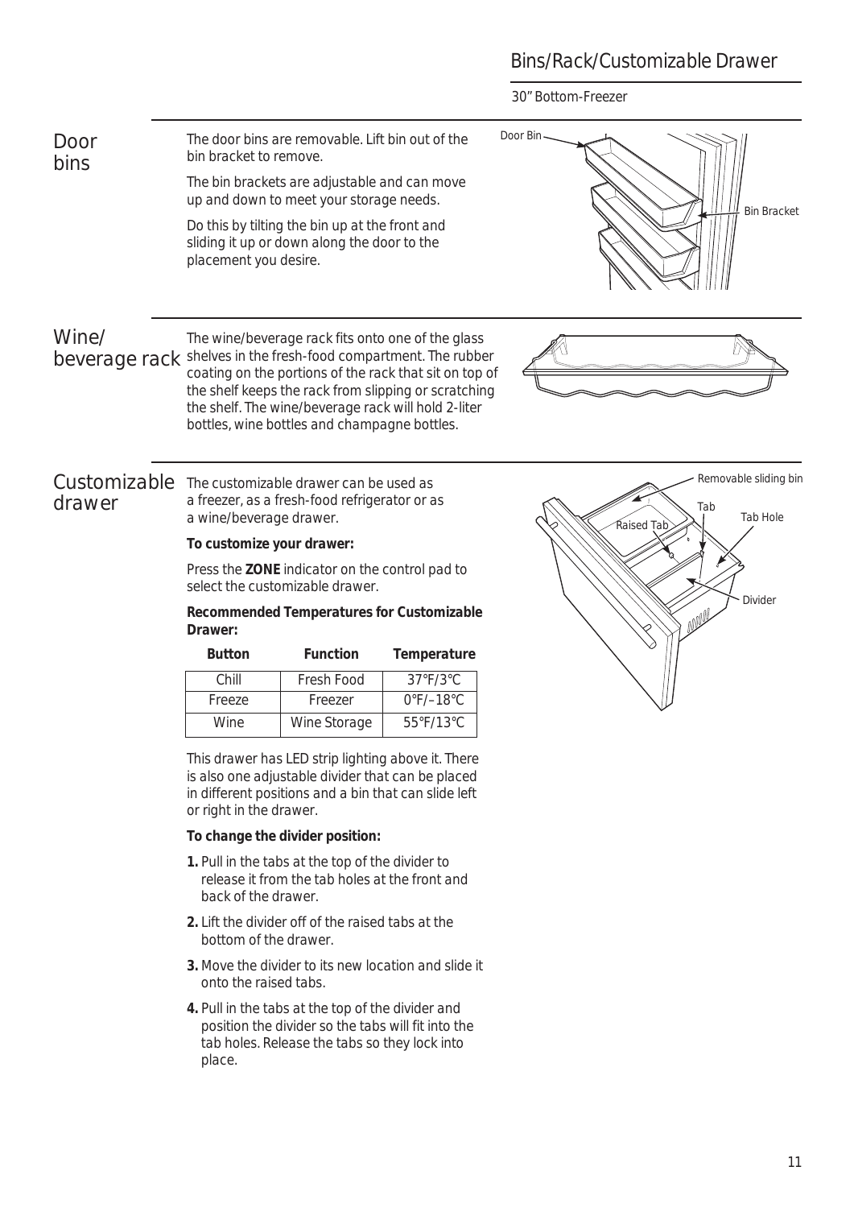# Bins/Rack/Customizable Drawer

30" Bottom-Freezer

## Door bins

The door bins are removable. Lift bin out of the bin bracket to remove.

The bin brackets are adjustable and can move up and down to meet your storage needs.

Do this by tilting the bin up at the front and sliding it up or down along the door to the placement you desire.

## Wine/beverage rack

The wine/beverage rack fits onto one of the glass shelves in the fresh-food compartment. The rubber coating on the portions of the rack that sit on top of the shelf keeps the rack from slipping or scratching the shelf. The wine/beverage rack will hold 2-liter bottles, wine bottles and champagne bottles.

## Customizable drawer

The customizable drawer can be used as a freezer, as a fresh-food refrigerator or as a wine/beverage drawer.

**To customize your drawer:**

Press the **ZONE** indicator on the control pad to select the customizable drawer.

**Recommended Temperatures for Customizable Drawer:**

| Button | Function | Temperature |
|---|---|---|
| Chill | Fresh Food | 37°F/3°C |
| Freeze | Freezer | 0°F/–18°C |
| Wine | Wine Storage | 55°F/13°C |

This drawer has LED strip lighting above it. There is also one adjustable divider that can be placed in different positions and a bin that can slide left or right in the drawer.

**To change the divider position:**

1. Pull in the tabs at the top of the divider to release it from the tab holes at the front and back of the drawer.
2. Lift the divider off of the raised tabs at the bottom of the drawer.
3. Move the divider to its new location and slide it onto the raised tabs.
4. Pull in the tabs at the top of the divider and position the divider so the tabs will fit into the tab holes. Release the tabs so they lock into place.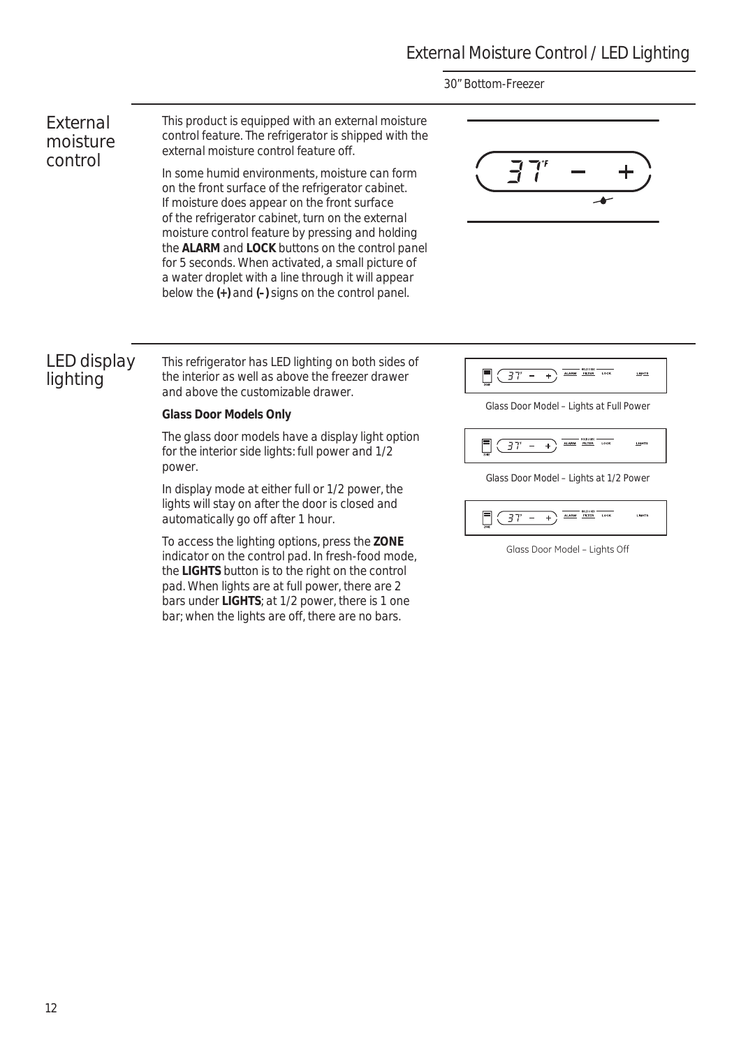# External Moisture Control / LED Lighting

30" Bottom-Freezer

## External moisture control

This product is equipped with an external moisture control feature. The refrigerator is shipped with the external moisture control feature off.

In some humid environments, moisture can form on the front surface of the refrigerator cabinet. If moisture does appear on the front surface of the refrigerator cabinet, turn on the external moisture control feature by pressing and holding the **ALARM** and **LOCK** buttons on the control panel for 5 seconds. When activated, a small picture of a water droplet with a line through it will appear below the **(+)** and **(–)** signs on the control panel.

## LED display lighting

This refrigerator has LED lighting on both sides of the interior as well as above the freezer drawer and above the customizable drawer.

**Glass Door Models Only**

The glass door models have a display light option for the interior side lights: full power and 1/2 power.

In display mode at either full or 1/2 power, the lights will stay on after the door is closed and automatically go off after 1 hour.

To access the lighting options, press the **ZONE** indicator on the control pad. In fresh-food mode, the **LIGHTS** button is to the right on the control pad. When lights are at full power, there are 2 bars under **LIGHTS**; at 1/2 power, there is 1 one bar; when the lights are off, there are no bars.

Glass Door Model – Lights at Full Power

Glass Door Model – Lights at 1/2 Power

Glass Door Model – Lights Off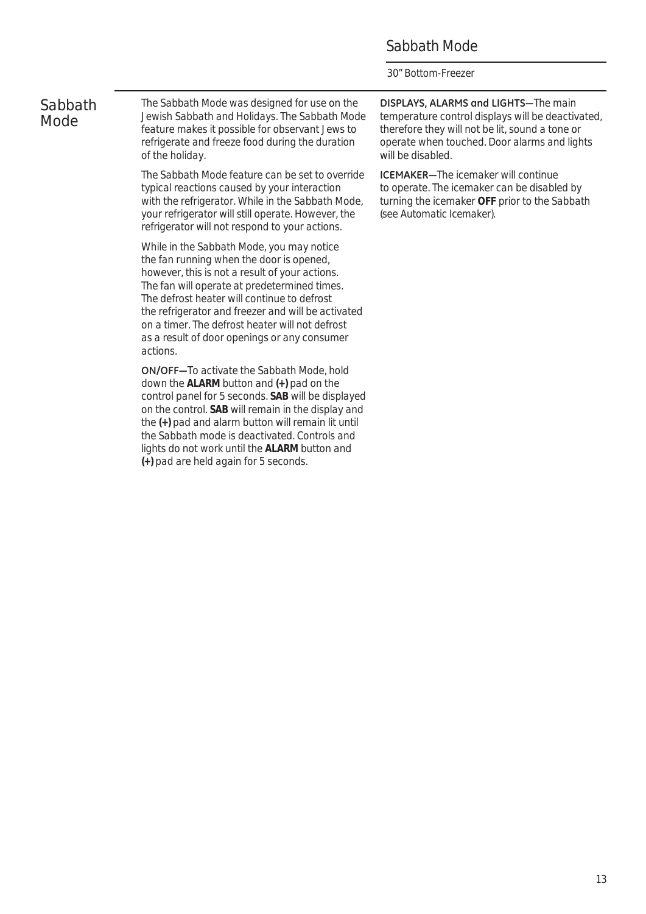# Sabbath Mode

30" Bottom-Freezer

## Sabbath Mode

The Sabbath Mode was designed for use on the Jewish Sabbath and Holidays. The Sabbath Mode feature makes it possible for observant Jews to refrigerate and freeze food during the duration of the holiday.

The Sabbath Mode feature can be set to override typical reactions caused by your interaction with the refrigerator. While in the Sabbath Mode, your refrigerator will still operate. However, the refrigerator will not respond to your actions.

While in the Sabbath Mode, you may notice the fan running when the door is opened, however, this is not a result of your actions. The fan will operate at predetermined times. The defrost heater will continue to defrost the refrigerator and freezer and will be activated on a timer. The defrost heater will not defrost as a result of door openings or any consumer actions.

**ON/OFF—**To activate the Sabbath Mode, hold down the **ALARM** button and **(+)** pad on the control panel for 5 seconds. **SAB** will be displayed on the control. **SAB** will remain in the display and the **(+)** pad and alarm button will remain lit until the Sabbath mode is deactivated. Controls and lights do not work until the **ALARM** button and **(+)** pad are held again for 5 seconds.

**DISPLAYS, ALARMS and LIGHTS—**The main temperature control displays will be deactivated, therefore they will not be lit, sound a tone or operate when touched. Door alarms and lights will be disabled.

**ICEMAKER—**The icemaker will continue to operate. The icemaker can be disabled by turning the icemaker **OFF** prior to the Sabbath (see Automatic Icemaker).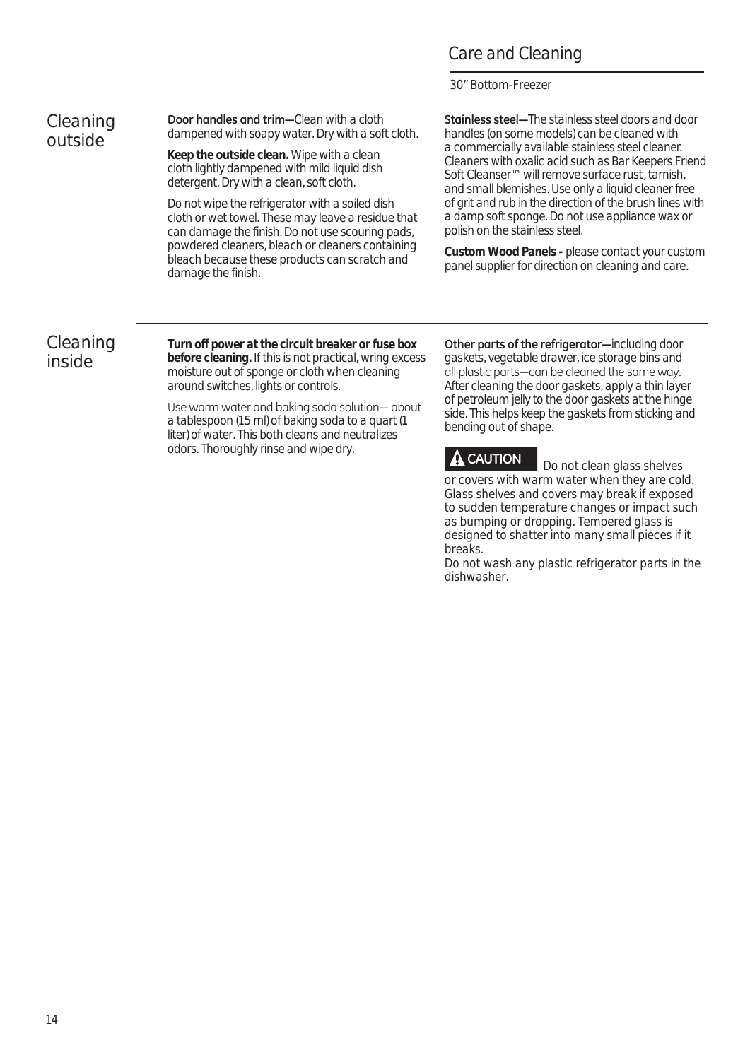# Care and Cleaning

30" Bottom-Freezer

## Cleaning outside

**Door handles and trim—**Clean with a cloth dampened with soapy water. Dry with a soft cloth.

**Keep the outside clean.** Wipe with a clean cloth lightly dampened with mild liquid dish detergent. Dry with a clean, soft cloth.

Do not wipe the refrigerator with a soiled dish cloth or wet towel. These may leave a residue that can damage the finish. Do not use scouring pads, powdered cleaners, bleach or cleaners containing bleach because these products can scratch and damage the finish.

**Stainless steel—**The stainless steel doors and door handles (on some models) can be cleaned with a commercially available stainless steel cleaner. Cleaners with oxalic acid such as Bar Keepers Friend Soft Cleanser™ will remove surface rust, tarnish, and small blemishes. Use only a liquid cleaner free of grit and rub in the direction of the brush lines with a damp soft sponge. Do not use appliance wax or polish on the stainless steel.

**Custom Wood Panels -** please contact your custom panel supplier for direction on cleaning and care.

## Cleaning inside

***Turn off power at the circuit breaker or fuse box before cleaning.*** If this is not practical, wring excess moisture out of sponge or cloth when cleaning around switches, lights or controls.

Use warm water and baking soda solution— about a tablespoon (15 ml) of baking soda to a quart (1 liter) of water. This both cleans and neutralizes odors. Thoroughly rinse and wipe dry.

**Other parts of the refrigerator—**including door gaskets, vegetable drawer, ice storage bins and all plastic parts—can be cleaned the same way. After cleaning the door gaskets, apply a thin layer of petroleum jelly to the door gaskets at the hinge side. This helps keep the gaskets from sticking and bending out of shape.

**CAUTION** Do not clean glass shelves or covers with warm water when they are cold. Glass shelves and covers may break if exposed to sudden temperature changes or impact such as bumping or dropping. Tempered glass is designed to shatter into many small pieces if it breaks.

Do not wash any plastic refrigerator parts in the dishwasher.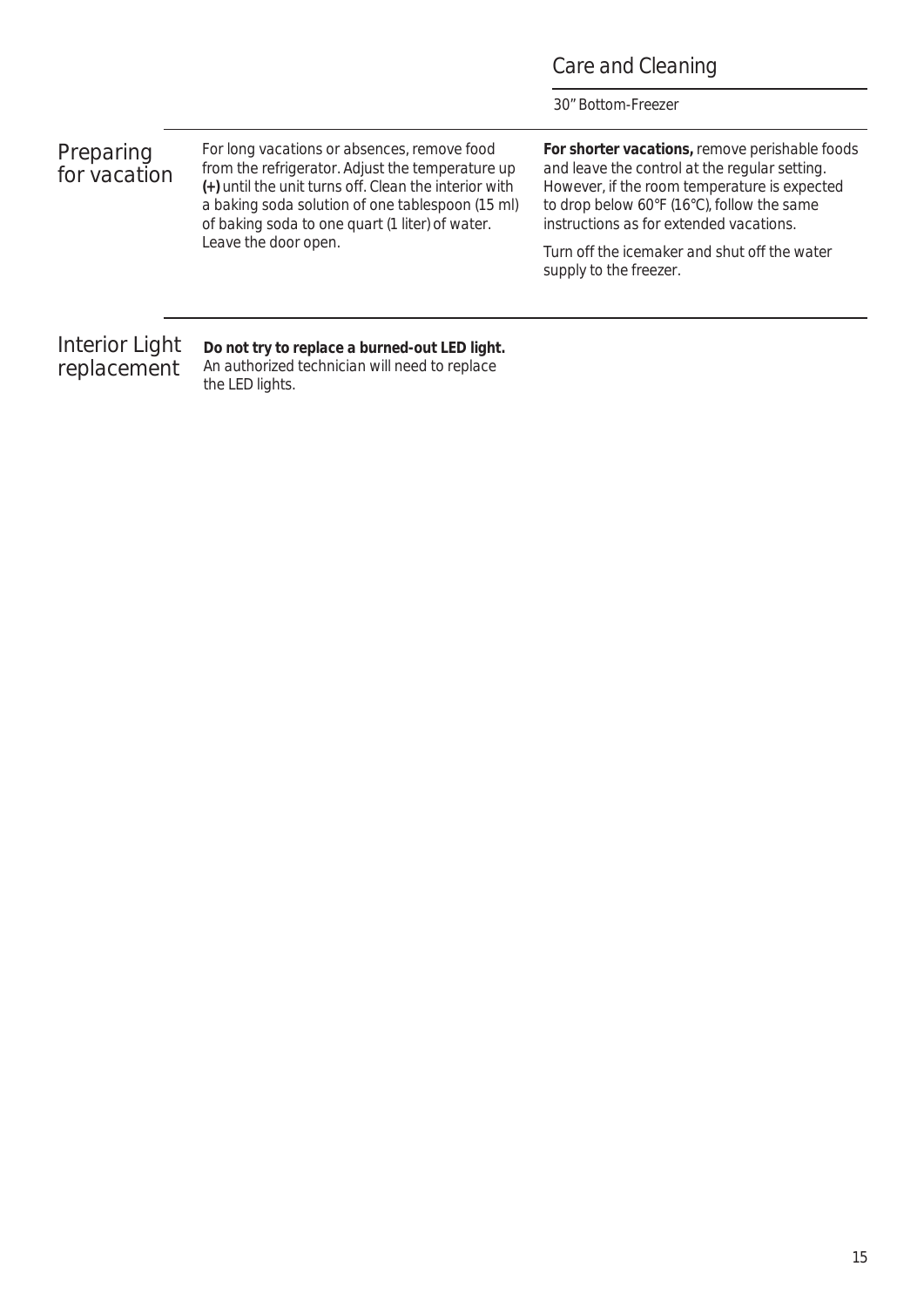## Preparing for vacation

For long vacations or absences, remove food from the refrigerator. Adjust the temperature up **(+)** until the unit turns off. Clean the interior with a baking soda solution of one tablespoon (15 ml) of baking soda to one quart (1 liter) of water. Leave the door open.

**For shorter vacations,** remove perishable foods and leave the control at the regular setting. However, if the room temperature is expected to drop below 60°F (16°C), follow the same instructions as for extended vacations.

Turn off the icemaker and shut off the water supply to the freezer.

## Interior Light replacement

**Do not try to replace a burned-out LED light.** An authorized technician will need to replace the LED lights.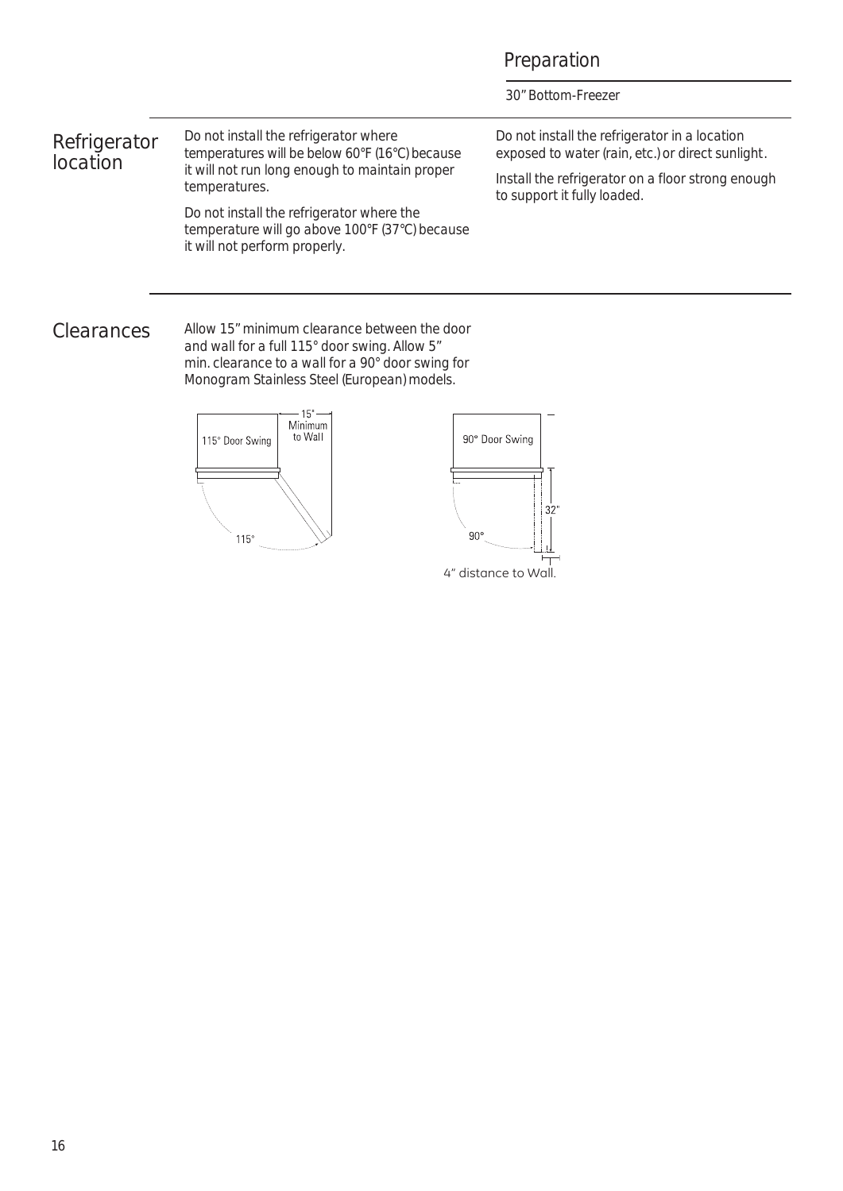# Preparation

30" Bottom-Freezer

## Refrigerator location

Do not install the refrigerator where temperatures will be below 60°F (16°C) because it will not run long enough to maintain proper temperatures.

Do not install the refrigerator where the temperature will go above 100°F (37°C) because it will not perform properly.

Do not install the refrigerator in a location exposed to water (rain, etc.) or direct sunlight.

Install the refrigerator on a floor strong enough to support it fully loaded.

## Clearances

Allow 15" minimum clearance between the door and wall for a full 115° door swing. Allow 5" min. clearance to a wall for a 90° door swing for Monogram Stainless Steel (European) models.

115° Door Swing — 15" Minimum to Wall — 115°

90° Door Swing — 32" — 90°

4" distance to Wall.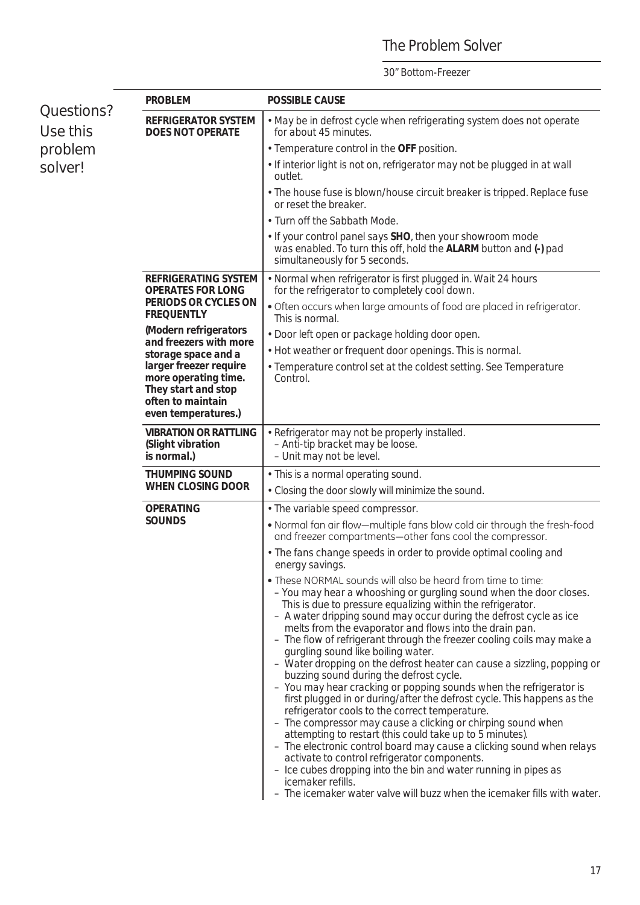# The Problem Solver

30" Bottom-Freezer

## Questions? Use this problem solver!

| PROBLEM | POSSIBLE CAUSE |
|---|---|
| **REFRIGERATOR SYSTEM DOES NOT OPERATE** | • May be in defrost cycle when refrigerating system does not operate for about 45 minutes.<br>• Temperature control in the **OFF** position.<br>• If interior light is not on, refrigerator may not be plugged in at wall outlet.<br>• The house fuse is blown/house circuit breaker is tripped. Replace fuse or reset the breaker.<br>• Turn off the Sabbath Mode.<br>• If your control panel says **SHO**, then your showroom mode was enabled. To turn this off, hold the **ALARM** button and **(-)** pad simultaneously for 5 seconds. |
| **REFRIGERATING SYSTEM OPERATES FOR LONG PERIODS OR CYCLES ON FREQUENTLY**<br>**(Modern refrigerators and freezers with more storage space and a larger freezer require more operating time. They start and stop often to maintain even temperatures.)** | • Normal when refrigerator is first plugged in. Wait 24 hours for the refrigerator to completely cool down.<br>• Often occurs when large amounts of food are placed in refrigerator. This is normal.<br>• Door left open or package holding door open.<br>• Hot weather or frequent door openings. This is normal.<br>• Temperature control set at the coldest setting. See Temperature Control. |
| **VIBRATION OR RATTLING (Slight vibration is normal.)** | • Refrigerator may not be properly installed.<br>– Anti-tip bracket may be loose.<br>– Unit may not be level. |
| **THUMPING SOUND WHEN CLOSING DOOR** | • This is a normal operating sound.<br>• Closing the door slowly will minimize the sound. |
| **OPERATING SOUNDS** | • The variable speed compressor.<br>• Normal fan air flow—multiple fans blow cold air through the fresh-food and freezer compartments—other fans cool the compressor.<br>• The fans change speeds in order to provide optimal cooling and energy savings.<br>• These NORMAL sounds will also be heard from time to time:<br>– You may hear a whooshing or gurgling sound when the door closes. This is due to pressure equalizing within the refrigerator.<br>– A water dripping sound may occur during the defrost cycle as ice melts from the evaporator and flows into the drain pan.<br>– The flow of refrigerant through the freezer cooling coils may make a gurgling sound like boiling water.<br>– Water dropping on the defrost heater can cause a sizzling, popping or buzzing sound during the defrost cycle.<br>– You may hear cracking or popping sounds when the refrigerator is first plugged in or during/after the defrost cycle. This happens as the refrigerator cools to the correct temperature.<br>– The compressor may cause a clicking or chirping sound when attempting to restart (this could take up to 5 minutes).<br>– The electronic control board may cause a clicking sound when relays activate to control refrigerator components.<br>– Ice cubes dropping into the bin and water running in pipes as icemaker refills.<br>– The icemaker water valve will buzz when the icemaker fills with water. |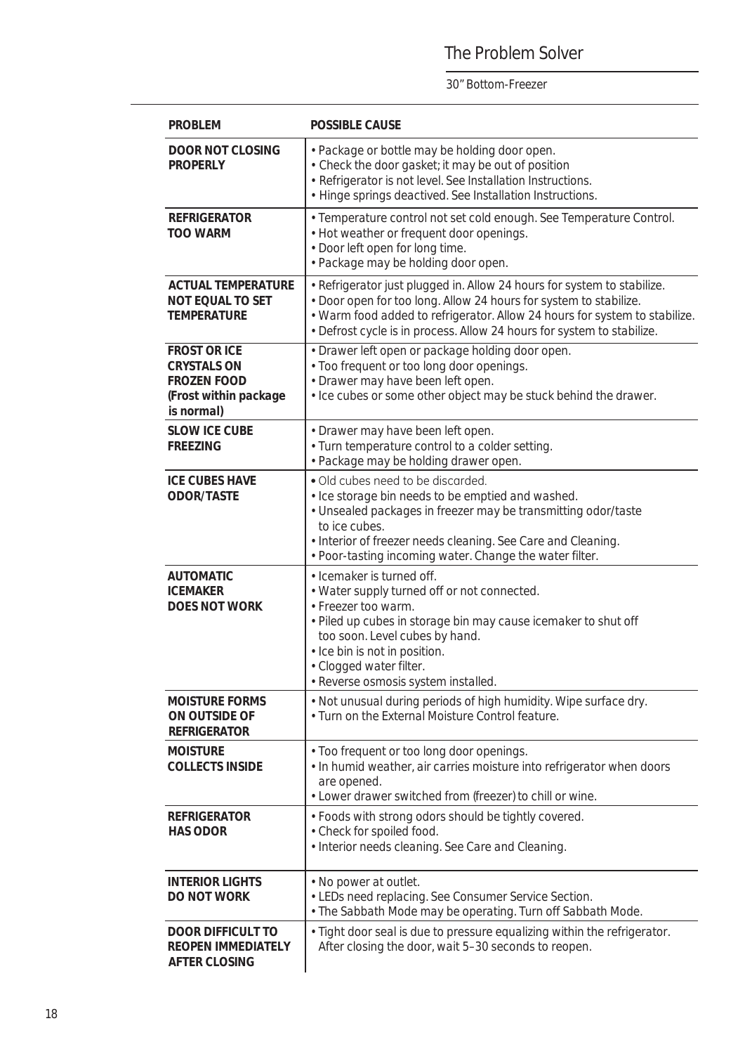# The Problem Solver

30" Bottom-Freezer

| PROBLEM | POSSIBLE CAUSE |
| --- | --- |
| **DOOR NOT CLOSING PROPERLY** | • Package or bottle may be holding door open.<br>• Check the door gasket; it may be out of position<br>• Refrigerator is not level. See Installation Instructions.<br>• Hinge springs deactived. See Installation Instructions. |
| **REFRIGERATOR TOO WARM** | • Temperature control not set cold enough. See Temperature Control.<br>• Hot weather or frequent door openings.<br>• Door left open for long time.<br>• Package may be holding door open. |
| **ACTUAL TEMPERATURE NOT EQUAL TO SET TEMPERATURE** | • Refrigerator just plugged in. Allow 24 hours for system to stabilize.<br>• Door open for too long. Allow 24 hours for system to stabilize.<br>• Warm food added to refrigerator. Allow 24 hours for system to stabilize.<br>• Defrost cycle is in process. Allow 24 hours for system to stabilize. |
| **FROST OR ICE CRYSTALS ON FROZEN FOOD (Frost within package is normal)** | • Drawer left open or package holding door open.<br>• Too frequent or too long door openings.<br>• Drawer may have been left open.<br>• Ice cubes or some other object may be stuck behind the drawer. |
| **SLOW ICE CUBE FREEZING** | • Drawer may have been left open.<br>• Turn temperature control to a colder setting.<br>• Package may be holding drawer open. |
| **ICE CUBES HAVE ODOR/TASTE** | • Old cubes need to be discarded.<br>• Ice storage bin needs to be emptied and washed.<br>• Unsealed packages in freezer may be transmitting odor/taste to ice cubes.<br>• Interior of freezer needs cleaning. See Care and Cleaning.<br>• Poor-tasting incoming water. Change the water filter. |
| **AUTOMATIC ICEMAKER DOES NOT WORK** | • Icemaker is turned off.<br>• Water supply turned off or not connected.<br>• Freezer too warm.<br>• Piled up cubes in storage bin may cause icemaker to shut off too soon. Level cubes by hand.<br>• Ice bin is not in position.<br>• Clogged water filter.<br>• Reverse osmosis system installed. |
| **MOISTURE FORMS ON OUTSIDE OF REFRIGERATOR** | • Not unusual during periods of high humidity. Wipe surface dry.<br>• Turn on the External Moisture Control feature. |
| **MOISTURE COLLECTS INSIDE** | • Too frequent or too long door openings.<br>• In humid weather, air carries moisture into refrigerator when doors are opened.<br>• Lower drawer switched from (freezer) to chill or wine. |
| **REFRIGERATOR HAS ODOR** | • Foods with strong odors should be tightly covered.<br>• Check for spoiled food.<br>• Interior needs cleaning. See Care and Cleaning. |
| **INTERIOR LIGHTS DO NOT WORK** | • No power at outlet.<br>• LEDs need replacing. See Consumer Service Section.<br>• The Sabbath Mode may be operating. Turn off Sabbath Mode. |
| **DOOR DIFFICULT TO REOPEN IMMEDIATELY AFTER CLOSING** | • Tight door seal is due to pressure equalizing within the refrigerator. After closing the door, wait 5–30 seconds to reopen. |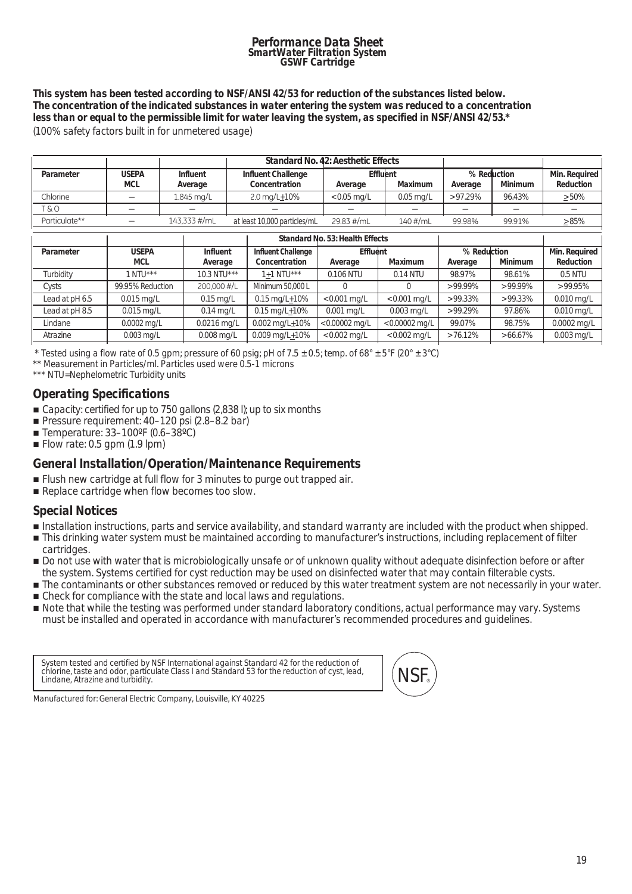# Performance Data Sheet
## SmartWater Filtration System
## GSWF Cartridge

**This system has been tested according to NSF/ANSI 42/53 for reduction of the substances listed below. The concentration of the indicated substances in water entering the system was reduced to a concentration less than or equal to the permissible limit for water leaving the system, as specified in NSF/ANSI 42/53.***
(100% safety factors built in for unmetered usage)

| | | | Standard No. 42: Aesthetic Effects | | | | | |
|---|---|---|---|---|---|---|---|---|
| **Parameter** | **USEPA MCL** | **Influent Average** | **Influent Challenge Concentration** | **Effluent** | | **% Reduction** | | **Min. Required Reduction** |
| | | | | **Average** | **Maximum** | **Average** | **Minimum** | |
| Chlorine | — | 1.845 mg/L | 2.0 mg/L±10% | <0.05 mg/L | 0.05 mg/L | >97.29% | 96.43% | ≥50% |
| T & O | — | — | — | — | — | — | — | — |
| Particulate** | — | 143,333 #/mL | at least 10,000 particles/mL | 29.83 #/mL | 140 #/mL | 99.98% | 99.91% | ≥85% |

| | | | Standard No. 53: Health Effects | | | | | |
|---|---|---|---|---|---|---|---|---|
| **Parameter** | **USEPA MCL** | **Influent Average** | **Influent Challenge Concentration** | **Effluent** | | **% Reduction** | | **Min. Required Reduction** |
| | | | | **Average** | **Maximum** | **Average** | **Minimum** | |
| Turbidity | 1 NTU*** | 10.3 NTU*** | 1±1 NTU*** | 0.106 NTU | 0.14 NTU | 98.97% | 98.61% | 0.5 NTU |
| Cysts | 99.95% Reduction | 200,000 #/L | Minimum 50,000 L | 0 | 0 | >99.99% | >99.99% | >99.95% |
| Lead at pH 6.5 | 0.015 mg/L | 0.15 mg/L | 0.15 mg/L±10% | <0.001 mg/L | <0.001 mg/L | >99.33% | >99.33% | 0.010 mg/L |
| Lead at pH 8.5 | 0.015 mg/L | 0.14 mg/L | 0.15 mg/L±10% | 0.001 mg/L | 0.003 mg/L | >99.29% | 97.86% | 0.010 mg/L |
| Lindane | 0.0002 mg/L | 0.0216 mg/L | 0.002 mg/L±10% | <0.00002 mg/L | <0.00002 mg/L | 99.07% | 98.75% | 0.0002 mg/L |
| Atrazine | 0.003 mg/L | 0.008 mg/L | 0.009 mg/L±10% | <0.002 mg/L | <0.002 mg/L | >76.12% | >66.67% | 0.003 mg/L |

\* Tested using a flow rate of 0.5 gpm; pressure of 60 psig; pH of 7.5 ± 0.5; temp. of 68° ± 5°F (20° ± 3°C)
** Measurement in Particles/ml. Particles used were 0.5-1 microns
*** NTU=Nephelometric Turbidity units

## Operating Specifications

- Capacity: certified for up to 750 gallons (2,838 l); up to six months
- Pressure requirement: 40–120 psi (2.8–8.2 bar)
- Temperature: 33–100ºF (0.6–38ºC)
- Flow rate: 0.5 gpm (1.9 lpm)

## General Installation/Operation/Maintenance Requirements

- Flush new cartridge at full flow for 3 minutes to purge out trapped air.
- Replace cartridge when flow becomes too slow.

## Special Notices

- Installation instructions, parts and service availability, and standard warranty are included with the product when shipped.
- This drinking water system must be maintained according to manufacturer's instructions, including replacement of filter cartridges.
- Do not use with water that is microbiologically unsafe or of unknown quality without adequate disinfection before or after the system. Systems certified for cyst reduction may be used on disinfected water that may contain filterable cysts.
- The contaminants or other substances removed or reduced by this water treatment system are not necessarily in your water.
- Check for compliance with the state and local laws and regulations.
- Note that while the testing was performed under standard laboratory conditions, actual performance may vary. Systems must be installed and operated in accordance with manufacturer's recommended procedures and guidelines.

System tested and certified by NSF International against Standard 42 for the reduction of chlorine, taste and odor, particulate Class I and Standard 53 for the reduction of cyst, lead, Lindane, Atrazine and turbidity.

NSF®

Manufactured for: General Electric Company, Louisville, KY 40225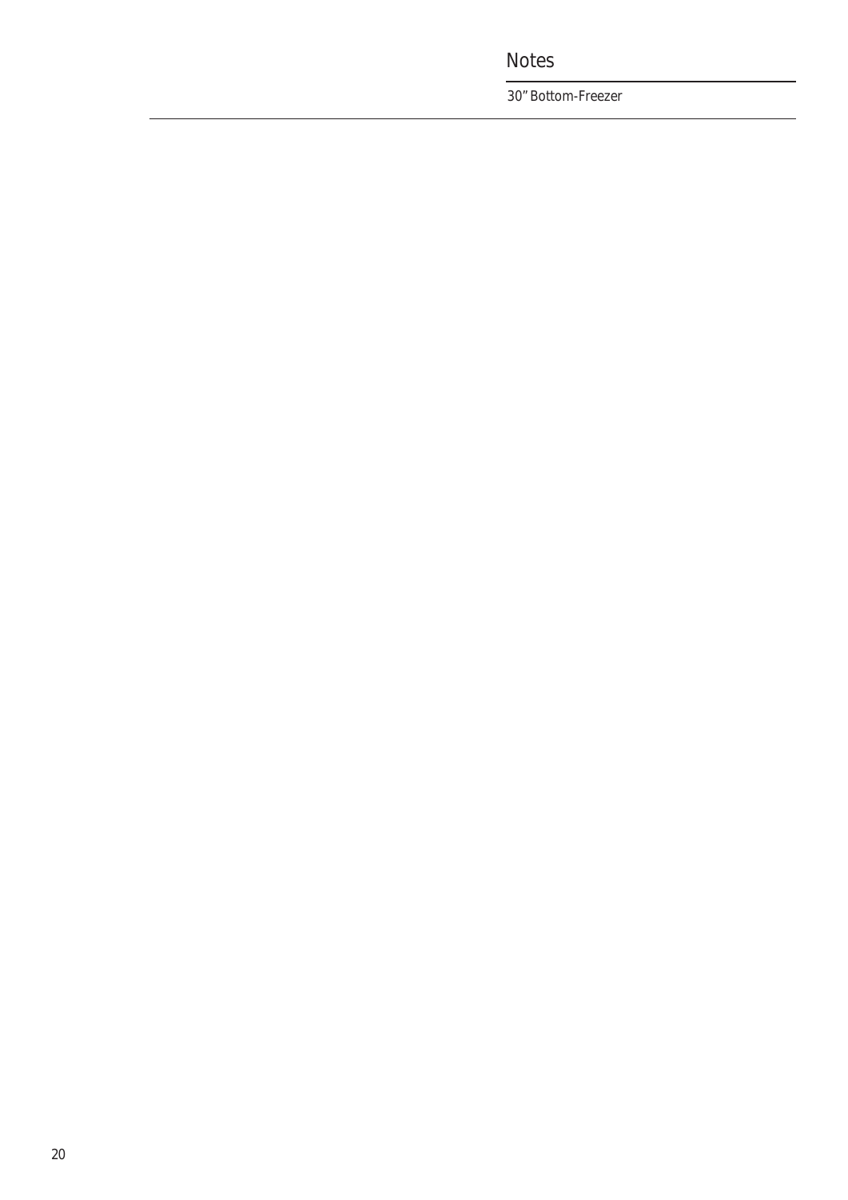# Notes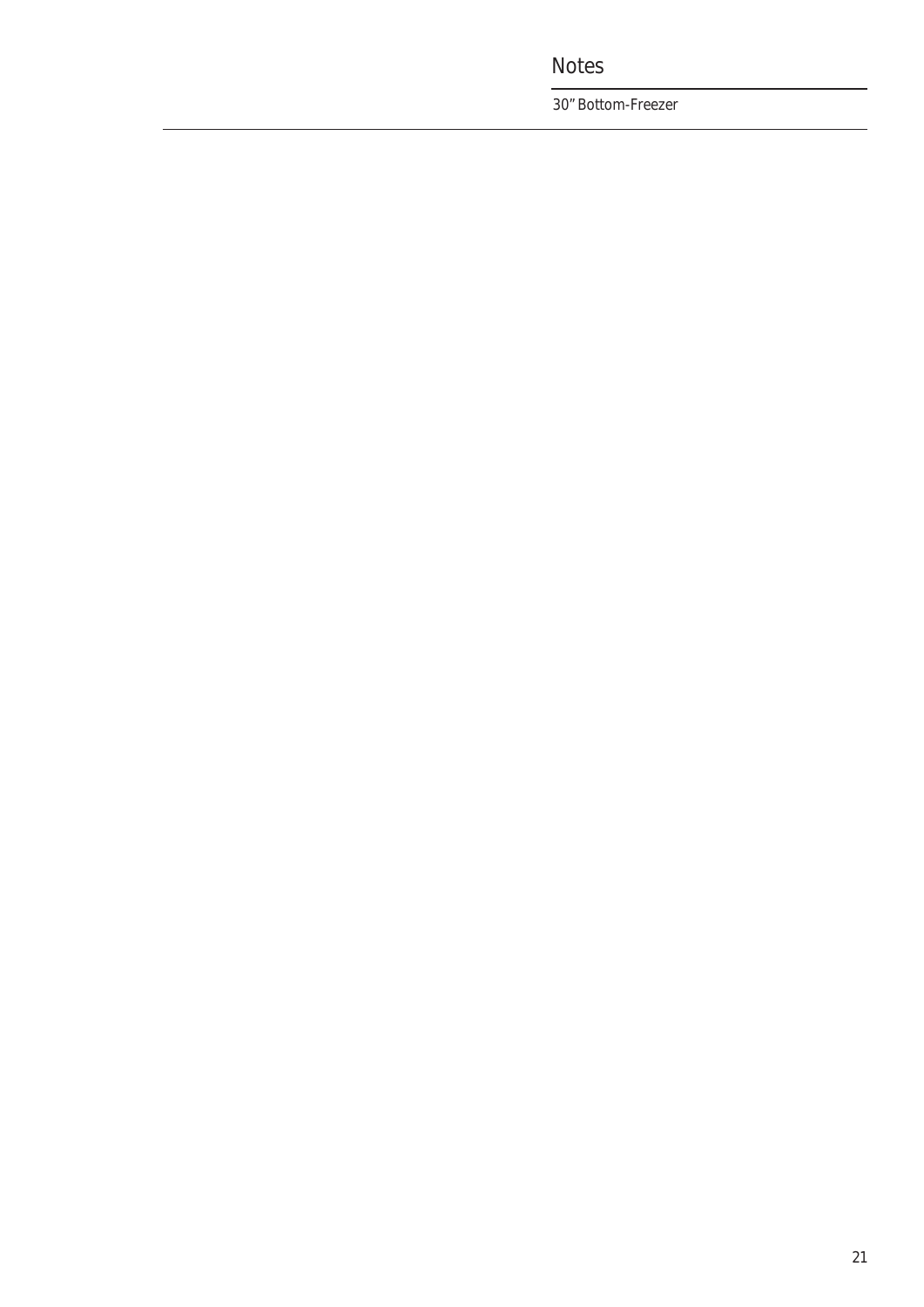# Notes

*30" Bottom-Freezer*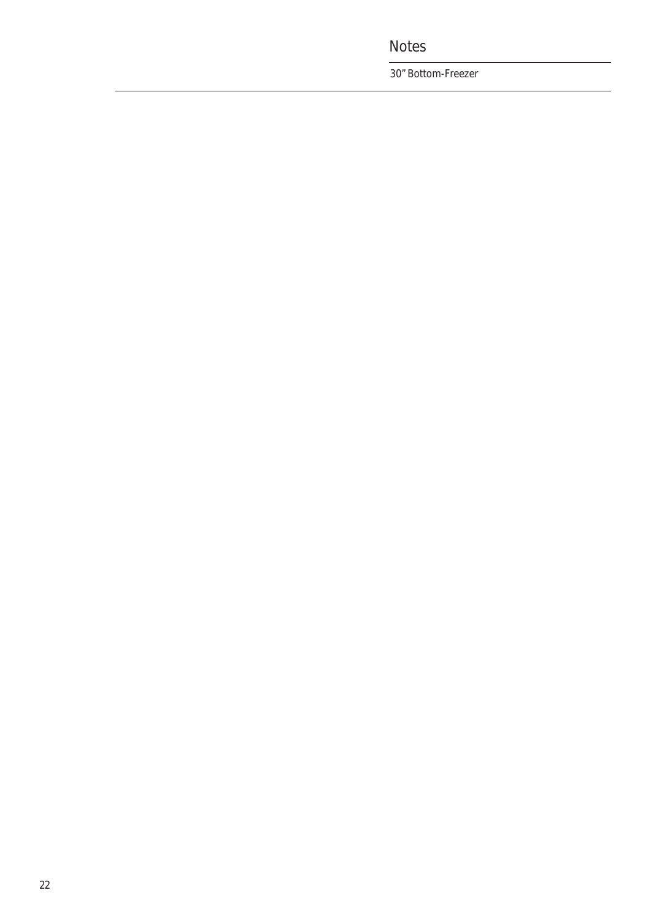# Notes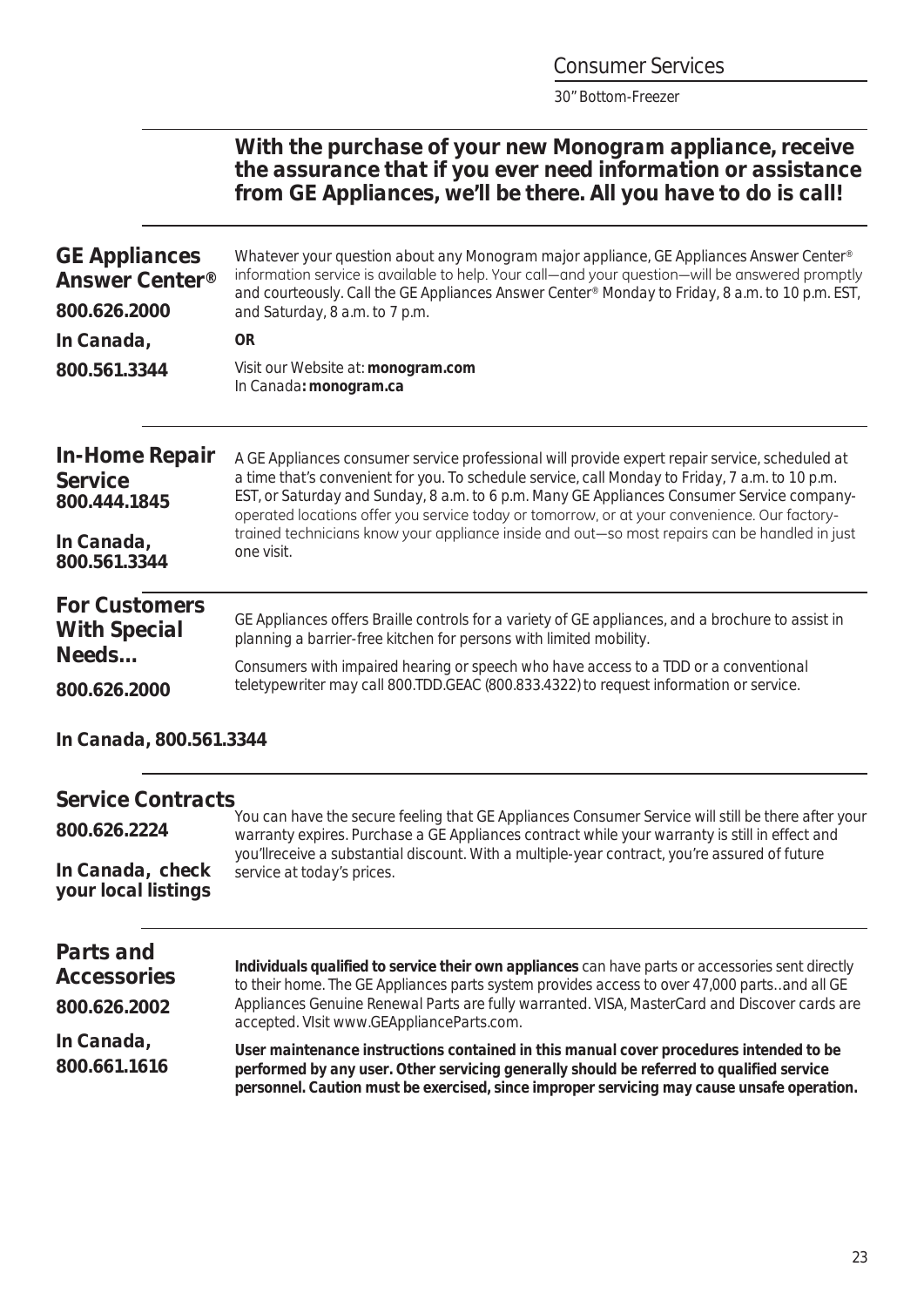**With the purchase of your new Monogram appliance, receive the assurance that if you ever need information or assistance from GE Appliances, we'll be there. All you have to do is call!**

## GE Appliances Answer Center®

**800.626.2000**

**In Canada, 800.561.3344**

Whatever your question about any Monogram major appliance, GE Appliances Answer Center® information service is available to help. Your call—and your question—will be answered promptly and courteously. Call the GE Appliances Answer Center® Monday to Friday, 8 a.m. to 10 p.m. EST, and Saturday, 8 a.m. to 7 p.m.

**OR**

Visit our Website at: **monogram.com**
In Canada**: monogram.ca**

## In-Home Repair Service

**800.444.1845**

**In Canada, 800.561.3344**

A GE Appliances consumer service professional will provide expert repair service, scheduled at a time that's convenient for you. To schedule service, call Monday to Friday, 7 a.m. to 10 p.m. EST, or Saturday and Sunday, 8 a.m. to 6 p.m. Many GE Appliances Consumer Service company-operated locations offer you service today or tomorrow, or at your convenience. Our factory-trained technicians know your appliance inside and out—so most repairs can be handled in just one visit.

## For Customers With Special Needs…

**800.626.2000**

**In Canada, 800.561.3344**

GE Appliances offers Braille controls for a variety of GE appliances, and a brochure to assist in planning a barrier-free kitchen for persons with limited mobility.

Consumers with impaired hearing or speech who have access to a TDD or a conventional teletypewriter may call 800.TDD.GEAC (800.833.4322) to request information or service.

## Service Contracts

**800.626.2224**

**In Canada, check your local listings**

You can have the secure feeling that GE Appliances Consumer Service will still be there after your warranty expires. Purchase a GE Appliances contract while your warranty is still in effect and you'llreceive a substantial discount. With a multiple-year contract, you're assured of future service at today's prices.

## Parts and Accessories

**800.626.2002**

**In Canada, 800.661.1616**

**Individuals qualified to service their own appliances** can have parts or accessories sent directly to their home. The GE Appliances parts system provides access to over 47,000 parts..and all GE Appliances Genuine Renewal Parts are fully warranted. VISA, MasterCard and Discover cards are accepted. VIsit www.GEApplianceParts.com.

**User maintenance instructions contained in this manual cover procedures intended to be performed by any user. Other servicing generally should be referred to qualified service personnel. Caution must be exercised, since improper servicing may cause unsafe operation.**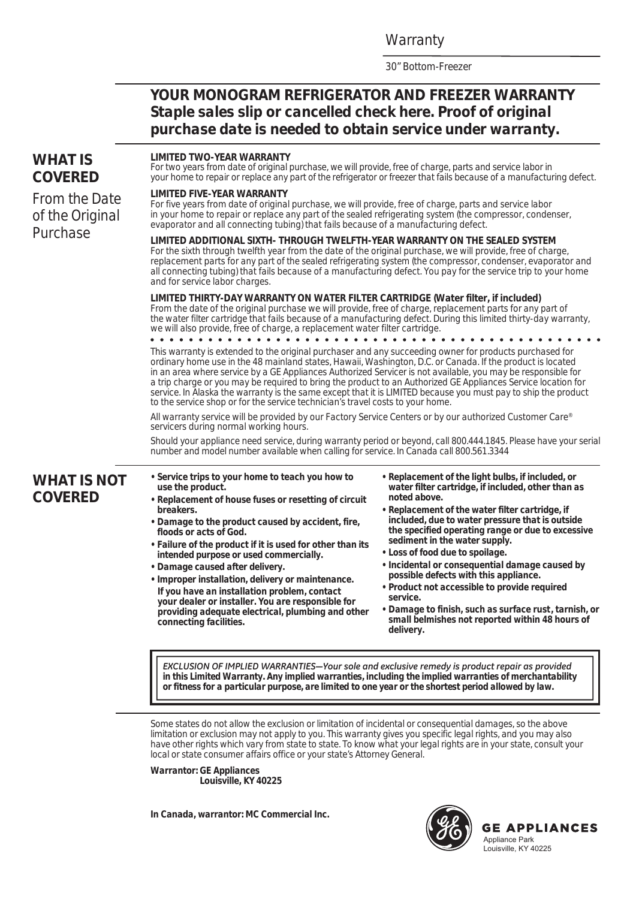# YOUR MONOGRAM REFRIGERATOR AND FREEZER WARRANTY

**Staple sales slip or cancelled check here. Proof of original purchase date is needed to obtain service under warranty.**

## WHAT IS COVERED

From the Date of the Original Purchase

**LIMITED TWO-YEAR WARRANTY**
For two years from date of original purchase, we will provide, free of charge, parts and service labor in your home to repair or replace any part of the refrigerator or freezer that fails because of a manufacturing defect.

**LIMITED FIVE-YEAR WARRANTY**
For five years from date of original purchase, we will provide, free of charge, parts and service labor in your home to repair or replace any part of the sealed refrigerating system (the compressor, condenser, evaporator and all connecting tubing) that fails because of a manufacturing defect.

**LIMITED ADDITIONAL SIXTH- THROUGH TWELFTH-YEAR WARRANTY ON THE SEALED SYSTEM**
For the sixth through twelfth year from the date of the original purchase, we will provide, free of charge, replacement parts for any part of the sealed refrigerating system (the compressor, condenser, evaporator and all connecting tubing) that fails because of a manufacturing defect. You pay for the service trip to your home and for service labor charges.

**LIMITED THIRTY-DAY WARRANTY ON WATER FILTER CARTRIDGE (Water filter, if included)**
From the date of the original purchase we will provide, free of charge, replacement parts for any part of the water filter cartridge that fails because of a manufacturing defect. During this limited thirty-day warranty, we will also provide, free of charge, a replacement water filter cartridge.

This warranty is extended to the original purchaser and any succeeding owner for products purchased for ordinary home use in the 48 mainland states, Hawaii, Washington, D.C. or Canada. If the product is located in an area where service by a GE Appliances Authorized Servicer is not available, you may be responsible for a trip charge or you may be required to bring the product to an Authorized GE Appliances Service location for service. In Alaska the warranty is the same except that it is LIMITED because you must pay to ship the product to the service shop or for the service technician's travel costs to your home.

All warranty service will be provided by our Factory Service Centers or by our authorized Customer Care® servicers during normal working hours.

Should your appliance need service, during warranty period or beyond, call 800.444.1845. Please have your serial number and model number available when calling for service. In Canada call 800.561.3344

## WHAT IS NOT COVERED

- **Service trips to your home to teach you how to use the product.**
- **Replacement of house fuses or resetting of circuit breakers.**
- **Damage to the product caused by accident, fire, floods or acts of God.**
- **Failure of the product if it is used for other than its intended purpose or used commercially.**
- **Damage caused after delivery.**
- **Improper installation, delivery or maintenance. If you have an installation problem, contact your dealer or installer. You are responsible for providing adequate electrical, plumbing and other connecting facilities.**
- **Replacement of the light bulbs, if included, or water filter cartridge, if included, other than as noted above.**
- **Replacement of the water filter cartridge, if included, due to water pressure that is outside the specified operating range or due to excessive sediment in the water supply.**
- **Loss of food due to spoilage.**
- **Incidental or consequential damage caused by possible defects with this appliance.**
- **Product not accessible to provide required service.**
- **Damage to finish, such as surface rust, tarnish, or small belmishes not reported within 48 hours of delivery.**

*EXCLUSION OF IMPLIED WARRANTIES—Your sole and exclusive remedy is product repair as provided in this Limited Warranty. Any implied warranties, including the implied warranties of merchantability or fitness for a particular purpose, are limited to one year or the shortest period allowed by law.*

Some states do not allow the exclusion or limitation of incidental or consequential damages, so the above limitation or exclusion may not apply to you. This warranty gives you specific legal rights, and you may also have other rights which vary from state to state. To know what your legal rights are in your state, consult your local or state consumer affairs office or your state's Attorney General.

**Warrantor: GE Appliances
Louisville, KY 40225**

**In Canada, warrantor: MC Commercial Inc.**

GE APPLIANCES
Appliance Park
Louisville, KY 40225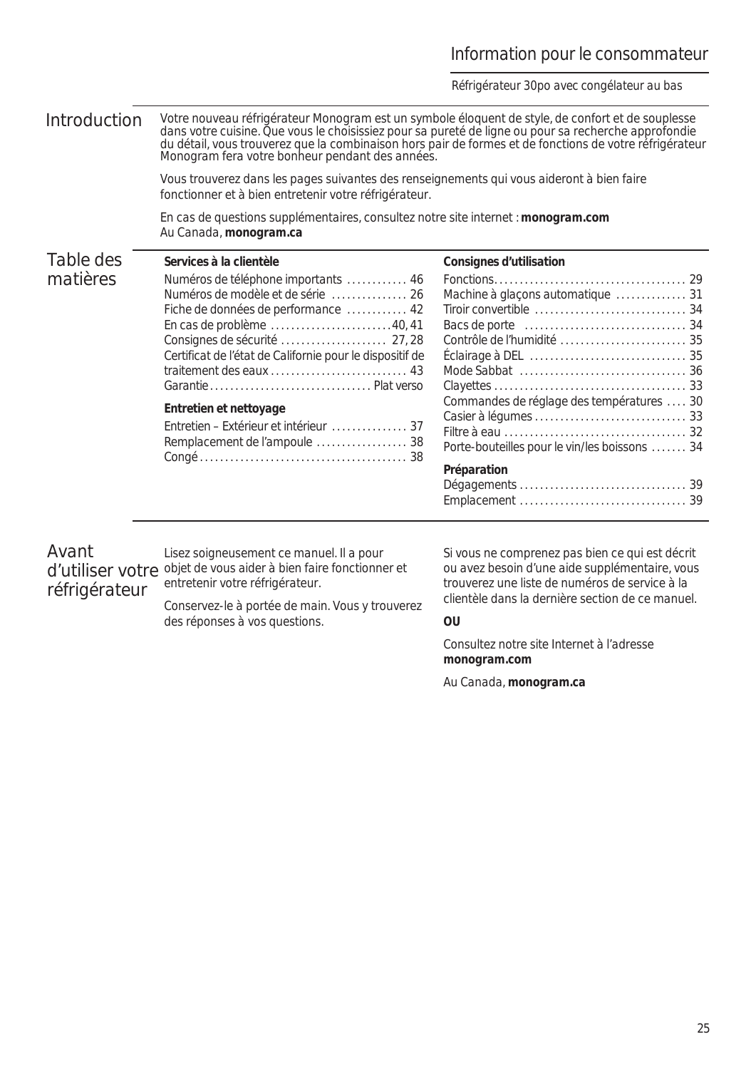# Information pour le consommateur

Réfrigérateur 30po avec congélateur au bas

## Introduction

Votre nouveau réfrigérateur Monogram est un symbole éloquent de style, de confort et de souplesse dans votre cuisine. Que vous le choisissiez pour sa pureté de ligne ou pour sa recherche approfondie du détail, vous trouverez que la combinaison hors pair de formes et de fonctions de votre réfrigérateur Monogram fera votre bonheur pendant des années.

Vous trouverez dans les pages suivantes des renseignements qui vous aideront à bien faire fonctionner et à bien entretenir votre réfrigérateur.

En cas de questions supplémentaires, consultez notre site internet : **monogram.com**
Au Canada, **monogram.ca**

## Table des matières

**Services à la clientèle**

Numéros de téléphone importants ............ 46
Numéros de modèle et de série ............... 26
Fiche de données de performance ............ 42
En cas de problème ........................40, 41
Consignes de sécurité ..................... 27, 28
Certificat de l'état de Californie pour le dispositif de traitement des eaux ........................... 43
Garantie ................................ Plat verso

**Entretien et nettoyage**

Entretien – Extérieur et intérieur ............... 37
Remplacement de l'ampoule .................. 38
Congé ......................................... 38

**Consignes d'utilisation**

Fonctions...................................... 29
Machine à glaçons automatique .............. 31
Tiroir convertible .............................. 34
Bacs de porte ................................ 34
Contrôle de l'humidité ......................... 35
Éclairage à DEL ............................... 35
Mode Sabbat ................................. 36
Clayettes ...................................... 33
Commandes de réglage des températures .... 30
Casier à légumes .............................. 33
Filtre à eau .................................... 32
Porte-bouteilles pour le vin/les boissons ....... 34

**Préparation**

Dégagements ................................. 39
Emplacement ................................. 39

## Avant d'utiliser votre réfrigérateur

Lisez soigneusement ce manuel. Il a pour objet de vous aider à bien faire fonctionner et entretenir votre réfrigérateur.

Conservez-le à portée de main. Vous y trouverez des réponses à vos questions.

Si vous ne comprenez pas bien ce qui est décrit ou avez besoin d'une aide supplémentaire, vous trouverez une liste de numéros de service à la clientèle dans la dernière section de ce manuel.

**OU**

Consultez notre site Internet à l'adresse **monogram.com**

Au Canada, **monogram.ca**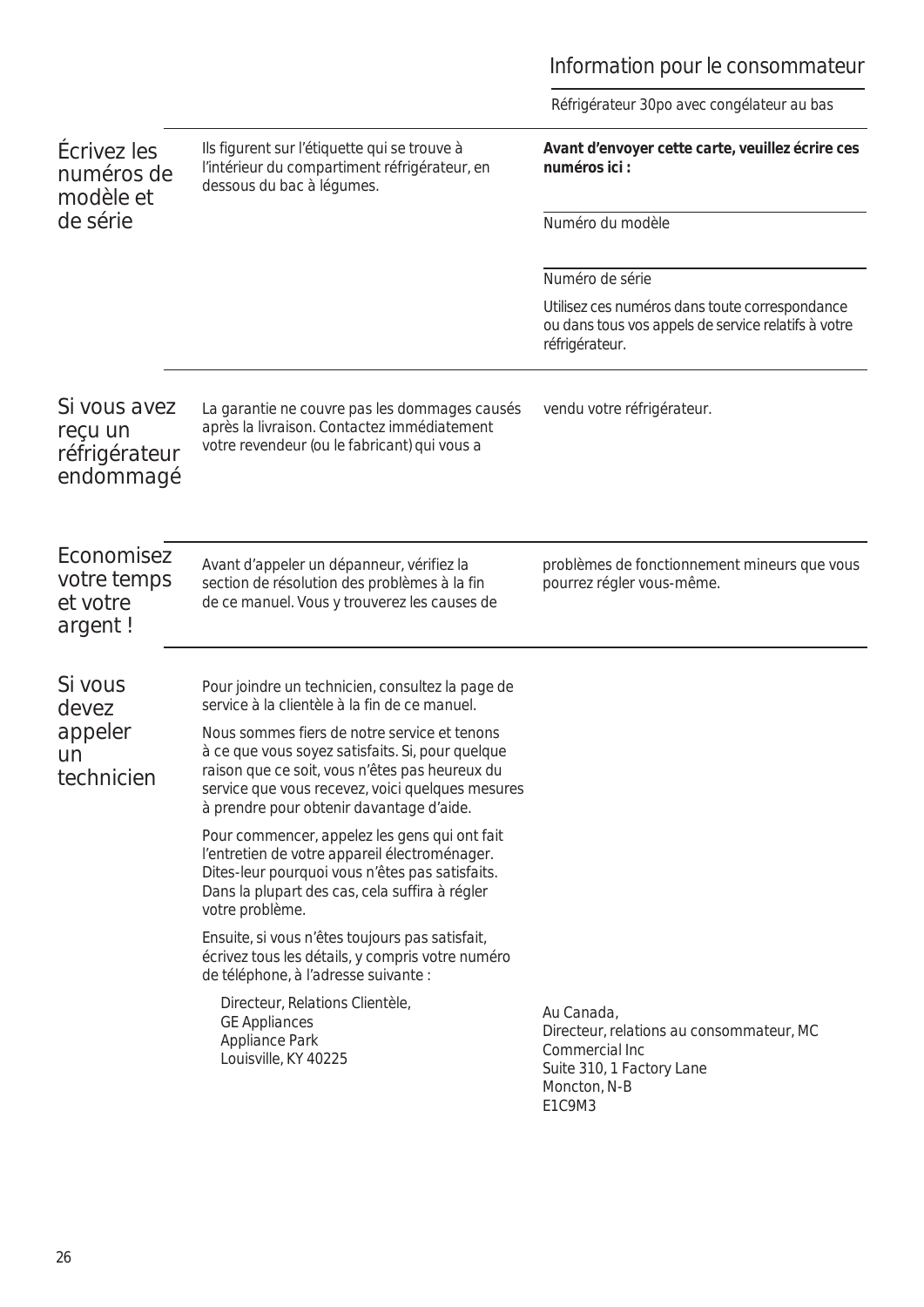# Information pour le consommateur

Réfrigérateur 30po avec congélateur au bas

## Écrivez les numéros de modèle et de série

Ils figurent sur l'étiquette qui se trouve à l'intérieur du compartiment réfrigérateur, en dessous du bac à légumes.

**Avant d'envoyer cette carte, veuillez écrire ces numéros ici :**

Numéro du modèle

Numéro de série

Utilisez ces numéros dans toute correspondance ou dans tous vos appels de service relatifs à votre réfrigérateur.

## Si vous avez reçu un réfrigérateur endommagé

La garantie ne couvre pas les dommages causés après la livraison. Contactez immédiatement votre revendeur (ou le fabricant) qui vous a vendu votre réfrigérateur.

## Economisez votre temps et votre argent !

Avant d'appeler un dépanneur, vérifiez la section de résolution des problèmes à la fin de ce manuel. Vous y trouverez les causes de problèmes de fonctionnement mineurs que vous pourrez régler vous-même.

## Si vous devez appeler un technicien

Pour joindre un technicien, consultez la page de service à la clientèle à la fin de ce manuel.

Nous sommes fiers de notre service et tenons à ce que vous soyez satisfaits. Si, pour quelque raison que ce soit, vous n'êtes pas heureux du service que vous recevez, voici quelques mesures à prendre pour obtenir davantage d'aide.

Pour commencer, appelez les gens qui ont fait l'entretien de votre appareil électroménager. Dites-leur pourquoi vous n'êtes pas satisfaits. Dans la plupart des cas, cela suffira à régler votre problème.

Ensuite, si vous n'êtes toujours pas satisfait, écrivez tous les détails, y compris votre numéro de téléphone, à l'adresse suivante :

Directeur, Relations Clientèle,
GE Appliances
Appliance Park
Louisville, KY 40225

Au Canada,
Directeur, relations au consommateur, MC Commercial Inc
Suite 310, 1 Factory Lane
Moncton, N-B
E1C9M3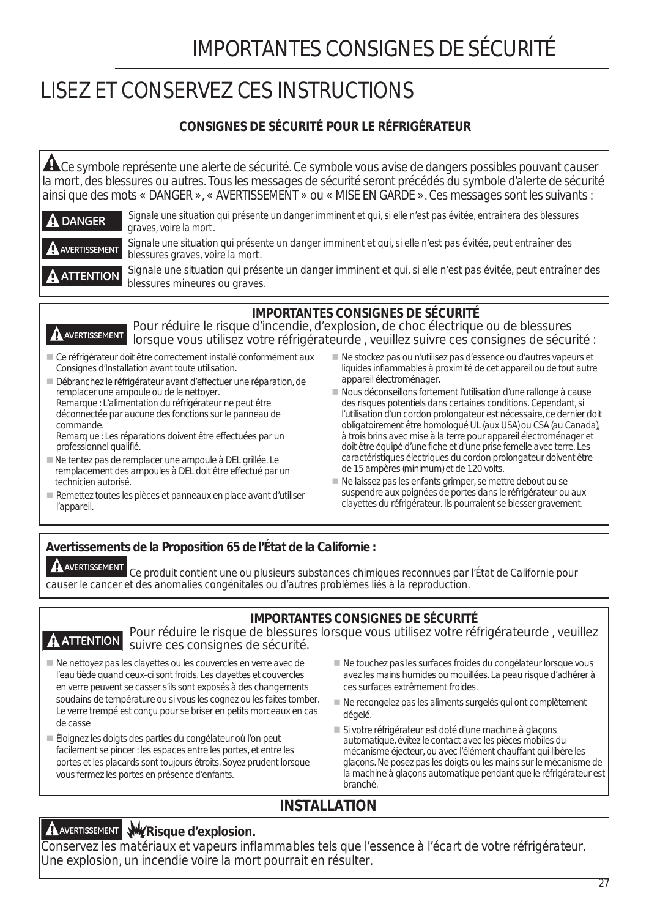# IMPORTANTES CONSIGNES DE SÉCURITÉ

# LISEZ ET CONSERVEZ CES INSTRUCTIONS

### CONSIGNES DE SÉCURITÉ POUR LE RÉFRIGÉRATEUR

⚠ Ce symbole représente une alerte de sécurité. Ce symbole vous avise de dangers possibles pouvant causer la mort, des blessures ou autres. Tous les messages de sécurité seront précédés du symbole d'alerte de sécurité ainsi que des mots « DANGER », « AVERTISSEMENT » ou « MISE EN GARDE ». Ces messages sont les suivants :

**⚠ DANGER** *Signale une situation qui présente un danger imminent et qui, si elle n'est pas évitée, entraînera des blessures graves, voire la mort.*

**⚠ AVERTISSEMENT** *Signale une situation qui présente un danger imminent et qui, si elle n'est pas évitée, peut entraîner des blessures graves, voire la mort.*

**⚠ ATTENTION** Signale une situation qui présente un danger imminent et qui, si elle n'est pas évitée, peut entraîner des blessures mineures ou graves.

### IMPORTANTES CONSIGNES DE SÉCURITÉ

**⚠ AVERTISSEMENT** Pour réduire le risque d'incendie, d'explosion, de choc électrique ou de blessures lorsque vous utilisez votre réfrigérateurde , veuillez suivre ces consignes de sécurité :

- Ce réfrigérateur doit être correctement installé conformément aux Consignes d'Installation avant toute utilisation.
- Débranchez le réfrigérateur avant d'effectuer une réparation, de remplacer une ampoule ou de le nettoyer.
  Remarque : L'alimentation du réfrigérateur ne peut être déconnectée par aucune des fonctions sur le panneau de commande.
  Remarq ue : Les réparations doivent être effectuées par un professionnel qualifié.
- Ne tentez pas de remplacer une ampoule à DEL grillée. Le remplacement des ampoules à DEL doit être effectué par un technicien autorisé.
- Remettez toutes les pièces et panneaux en place avant d'utiliser l'appareil.
- Ne stockez pas ou n'utilisez pas d'essence ou d'autres vapeurs et liquides inflammables à proximité de cet appareil ou de tout autre appareil électroménager.
- Nous déconseillons fortement l'utilisation d'une rallonge à cause des risques potentiels dans certaines conditions. Cependant, si l'utilisation d'un cordon prolongateur est nécessaire, ce dernier doit obligatoirement être homologué UL (aux USA) ou CSA (au Canada), à trois brins avec mise à la terre pour appareil électroménager et doit être équipé d'une fiche et d'une prise femelle avec terre. Les caractéristiques électriques du cordon prolongateur doivent être de 15 ampères (minimum) et de 120 volts.
- Ne laissez pas les enfants grimper, se mettre debout ou se suspendre aux poignées de portes dans le réfrigérateur ou aux clayettes du réfrigérateur. Ils pourraient se blesser gravement.

**Avertissements de la Proposition 65 de l'État de la Californie :**

**⚠ AVERTISSEMENT** Ce produit contient une ou plusieurs substances chimiques reconnues par l'État de Californie pour causer le cancer et des anomalies congénitales ou d'autres problèmes liés à la reproduction.

### IMPORTANTES CONSIGNES DE SÉCURITÉ

**⚠ ATTENTION** Pour réduire le risque de blessures lorsque vous utilisez votre réfrigérateurde , veuillez suivre ces consignes de sécurité.

- Ne nettoyez pas les clayettes ou les couvercles en verre avec de l'eau tiède quand ceux-ci sont froids. Les clayettes et couvercles en verre peuvent se casser s'ils sont exposés à des changements soudains de température ou si vous les cognez ou les faites tomber. Le verre trempé est conçu pour se briser en petits morceaux en cas de casse
- Éloignez les doigts des parties du congélateur où l'on peut facilement se pincer : les espaces entre les portes, et entre les portes et les placards sont toujours étroits. Soyez prudent lorsque vous fermez les portes en présence d'enfants.
- Ne touchez pas les surfaces froides du congélateur lorsque vous avez les mains humides ou mouillées. La peau risque d'adhérer à ces surfaces extrêmement froides.
- Ne recongelez pas les aliments surgelés qui ont complètement dégelé.
- Si votre réfrigérateur est doté d'une machine à glaçons automatique, évitez le contact avec les pièces mobiles du mécanisme éjecteur, ou avec l'élément chauffant qui libère les glaçons. Ne posez pas les doigts ou les mains sur le mécanisme de la machine à glaçons automatique pendant que le réfrigérateur est branché.

## INSTALLATION

**⚠ AVERTISSEMENT** **Risque d'explosion.**

Conservez les matériaux et vapeurs inflammables tels que l'essence à l'écart de votre réfrigérateur. Une explosion, un incendie voire la mort pourrait en résulter.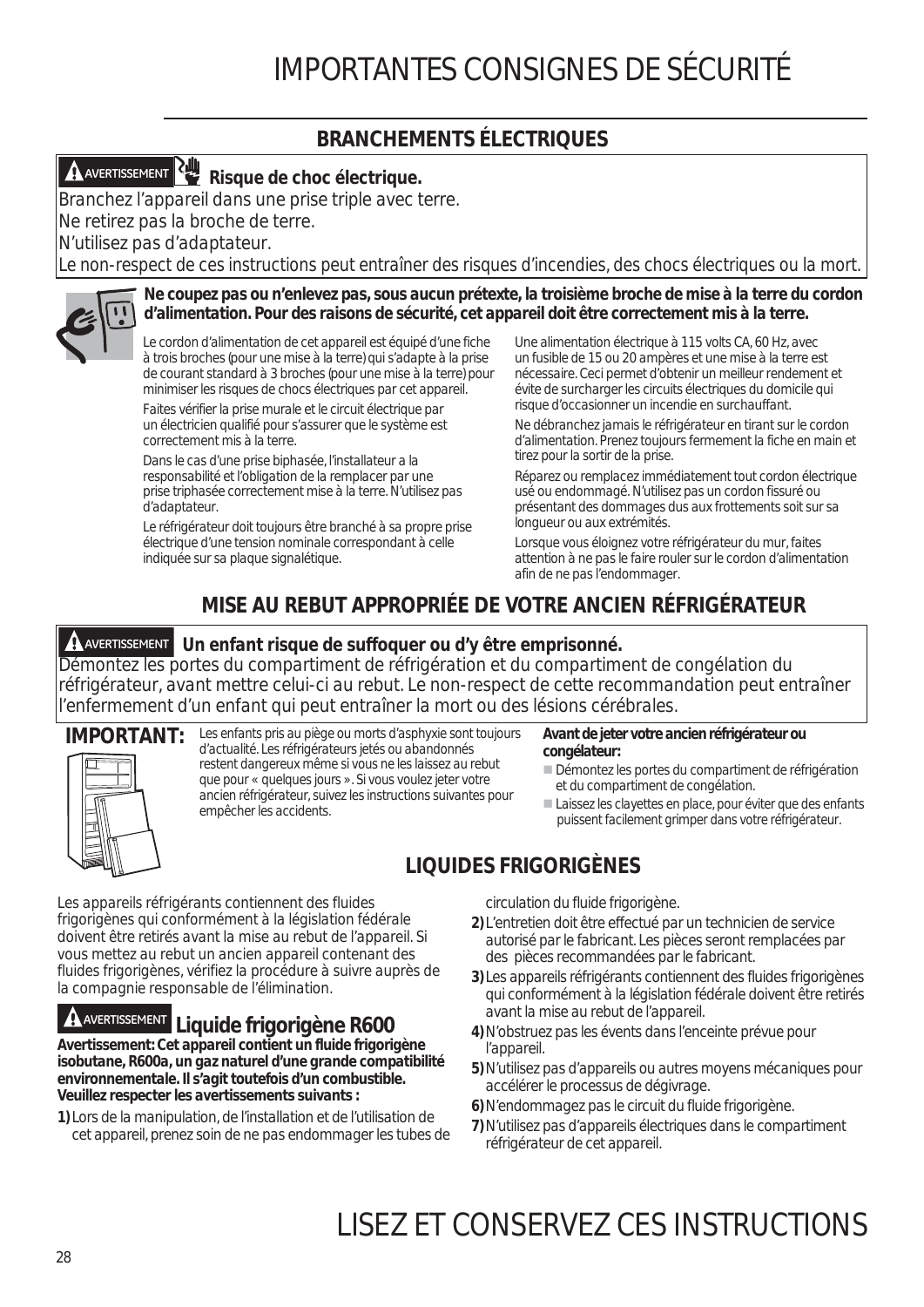# IMPORTANTES CONSIGNES DE SÉCURITÉ

## BRANCHEMENTS ÉLECTRIQUES

**AVERTISSEMENT** **Risque de choc électrique.**

Branchez l'appareil dans une prise triple avec terre.

Ne retirez pas la broche de terre.

N'utilisez pas d'adaptateur.

Le non-respect de ces instructions peut entraîner des risques d'incendies, des chocs électriques ou la mort.

**Ne coupez pas ou n'enlevez pas, sous aucun prétexte, la troisième broche de mise à la terre du cordon d'alimentation. Pour des raisons de sécurité, cet appareil doit être correctement mis à la terre.**

Le cordon d'alimentation de cet appareil est équipé d'une fiche à trois broches (pour une mise à la terre) qui s'adapte à la prise de courant standard à 3 broches (pour une mise à la terre) pour minimiser les risques de chocs électriques par cet appareil.

Faites vérifier la prise murale et le circuit électrique par un électricien qualifié pour s'assurer que le système est correctement mis à la terre.

Dans le cas d'une prise biphasée, l'installateur a la responsabilité et l'obligation de la remplacer par une prise triphasée correctement mise à la terre. N'utilisez pas d'adaptateur.

Le réfrigérateur doit toujours être branché à sa propre prise électrique d'une tension nominale correspondant à celle indiquée sur sa plaque signalétique.

Une alimentation électrique à 115 volts CA, 60 Hz, avec un fusible de 15 ou 20 ampères et une mise à la terre est nécessaire. Ceci permet d'obtenir un meilleur rendement et évite de surcharger les circuits électriques du domicile qui risque d'occasionner un incendie en surchauffant.

Ne débranchez jamais le réfrigérateur en tirant sur le cordon d'alimentation. Prenez toujours fermement la fiche en main et tirez pour la sortir de la prise.

Réparez ou remplacez immédiatement tout cordon électrique usé ou endommagé. N'utilisez pas un cordon fissuré ou présentant des dommages dus aux frottements soit sur sa longueur ou aux extrémités.

Lorsque vous éloignez votre réfrigérateur du mur, faites attention à ne pas le faire rouler sur le cordon d'alimentation afin de ne pas l'endommager.

## MISE AU REBUT APPROPRIÉE DE VOTRE ANCIEN RÉFRIGÉRATEUR

**AVERTISSEMENT** **Un enfant risque de suffoquer ou d'y être emprisonné.**

Démontez les portes du compartiment de réfrigération et du compartiment de congélation du réfrigérateur, avant mettre celui-ci au rebut. Le non-respect de cette recommandation peut entraîner l'enfermement d'un enfant qui peut entraîner la mort ou des lésions cérébrales.

**IMPORTANT:** Les enfants pris au piège ou morts d'asphyxie sont toujours d'actualité. Les réfrigérateurs jetés ou abandonnés restent dangereux même si vous ne les laissez au rebut que pour « quelques jours ». Si vous voulez jeter votre ancien réfrigérateur, suivez les instructions suivantes pour empêcher les accidents.

**Avant de jeter votre ancien réfrigérateur ou congélateur:**

- Démontez les portes du compartiment de réfrigération et du compartiment de congélation.
- Laissez les clayettes en place, pour éviter que des enfants puissent facilement grimper dans votre réfrigérateur.

## LIQUIDES FRIGORIGÈNES

Les appareils réfrigérants contiennent des fluides frigorigènes qui conformément à la législation fédérale doivent être retirés avant la mise au rebut de l'appareil. Si vous mettez au rebut un ancien appareil contenant des fluides frigorigènes, vérifiez la procédure à suivre auprès de la compagnie responsable de l'élimination.

**AVERTISSEMENT** **Liquide frigorigène R600**

**Avertissement: Cet appareil contient un fluide frigorigène isobutane, R600a, un gaz naturel d'une grande compatibilité environnementale. Il s'agit toutefois d'un combustible. Veuillez respecter les avertissements suivants :**

1) Lors de la manipulation, de l'installation et de l'utilisation de cet appareil, prenez soin de ne pas endommager les tubes de circulation du fluide frigorigène.
2) L'entretien doit être effectué par un technicien de service autorisé par le fabricant. Les pièces seront remplacées par des pièces recommandées par le fabricant.
3) Les appareils réfrigérants contiennent des fluides frigorigènes qui conformément à la législation fédérale doivent être retirés avant la mise au rebut de l'appareil.
4) N'obstruez pas les évents dans l'enceinte prévue pour l'appareil.
5) N'utilisez pas d'appareils ou autres moyens mécaniques pour accélérer le processus de dégivrage.
6) N'endommagez pas le circuit du fluide frigorigène.
7) N'utilisez pas d'appareils électriques dans le compartiment réfrigérateur de cet appareil.

# LISEZ ET CONSERVEZ CES INSTRUCTIONS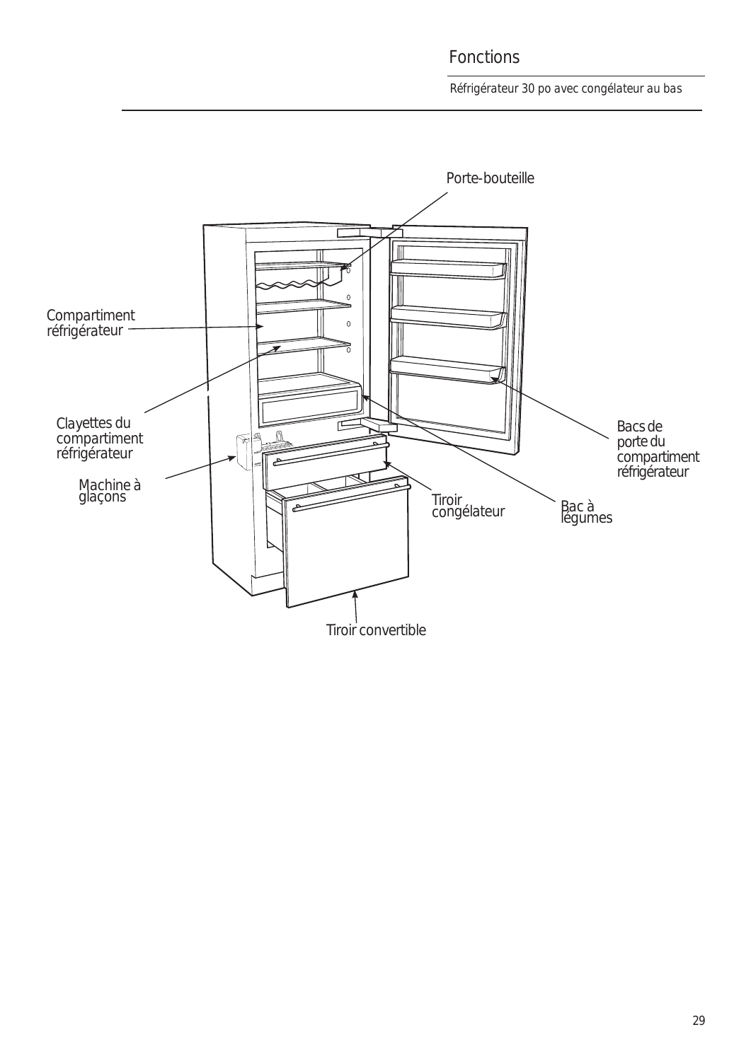# Fonctions

Réfrigérateur 30 po avec congélateur au bas

Porte-bouteille

Compartiment réfrigérateur

Clayettes du compartiment réfrigérateur

Machine à glaçons

Bacs de porte du compartiment réfrigérateur

Tiroir congélateur

Bac à légumes

Tiroir convertible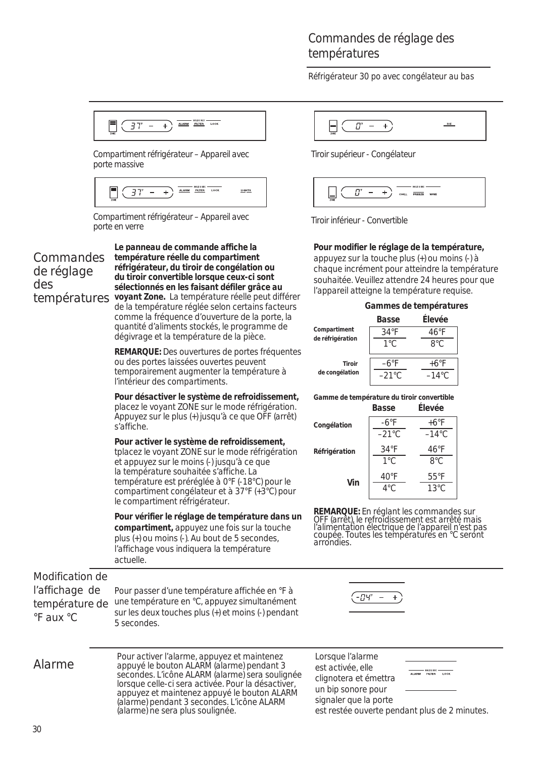## Commandes de réglage des températures

Réfrigérateur 30 po avec congélateur au bas

Compartiment réfrigérateur – Appareil avec porte massive

Compartiment réfrigérateur – Appareil avec porte en verre

Tiroir supérieur - Congélateur

Tiroir inférieur - Convertible

## Commandes de réglage des températures

**Le panneau de commande affiche la température réelle du compartiment réfrigérateur, du tiroir de congélation ou du tiroir convertible lorsque ceux-ci sont sélectionnés en les faisant défiler grâce au voyant Zone.** La température réelle peut différer de la température réglée selon certains facteurs comme la fréquence d'ouverture de la porte, la quantité d'aliments stockés, le programme de dégivrage et la température de la pièce.

**REMARQUE:** Des ouvertures de portes fréquentes ou des portes laissées ouvertes peuvent temporairement augmenter la température à l'intérieur des compartiments.

**Pour désactiver le système de refroidissement,** placez le voyant ZONE sur le mode réfrigération. Appuyez sur le plus (+) jusqu'à ce que OFF (arrêt) s'affiche.

**Pour activer le système de refroidissement,** tplacez le voyant ZONE sur le mode réfrigération et appuyez sur le moins (-) jusqu'à ce que la température souhaitée s'affiche. La température est préréglée à 0°F (-18°C) pour le compartiment congélateur et à 37°F (+3°C) pour le compartiment réfrigérateur.

**Pour vérifier le réglage de température dans un compartiment,** appuyez une fois sur la touche plus (+) ou moins (-). Au bout de 5 secondes, l'affichage vous indiquera la température actuelle.

**Pour modifier le réglage de la température,** appuyez sur la touche plus (+) ou moins (-) à chaque incrément pour atteindre la température souhaitée. Veuillez attendre 24 heures pour que l'appareil atteigne la température requise.

**Gammes de températures**

| | Basse | Élevée |
|---|---|---|
| **Compartiment de réfrigération** | 34°F / 1°C | 46°F / 8°C |
| **Tiroir de congélation** | –6°F / –21°C | +6°F / –14°C |

**Gamme de température du tiroir convertible**

| | Basse | Élevée |
|---|---|---|
| **Congélation** | -6°F / –21°C | +6°F / –14°C |
| **Réfrigération** | 34°F / 1°C | 46°F / 8°C |
| **Vin** | 40°F / 4°C | 55°F / 13°C |

**REMARQUE:** En réglant les commandes sur OFF (arrêt), le refroidissement est arrêté mais l'alimentation électrique de l'appareil n'est pas coupée. Toutes les températures en °C seront arrondies.

## Modification de l'affichage de température de °F aux °C

Pour passer d'une température affichée en °F à une température en °C, appuyez simultanément sur les deux touches plus (+) et moins (-) pendant 5 secondes.

## Alarme

Pour activer l'alarme, appuyez et maintenez appuyé le bouton ALARM (alarme) pendant 3 secondes. L'icône ALARM (alarme) sera soulignée lorsque celle-ci sera activée. Pour la désactiver, appuyez et maintenez appuyé le bouton ALARM (alarme) pendant 3 secondes. L'icône ALARM (alarme) ne sera plus soulignée.

Lorsque l'alarme est activée, elle clignotera et émettra un bip sonore pour signaler que la porte est restée ouverte pendant plus de 2 minutes.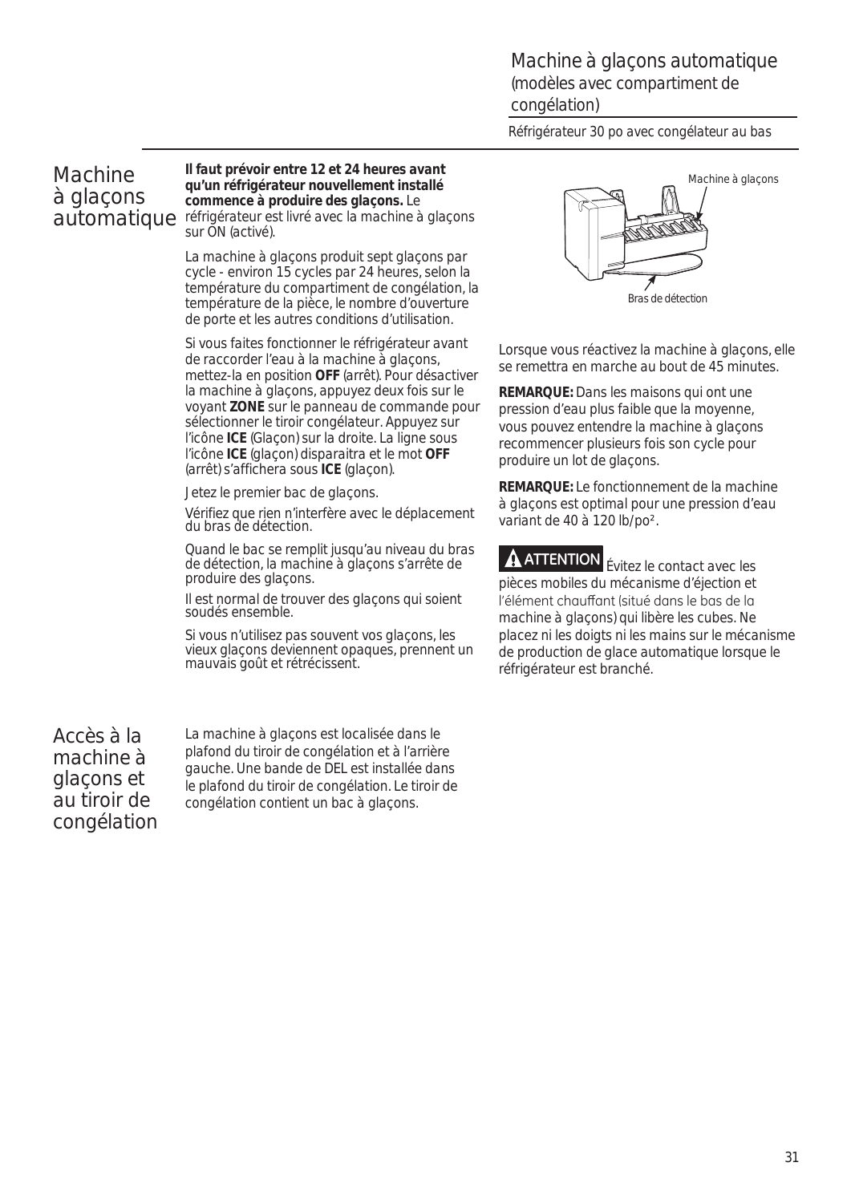# Machine à glaçons automatique

(modèles avec compartiment de congélation)

Réfrigérateur 30 po avec congélateur au bas

## Machine à glaçons automatique

**Il faut prévoir entre 12 et 24 heures avant qu'un réfrigérateur nouvellement installé commence à produire des glaçons.** Le réfrigérateur est livré avec la machine à glaçons sur ON (activé).

La machine à glaçons produit sept glaçons par cycle - environ 15 cycles par 24 heures, selon la température du compartiment de congélation, la température de la pièce, le nombre d'ouverture de porte et les autres conditions d'utilisation.

Si vous faites fonctionner le réfrigérateur avant de raccorder l'eau à la machine à glaçons, mettez-la en position **OFF** (arrêt). Pour désactiver la machine à glaçons, appuyez deux fois sur le voyant **ZONE** sur le panneau de commande pour sélectionner le tiroir congélateur. Appuyez sur l'icône **ICE** (Glaçon) sur la droite. La ligne sous l'icône **ICE** (glaçon) disparaitra et le mot **OFF** (arrêt) s'affichera sous **ICE** (glaçon).

Jetez le premier bac de glaçons.

Vérifiez que rien n'interfère avec le déplacement du bras de détection.

Quand le bac se remplit jusqu'au niveau du bras de détection, la machine à glaçons s'arrête de produire des glaçons.

Il est normal de trouver des glaçons qui soient soudés ensemble.

Si vous n'utilisez pas souvent vos glaçons, les vieux glaçons deviennent opaques, prennent un mauvais goût et rétrécissent.

Machine à glaçons

Bras de détection

Lorsque vous réactivez la machine à glaçons, elle se remettra en marche au bout de 45 minutes.

**REMARQUE:** Dans les maisons qui ont une pression d'eau plus faible que la moyenne, vous pouvez entendre la machine à glaçons recommencer plusieurs fois son cycle pour produire un lot de glaçons.

**REMARQUE:** Le fonctionnement de la machine à glaçons est optimal pour une pression d'eau variant de 40 à 120 lb/po².

**⚠ ATTENTION** Évitez le contact avec les pièces mobiles du mécanisme d'éjection et l'élément chauffant (situé dans le bas de la machine à glaçons) qui libère les cubes. Ne placez ni les doigts ni les mains sur le mécanisme de production de glace automatique lorsque le réfrigérateur est branché.

## Accès à la machine à glaçons et au tiroir de congélation

La machine à glaçons est localisée dans le plafond du tiroir de congélation et à l'arrière gauche. Une bande de DEL est installée dans le plafond du tiroir de congélation. Le tiroir de congélation contient un bac à glaçons.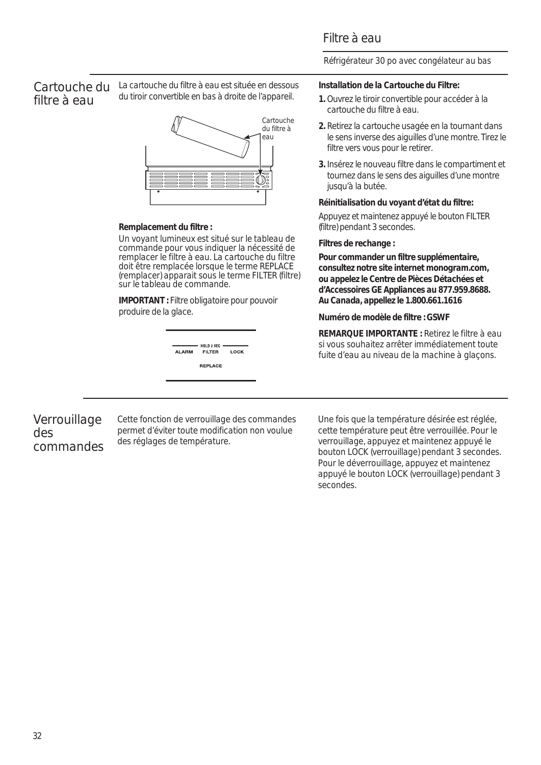# Filtre à eau

Réfrigérateur 30 po avec congélateur au bas

## Cartouche du filtre à eau

La cartouche du filtre à eau est située en dessous du tiroir convertible en bas à droite de l'appareil.

Cartouche du filtre à eau

**Remplacement du filtre :**

Un voyant lumineux est situé sur le tableau de commande pour vous indiquer la nécessité de remplacer le filtre à eau. La cartouche du filtre doit être remplacée lorsque le terme REPLACE (remplacer) apparait sous le terme FILTER (filtre) sur le tableau de commande.

**IMPORTANT :** Filtre obligatoire pour pouvoir produire de la glace.

HOLD 3 SEC
ALARM FILTER LOCK
REPLACE

**Installation de la Cartouche du Filtre:**

1. Ouvrez le tiroir convertible pour accéder à la cartouche du filtre à eau.
2. Retirez la cartouche usagée en la tournant dans le sens inverse des aiguilles d'une montre. Tirez le filtre vers vous pour le retirer.
3. Insérez le nouveau filtre dans le compartiment et tournez dans le sens des aiguilles d'une montre jusqu'à la butée.

**Réinitialisation du voyant d'état du filtre:**

Appuyez et maintenez appuyé le bouton FILTER (filtre) pendant 3 secondes.

**Filtres de rechange :**

**Pour commander un filtre supplémentaire, consultez notre site internet monogram.com, ou appelez le Centre de Pièces Détachées et d'Accessoires GE Appliances au 877.959.8688. Au Canada, appellez le 1.800.661.1616**

**Numéro de modèle de filtre : GSWF**

**REMARQUE IMPORTANTE :** Retirez le filtre à eau si vous souhaitez arrêter immédiatement toute fuite d'eau au niveau de la machine à glaçons.

## Verrouillage des commandes

Cette fonction de verrouillage des commandes permet d'éviter toute modification non voulue des réglages de température.

Une fois que la température désirée est réglée, cette température peut être verrouillée. Pour le verrouillage, appuyez et maintenez appuyé le bouton LOCK (verrouillage) pendant 3 secondes. Pour le déverrouillage, appuyez et maintenez appuyé le bouton LOCK (verrouillage) pendant 3 secondes.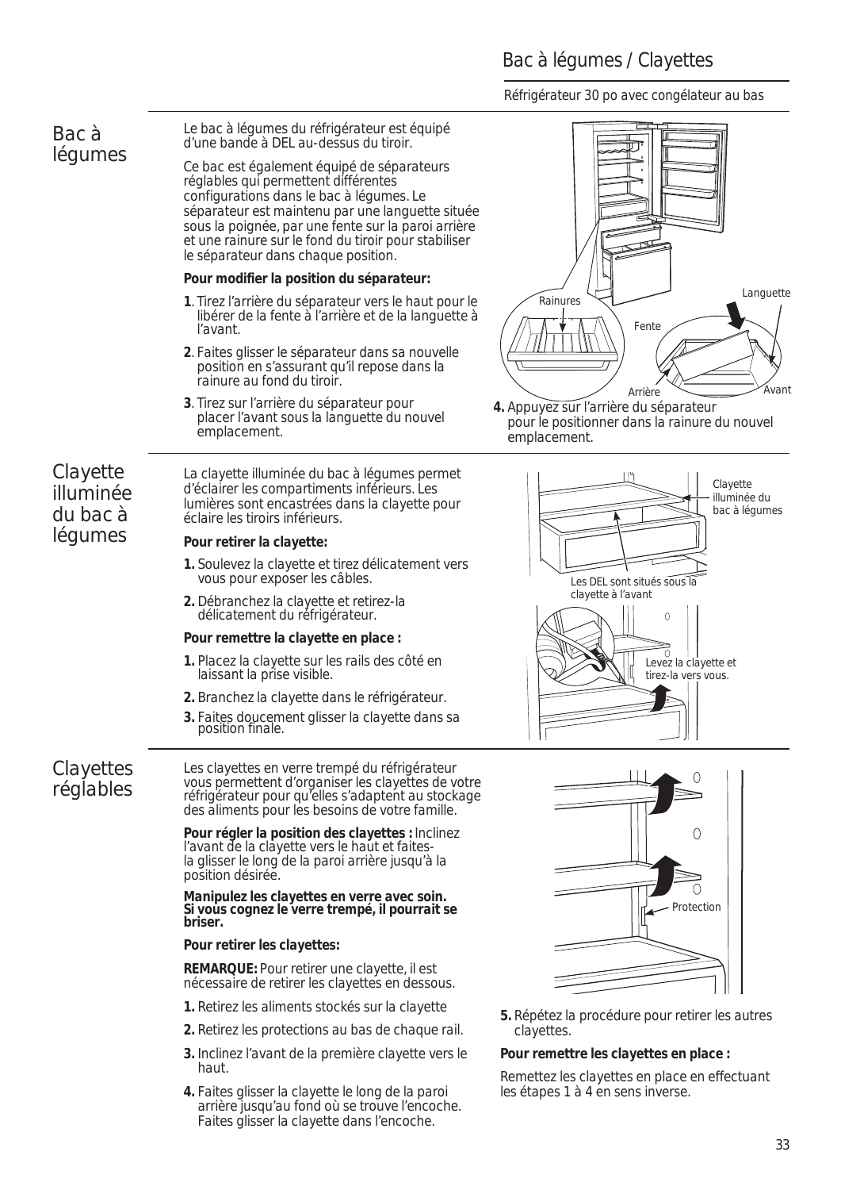# Bac à légumes / Clayettes

Réfrigérateur 30 po avec congélateur au bas

## Bac à légumes

Le bac à légumes du réfrigérateur est équipé d'une bande à DEL au-dessus du tiroir.

Ce bac est également équipé de séparateurs réglables qui permettent différentes configurations dans le bac à légumes. Le séparateur est maintenu par une languette située sous la poignée, par une fente sur la paroi arrière et une rainure sur le fond du tiroir pour stabiliser le séparateur dans chaque position.

**Pour modifier la position du séparateur:**

**1**. Tirez l'arrière du séparateur vers le haut pour le libérer de la fente à l'arrière et de la languette à l'avant.

**2**. Faites glisser le séparateur dans sa nouvelle position en s'assurant qu'il repose dans la rainure au fond du tiroir.

**3**. Tirez sur l'arrière du séparateur pour placer l'avant sous la languette du nouvel emplacement.

**4.** Appuyez sur l'arrière du séparateur pour le positionner dans la rainure du nouvel emplacement.

Rainures

Languette

Fente

Arrière

Avant

## Clayette illuminée du bac à légumes

La clayette illuminée du bac à légumes permet d'éclairer les compartiments inférieurs. Les lumières sont encastrées dans la clayette pour éclaire les tiroirs inférieurs.

**Pour retirer la clayette:**

**1.** Soulevez la clayette et tirez délicatement vers vous pour exposer les câbles.

**2.** Débranchez la clayette et retirez-la délicatement du réfrigérateur.

**Pour remettre la clayette en place :**

**1.** Placez la clayette sur les rails des côté en laissant la prise visible.

**2.** Branchez la clayette dans le réfrigérateur.

**3.** Faites doucement glisser la clayette dans sa position finale.

Clayette illuminée du bac à légumes

Les DEL sont situés sous la clayette à l'avant

Levez la clayette et tirez-la vers vous.

## Clayettes réglables

Les clayettes en verre trempé du réfrigérateur vous permettent d'organiser les clayettes de votre réfrigérateur pour qu'elles s'adaptent au stockage des aliments pour les besoins de votre famille.

**Pour régler la position des clayettes :** Inclinez l'avant de la clayette vers le haut et faites-la glisser le long de la paroi arrière jusqu'à la position désirée.

**Manipulez les clayettes en verre avec soin. Si vous cognez le verre trempé, il pourrait se briser.**

**Pour retirer les clayettes:**

**REMARQUE:** Pour retirer une clayette, il est nécessaire de retirer les clayettes en dessous.

**1.** Retirez les aliments stockés sur la clayette

**2.** Retirez les protections au bas de chaque rail.

**3.** Inclinez l'avant de la première clayette vers le haut.

**4.** Faites glisser la clayette le long de la paroi arrière jusqu'au fond où se trouve l'encoche. Faites glisser la clayette dans l'encoche.

**5.** Répétez la procédure pour retirer les autres clayettes.

Protection

**Pour remettre les clayettes en place :**

Remettez les clayettes en place en effectuant les étapes 1 à 4 en sens inverse.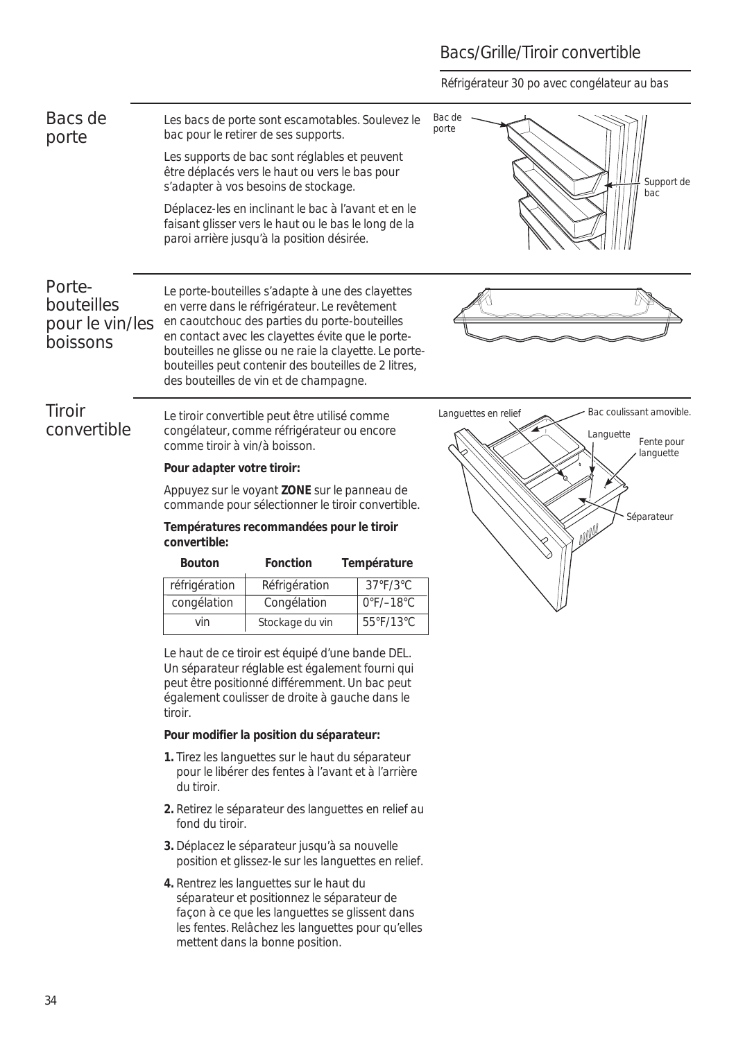# Bacs/Grille/Tiroir convertible

Réfrigérateur 30 po avec congélateur au bas

## Bacs de porte

Les bacs de porte sont escamotables. Soulevez le bac pour le retirer de ses supports.

Les supports de bac sont réglables et peuvent être déplacés vers le haut ou vers le bas pour s'adapter à vos besoins de stockage.

Déplacez-les en inclinant le bac à l'avant et en le faisant glisser vers le haut ou le bas le long de la paroi arrière jusqu'à la position désirée.

Bac de porte

Support de bac

## Porte-bouteilles pour le vin/les boissons

Le porte-bouteilles s'adapte à une des clayettes en verre dans le réfrigérateur. Le revêtement en caoutchouc des parties du porte-bouteilles en contact avec les clayettes évite que le porte-bouteilles ne glisse ou ne raie la clayette. Le porte-bouteilles peut contenir des bouteilles de 2 litres, des bouteilles de vin et de champagne.

## Tiroir convertible

Le tiroir convertible peut être utilisé comme congélateur, comme réfrigérateur ou encore comme tiroir à vin/à boisson.

**Pour adapter votre tiroir:**

Appuyez sur le voyant **ZONE** sur le panneau de commande pour sélectionner le tiroir convertible.

**Températures recommandées pour le tiroir convertible:**

| Bouton | Fonction | Température |
|---|---|---|
| réfrigération | Réfrigération | 37°F/3°C |
| congélation | Congélation | 0°F/–18°C |
| vin | Stockage du vin | 55°F/13°C |

Le haut de ce tiroir est équipé d'une bande DEL. Un séparateur réglable est également fourni qui peut être positionné différemment. Un bac peut également coulisser de droite à gauche dans le tiroir.

**Pour modifier la position du séparateur:**

1. Tirez les languettes sur le haut du séparateur pour le libérer des fentes à l'avant et à l'arrière du tiroir.
2. Retirez le séparateur des languettes en relief au fond du tiroir.
3. Déplacez le séparateur jusqu'à sa nouvelle position et glissez-le sur les languettes en relief.
4. Rentrez les languettes sur le haut du séparateur et positionnez le séparateur de façon à ce que les languettes se glissent dans les fentes. Relâchez les languettes pour qu'elles mettent dans la bonne position.

Languettes en relief

Bac coulissant amovible.

Languette

Fente pour languette

Séparateur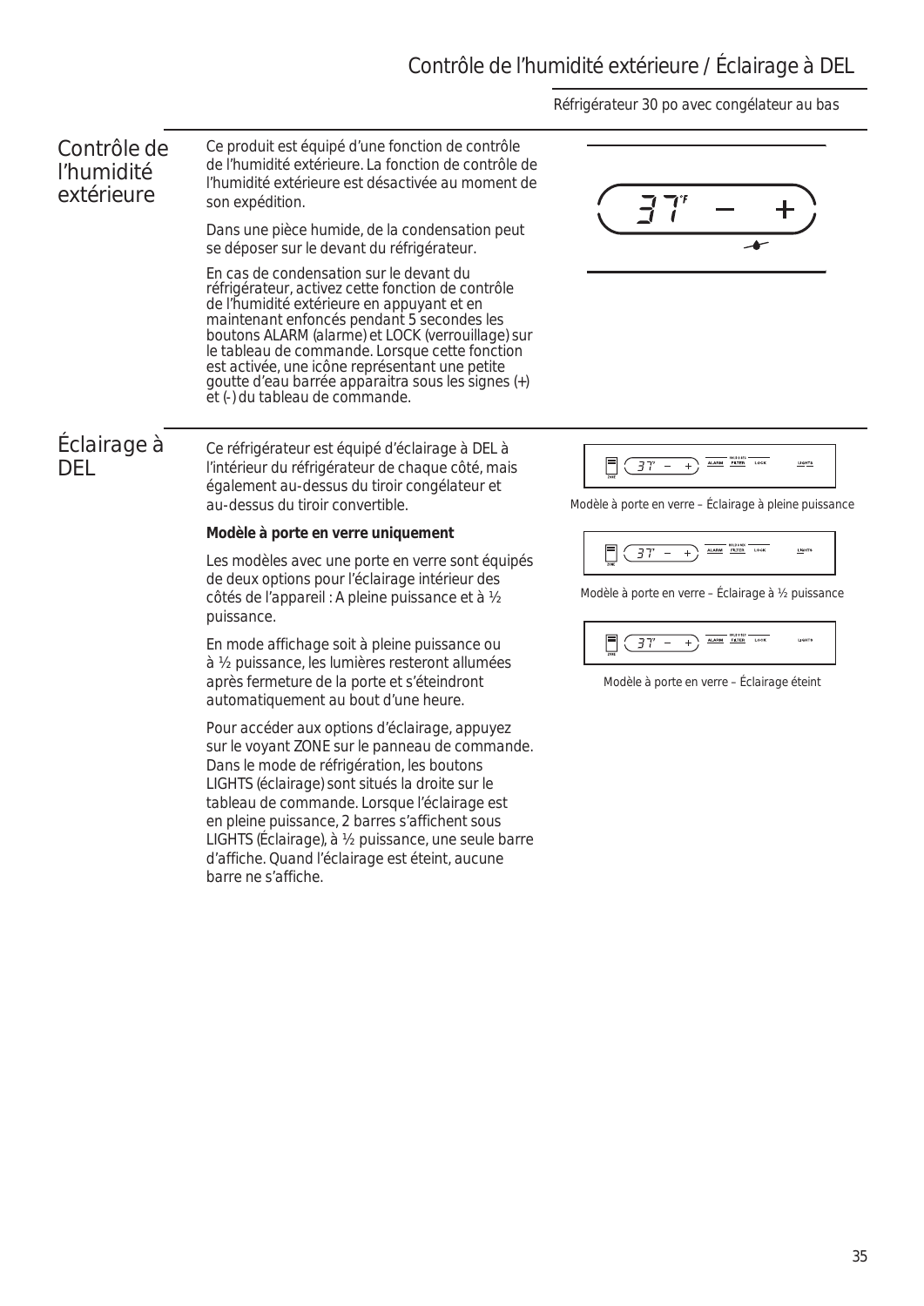# Contrôle de l'humidité extérieure / Éclairage à DEL

Réfrigérateur 30 po avec congélateur au bas

## Contrôle de l'humidité extérieure

Ce produit est équipé d'une fonction de contrôle de l'humidité extérieure. La fonction de contrôle de l'humidité extérieure est désactivée au moment de son expédition.

Dans une pièce humide, de la condensation peut se déposer sur le devant du réfrigérateur.

En cas de condensation sur le devant du réfrigérateur, activez cette fonction de contrôle de l'humidité extérieure en appuyant et en maintenant enfoncés pendant 5 secondes les boutons ALARM (alarme) et LOCK (verrouillage) sur le tableau de commande. Lorsque cette fonction est activée, une icône représentant une petite goutte d'eau barrée apparaitra sous les signes (+) et (-) du tableau de commande.

## Éclairage à DEL

Ce réfrigérateur est équipé d'éclairage à DEL à l'intérieur du réfrigérateur de chaque côté, mais également au-dessus du tiroir congélateur et au-dessus du tiroir convertible.

**Modèle à porte en verre uniquement**

Les modèles avec une porte en verre sont équipés de deux options pour l'éclairage intérieur des côtés de l'appareil : A pleine puissance et à ½ puissance.

En mode affichage soit à pleine puissance ou à ½ puissance, les lumières resteront allumées après fermeture de la porte et s'éteindront automatiquement au bout d'une heure.

Pour accéder aux options d'éclairage, appuyez sur le voyant ZONE sur le panneau de commande. Dans le mode de réfrigération, les boutons LIGHTS (éclairage) sont situés la droite sur le tableau de commande. Lorsque l'éclairage est en pleine puissance, 2 barres s'affichent sous LIGHTS (Éclairage), à ½ puissance, une seule barre d'affiche. Quand l'éclairage est éteint, aucune barre ne s'affiche.

Modèle à porte en verre – Éclairage à pleine puissance

Modèle à porte en verre – Éclairage à ½ puissance

Modèle à porte en verre – Éclairage éteint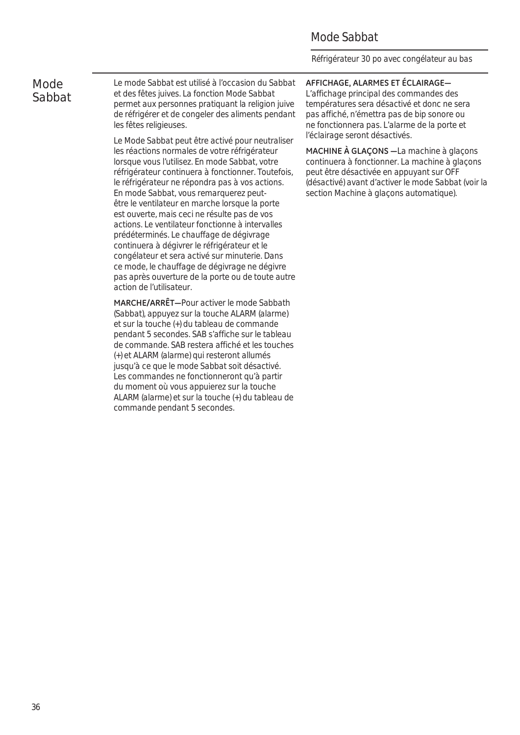# Mode Sabbat

Le mode Sabbat est utilisé à l'occasion du Sabbat et des fêtes juives. La fonction Mode Sabbat permet aux personnes pratiquant la religion juive de réfrigérer et de congeler des aliments pendant les fêtes religieuses.

Le Mode Sabbat peut être activé pour neutraliser les réactions normales de votre réfrigérateur lorsque vous l'utilisez. En mode Sabbat, votre réfrigérateur continuera à fonctionner. Toutefois, le réfrigérateur ne répondra pas à vos actions. En mode Sabbat, vous remarquerez peut-être le ventilateur en marche lorsque la porte est ouverte, mais ceci ne résulte pas de vos actions. Le ventilateur fonctionne à intervalles prédéterminés. Le chauffage de dégivrage continuera à dégivrer le réfrigérateur et le congélateur et sera activé sur minuterie. Dans ce mode, le chauffage de dégivrage ne dégivre pas après ouverture de la porte ou de toute autre action de l'utilisateur.

**MARCHE/ARRÊT—**Pour activer le mode Sabbath (Sabbat), appuyez sur la touche ALARM (alarme) et sur la touche (+) du tableau de commande pendant 5 secondes. SAB s'affiche sur le tableau de commande. SAB restera affiché et les touches (+) et ALARM (alarme) qui resteront allumés jusqu'à ce que le mode Sabbat soit désactivé. Les commandes ne fonctionneront qu'à partir du moment où vous appuierez sur la touche ALARM (alarme) et sur la touche (+) du tableau de commande pendant 5 secondes.

**AFFICHAGE, ALARMES ET ÉCLAIRAGE—** L'affichage principal des commandes des températures sera désactivé et donc ne sera pas affiché, n'émettra pas de bip sonore ou ne fonctionnera pas. L'alarme de la porte et l'éclairage seront désactivés.

**MACHINE À GLAÇONS —**La machine à glaçons continuera à fonctionner. La machine à glaçons peut être désactivée en appuyant sur OFF (désactivé) avant d'activer le mode Sabbat (voir la section Machine à glaçons automatique).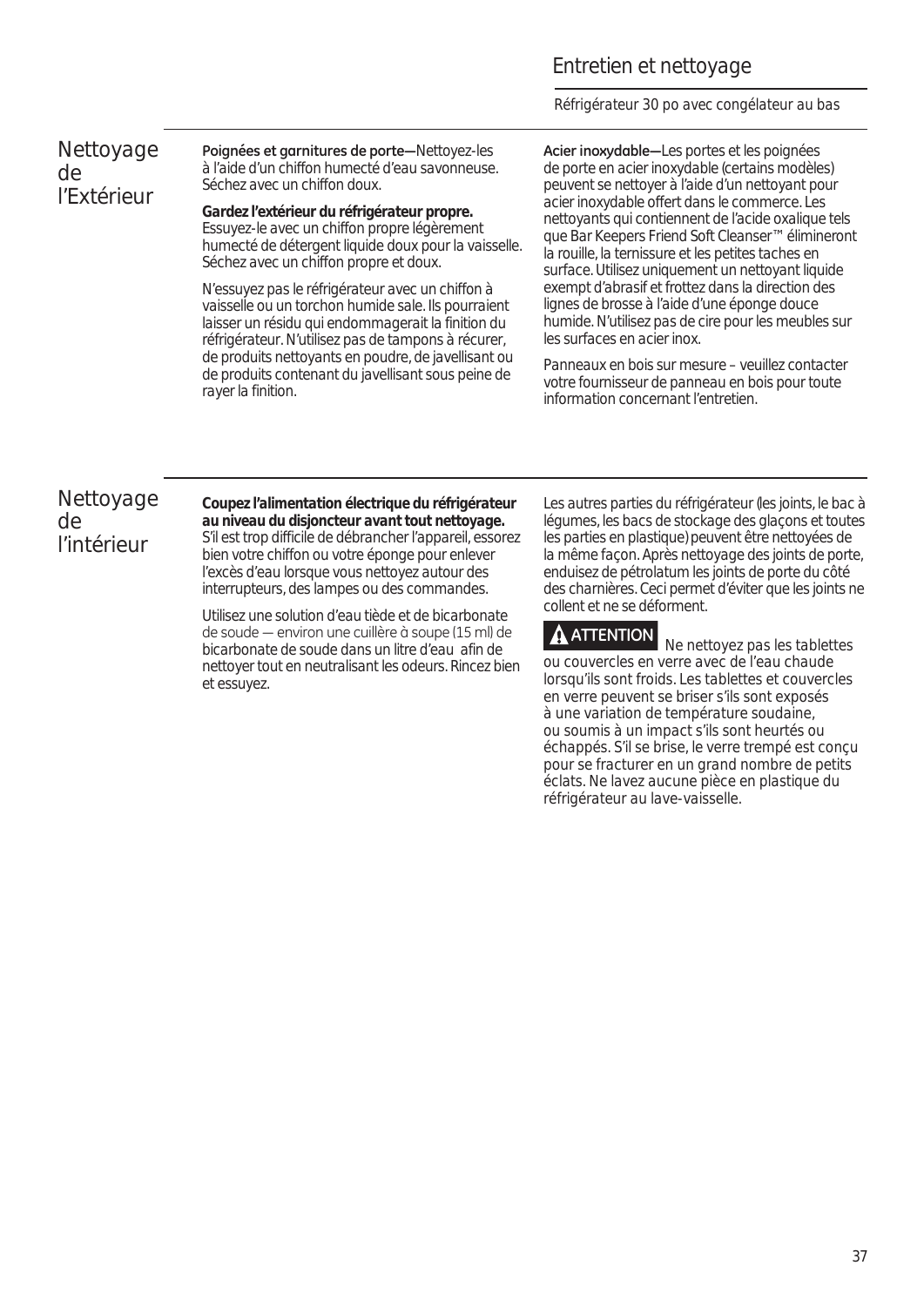## Nettoyage de l'Extérieur

**Poignées et garnitures de porte—**Nettoyez-les à l'aide d'un chiffon humecté d'eau savonneuse. Séchez avec un chiffon doux.

**Gardez l'extérieur du réfrigérateur propre.** Essuyez-le avec un chiffon propre légèrement humecté de détergent liquide doux pour la vaisselle. Séchez avec un chiffon propre et doux.

N'essuyez pas le réfrigérateur avec un chiffon à vaisselle ou un torchon humide sale. Ils pourraient laisser un résidu qui endommagerait la finition du réfrigérateur. N'utilisez pas de tampons à récurer, de produits nettoyants en poudre, de javellisant ou de produits contenant du javellisant sous peine de rayer la finition.

**Acier inoxydable—**Les portes et les poignées de porte en acier inoxydable (certains modèles) peuvent se nettoyer à l'aide d'un nettoyant pour acier inoxydable offert dans le commerce. Les nettoyants qui contiennent de l'acide oxalique tels que Bar Keepers Friend Soft Cleanser™ élimineront la rouille, la ternissure et les petites taches en surface. Utilisez uniquement un nettoyant liquide exempt d'abrasif et frottez dans la direction des lignes de brosse à l'aide d'une éponge douce humide. N'utilisez pas de cire pour les meubles sur les surfaces en acier inox.

Panneaux en bois sur mesure – veuillez contacter votre fournisseur de panneau en bois pour toute information concernant l'entretien.

## Nettoyage de l'intérieur

**Coupez l'alimentation électrique du réfrigérateur au niveau du disjoncteur avant tout nettoyage.** S'il est trop difficile de débrancher l'appareil, essorez bien votre chiffon ou votre éponge pour enlever l'excès d'eau lorsque vous nettoyez autour des interrupteurs, des lampes ou des commandes.

Utilisez une solution d'eau tiède et de bicarbonate de soude — environ une cuillère à soupe (15 ml) de bicarbonate de soude dans un litre d'eau afin de nettoyer tout en neutralisant les odeurs. Rincez bien et essuyez.

Les autres parties du réfrigérateur (les joints, le bac à légumes, les bacs de stockage des glaçons et toutes les parties en plastique) peuvent être nettoyées de la même façon. Après nettoyage des joints de porte, enduisez de pétrolatum les joints de porte du côté des charnières. Ceci permet d'éviter que les joints ne collent et ne se déforment.

**⚠ ATTENTION** Ne nettoyez pas les tablettes ou couvercles en verre avec de l'eau chaude lorsqu'ils sont froids. Les tablettes et couvercles en verre peuvent se briser s'ils sont exposés à une variation de température soudaine, ou soumis à un impact s'ils sont heurtés ou échappés. S'il se brise, le verre trempé est conçu pour se fracturer en un grand nombre de petits éclats. Ne lavez aucune pièce en plastique du réfrigérateur au lave-vaisselle.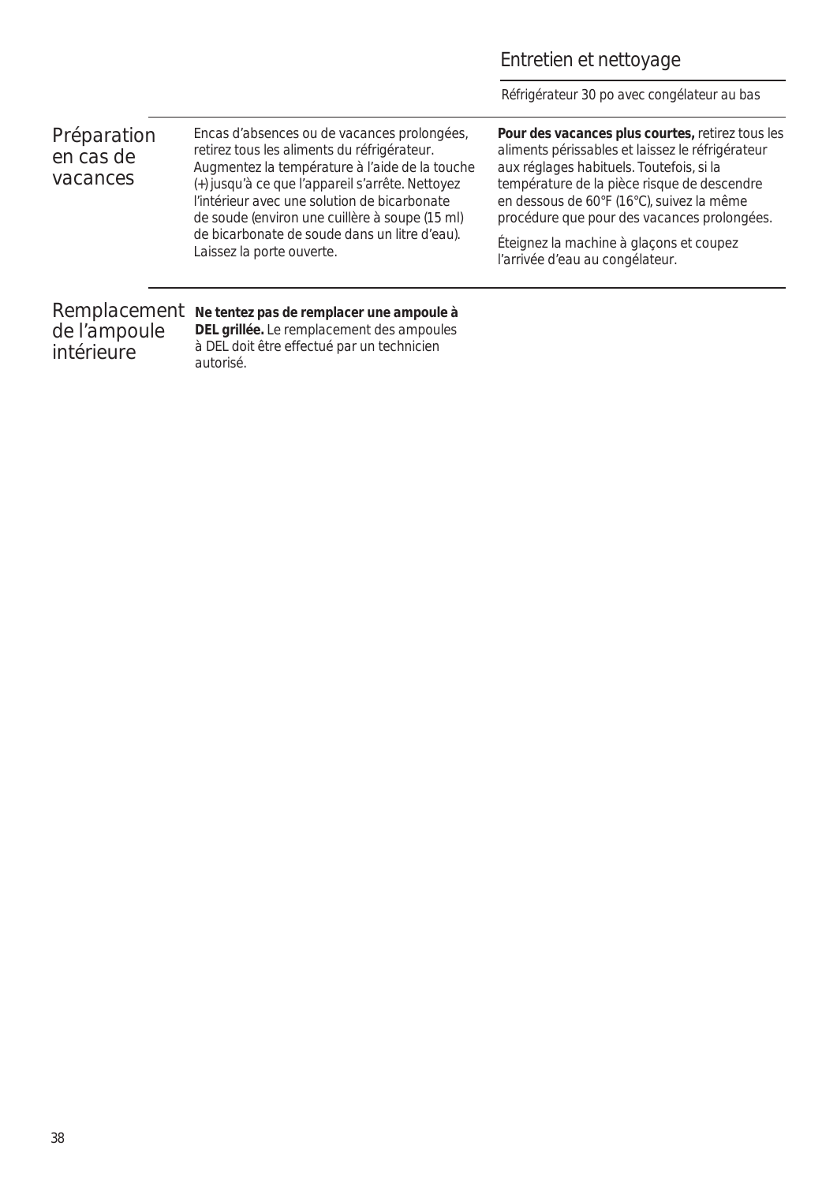## Préparation en cas de vacances

Encas d'absences ou de vacances prolongées, retirez tous les aliments du réfrigérateur. Augmentez la température à l'aide de la touche (+) jusqu'à ce que l'appareil s'arrête. Nettoyez l'intérieur avec une solution de bicarbonate de soude (environ une cuillère à soupe (15 ml) de bicarbonate de soude dans un litre d'eau). Laissez la porte ouverte.

**Pour des vacances plus courtes,** retirez tous les aliments périssables et laissez le réfrigérateur aux réglages habituels. Toutefois, si la température de la pièce risque de descendre en dessous de 60°F (16°C), suivez la même procédure que pour des vacances prolongées.

Éteignez la machine à glaçons et coupez l'arrivée d'eau au congélateur.

## Remplacement de l'ampoule intérieure

**Ne tentez pas de remplacer une ampoule à DEL grillée.** Le remplacement des ampoules à DEL doit être effectué par un technicien autorisé.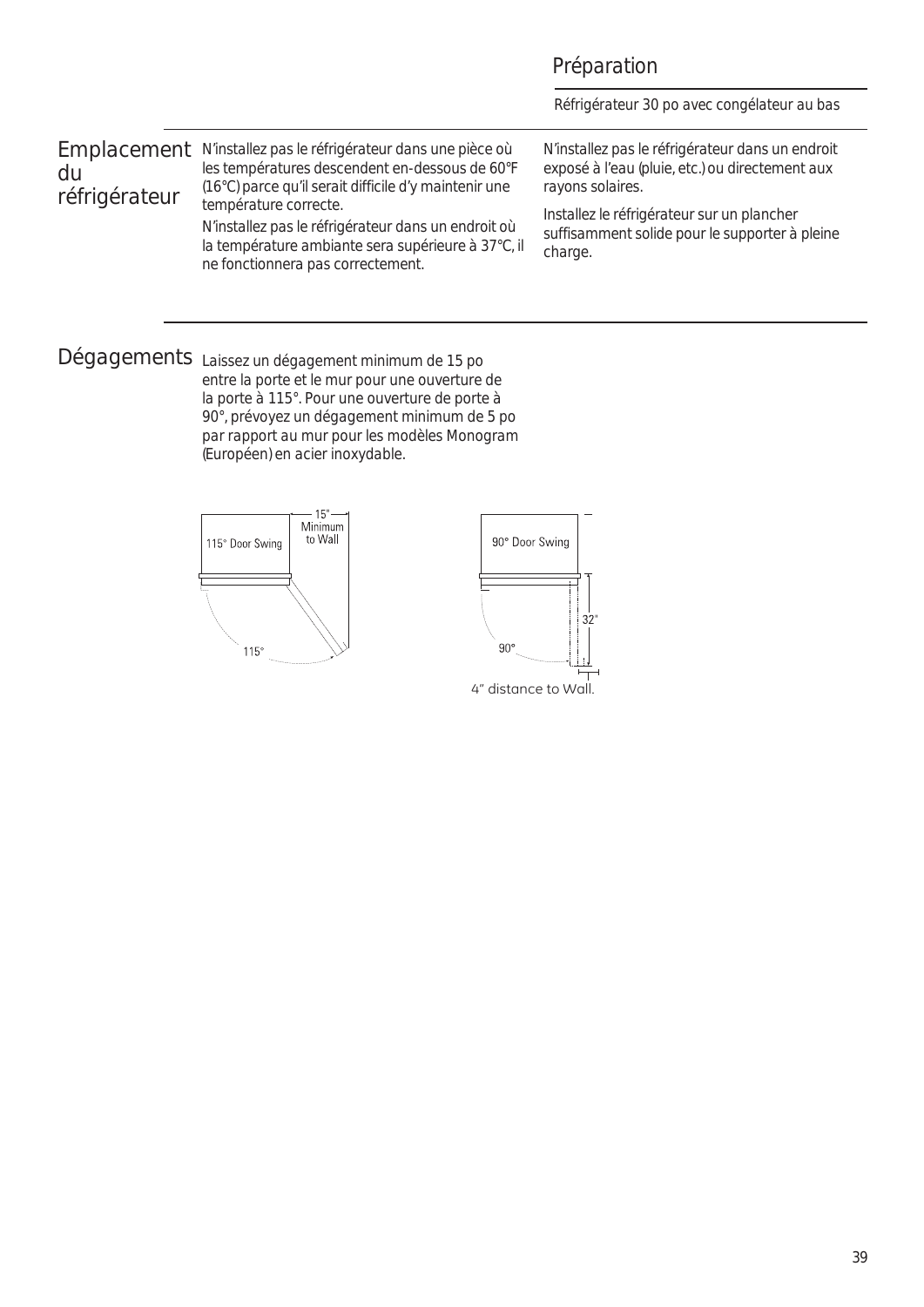## Préparation

Réfrigérateur 30 po avec congélateur au bas

### Emplacement du réfrigérateur

N'installez pas le réfrigérateur dans une pièce où les températures descendent en-dessous de 60°F (16°C) parce qu'il serait difficile d'y maintenir une température correcte.

N'installez pas le réfrigérateur dans un endroit où la température ambiante sera supérieure à 37°C, il ne fonctionnera pas correctement.

N'installez pas le réfrigérateur dans un endroit exposé à l'eau (pluie, etc.) ou directement aux rayons solaires.

Installez le réfrigérateur sur un plancher suffisamment solide pour le supporter à pleine charge.

### Dégagements

Laissez un dégagement minimum de 15 po entre la porte et le mur pour une ouverture de la porte à 115°. Pour une ouverture de porte à 90°, prévoyez un dégagement minimum de 5 po par rapport au mur pour les modèles Monogram (Européen) en acier inoxydable.

115° Door Swing — 15" Minimum to Wall — 115°

90° Door Swing — 32" — 90°

4" distance to Wall.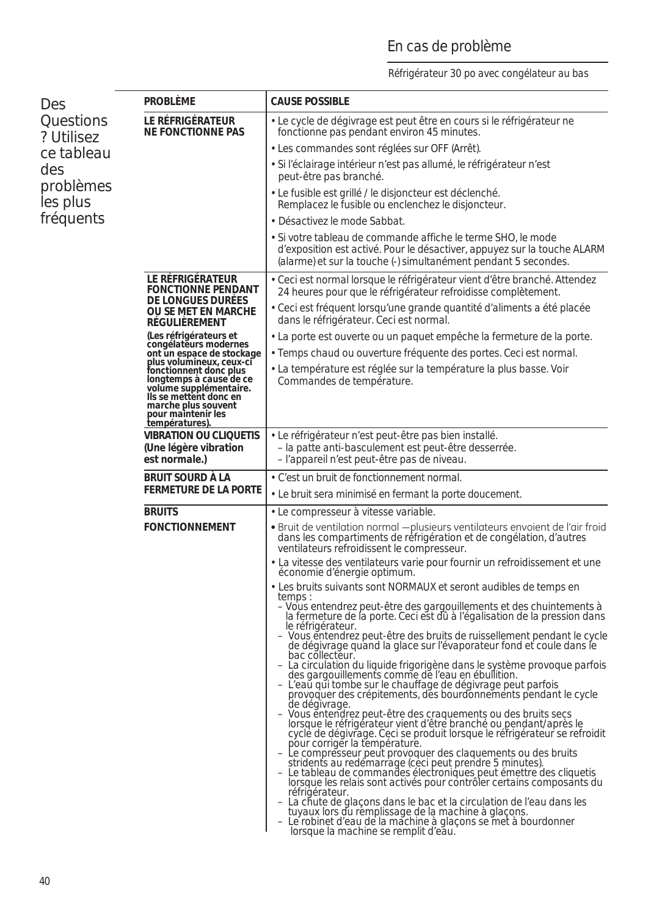# En cas de problème

Réfrigérateur 30 po avec congélateur au bas

## Des Questions ? Utilisez ce tableau des problèmes les plus fréquents

| PROBLÈME | CAUSE POSSIBLE |
|---|---|
| **LE RÉFRIGÉRATEUR NE FONCTIONNE PAS** | • Le cycle de dégivrage est peut être en cours si le réfrigérateur ne fonctionne pas pendant environ 45 minutes.<br>• Les commandes sont réglées sur OFF (Arrêt).<br>• Si l'éclairage intérieur n'est pas allumé, le réfrigérateur n'est peut-être pas branché.<br>• Le fusible est grillé / le disjoncteur est déclenché. Remplacez le fusible ou enclenchez le disjoncteur.<br>• Désactivez le mode Sabbat.<br>• Si votre tableau de commande affiche le terme SHO, le mode d'exposition est activé. Pour le désactiver, appuyez sur la touche ALARM (alarme) et sur la touche (-) simultanément pendant 5 secondes. |
| **LE RÉFRIGÉRATEUR FONCTIONNE PENDANT DE LONGUES DURÉES OU SE MET EN MARCHE RÉGULIÈREMENT**<br>**(Les réfrigérateurs et congélateurs modernes ont un espace de stockage plus volumineux, ceux-ci fonctionnent donc plus longtemps à cause de ce volume supplémentaire. Ils se mettent donc en marche plus souvent pour maintenir les températures).** | • Ceci est normal lorsque le réfrigérateur vient d'être branché. Attendez 24 heures pour que le réfrigérateur refroidisse complètement.<br>• Ceci est fréquent lorsqu'une grande quantité d'aliments a été placée dans le réfrigérateur. Ceci est normal.<br>• La porte est ouverte ou un paquet empêche la fermeture de la porte.<br>• Temps chaud ou ouverture fréquente des portes. Ceci est normal.<br>• La température est réglée sur la température la plus basse. Voir Commandes de température. |
| **VIBRATION OU CLIQUETIS (Une légère vibration est normale.)** | • Le réfrigérateur n'est peut-être pas bien installé.<br>– la patte anti-basculement est peut-être desserrée.<br>– l'appareil n'est peut-être pas de niveau. |
| **BRUIT SOURD À LA FERMETURE DE LA PORTE** | • C'est un bruit de fonctionnement normal.<br>• Le bruit sera minimisé en fermant la porte doucement. |
| **BRUITS FONCTIONNEMENT** | • Le compresseur à vitesse variable.<br>• Bruit de ventilation normal —plusieurs ventilateurs envoient de l'air froid dans les compartiments de réfrigération et de congélation, d'autres ventilateurs refroidissent le compresseur.<br>• La vitesse des ventilateurs varie pour fournir un refroidissement et une économie d'énergie optimum.<br>• Les bruits suivants sont NORMAUX et seront audibles de temps en temps :<br>– Vous entendrez peut-être des gargouillements et des chuintements à la fermeture de la porte. Ceci est dû à l'égalisation de la pression dans le réfrigérateur.<br>– Vous entendrez peut-être des bruits de ruissellement pendant le cycle de dégivrage quand la glace sur l'évaporateur fond et coule dans le bac collecteur.<br>– La circulation du liquide frigorigène dans le système provoque parfois des gargouillements comme de l'eau en ébullition.<br>– L'eau qui tombe sur le chauffage de dégivrage peut parfois provoquer des crépitements, des bourdonnements pendant le cycle de dégivrage.<br>– Vous entendrez peut-être des craquements ou des bruits secs lorsque le réfrigérateur vient d'être branché ou pendant/après le cycle de dégivrage. Ceci se produit lorsque le réfrigérateur se refroidit pour corriger la température.<br>– Le compresseur peut provoquer des claquements ou des bruits stridents au redémarrage (ceci peut prendre 5 minutes).<br>– Le tableau de commandes électroniques peut émettre des cliquetis lorsque les relais sont activés pour contrôler certains composants du réfrigérateur.<br>– La chute de glaçons dans le bac et la circulation de l'eau dans les tuyaux lors du remplissage de la machine à glaçons.<br>– Le robinet d'eau de la machine à glaçons se met à bourdonner lorsque la machine se remplit d'eau. |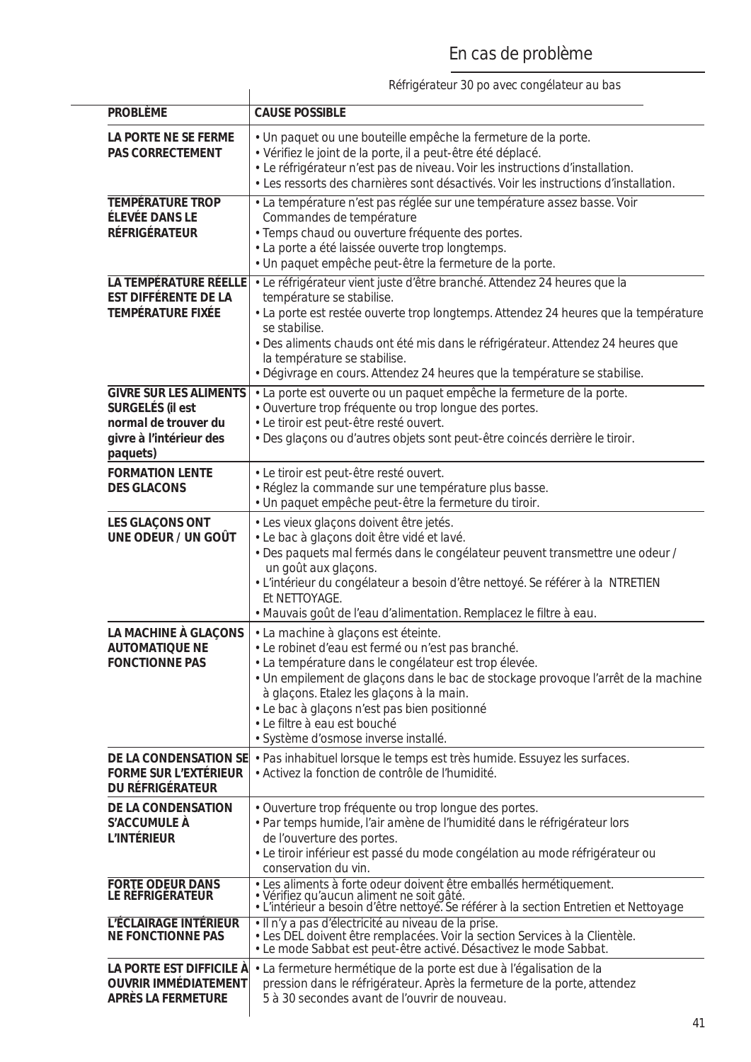## En cas de problème

Réfrigérateur 30 po avec congélateur au bas

| PROBLÈME | CAUSE POSSIBLE |
|---|---|
| **LA PORTE NE SE FERME PAS CORRECTEMENT** | • Un paquet ou une bouteille empêche la fermeture de la porte.<br>• Vérifiez le joint de la porte, il a peut-être été déplacé.<br>• Le réfrigérateur n'est pas de niveau. Voir les instructions d'installation.<br>• Les ressorts des charnières sont désactivés. Voir les instructions d'installation. |
| **TEMPÉRATURE TROP ÉLEVÉE DANS LE RÉFRIGÉRATEUR** | • La température n'est pas réglée sur une température assez basse. Voir Commandes de température<br>• Temps chaud ou ouverture fréquente des portes.<br>• La porte a été laissée ouverte trop longtemps.<br>• Un paquet empêche peut-être la fermeture de la porte. |
| **LA TEMPÉRATURE RÉELLE EST DIFFÉRENTE DE LA TEMPÉRATURE FIXÉE** | • Le réfrigérateur vient juste d'être branché. Attendez 24 heures que la température se stabilise.<br>• La porte est restée ouverte trop longtemps. Attendez 24 heures que la température se stabilise.<br>• Des aliments chauds ont été mis dans le réfrigérateur. Attendez 24 heures que la température se stabilise.<br>• Dégivrage en cours. Attendez 24 heures que la température se stabilise. |
| **GIVRE SUR LES ALIMENTS SURGELÉS (il est normal de trouver du givre à l'intérieur des paquets)** | • La porte est ouverte ou un paquet empêche la fermeture de la porte.<br>• Ouverture trop fréquente ou trop longue des portes.<br>• Le tiroir est peut-être resté ouvert.<br>• Des glaçons ou d'autres objets sont peut-être coincés derrière le tiroir. |
| **FORMATION LENTE DES GLACONS** | • Le tiroir est peut-être resté ouvert.<br>• Réglez la commande sur une température plus basse.<br>• Un paquet empêche peut-être la fermeture du tiroir. |
| **LES GLAÇONS ONT UNE ODEUR / UN GOÛT** | • Les vieux glaçons doivent être jetés.<br>• Le bac à glaçons doit être vidé et lavé.<br>• Des paquets mal fermés dans le congélateur peuvent transmettre une odeur / un goût aux glaçons.<br>• L'intérieur du congélateur a besoin d'être nettoyé. Se référer à la NTRETIEN Et NETTOYAGE.<br>• Mauvais goût de l'eau d'alimentation. Remplacez le filtre à eau. |
| **LA MACHINE À GLAÇONS AUTOMATIQUE NE FONCTIONNE PAS** | • La machine à glaçons est éteinte.<br>• Le robinet d'eau est fermé ou n'est pas branché.<br>• La température dans le congélateur est trop élevée.<br>• Un empilement de glaçons dans le bac de stockage provoque l'arrêt de la machine à glaçons. Etalez les glaçons à la main.<br>• Le bac à glaçons n'est pas bien positionné<br>• Le filtre à eau est bouché<br>• Système d'osmose inverse installé. |
| **DE LA CONDENSATION SE FORME SUR L'EXTÉRIEUR DU RÉFRIGÉRATEUR** | • Pas inhabituel lorsque le temps est très humide. Essuyez les surfaces.<br>• Activez la fonction de contrôle de l'humidité. |
| **DE LA CONDENSATION S'ACCUMULE À L'INTÉRIEUR** | • Ouverture trop fréquente ou trop longue des portes.<br>• Par temps humide, l'air amène de l'humidité dans le réfrigérateur lors de l'ouverture des portes.<br>• Le tiroir inférieur est passé du mode congélation au mode réfrigérateur ou conservation du vin. |
| **FORTE ODEUR DANS LE RÉFRIGÉRATEUR** | • Les aliments à forte odeur doivent être emballés hermétiquement.<br>• Vérifiez qu'aucun aliment ne soit gâté.<br>• L'intérieur a besoin d'être nettoyé. Se référer à la section Entretien et Nettoyage |
| **L'ÉCLAIRAGE INTÉRIEUR NE FONCTIONNE PAS** | • Il n'y a pas d'électricité au niveau de la prise.<br>• Les DEL doivent être remplacées. Voir la section Services à la Clientèle.<br>• Le mode Sabbat est peut-être activé. Désactivez le mode Sabbat. |
| **LA PORTE EST DIFFICILE À OUVRIR IMMÉDIATEMENT APRÈS LA FERMETURE** | • La fermeture hermétique de la porte est due à l'égalisation de la pression dans le réfrigérateur. Après la fermeture de la porte, attendez 5 à 30 secondes avant de l'ouvrir de nouveau. |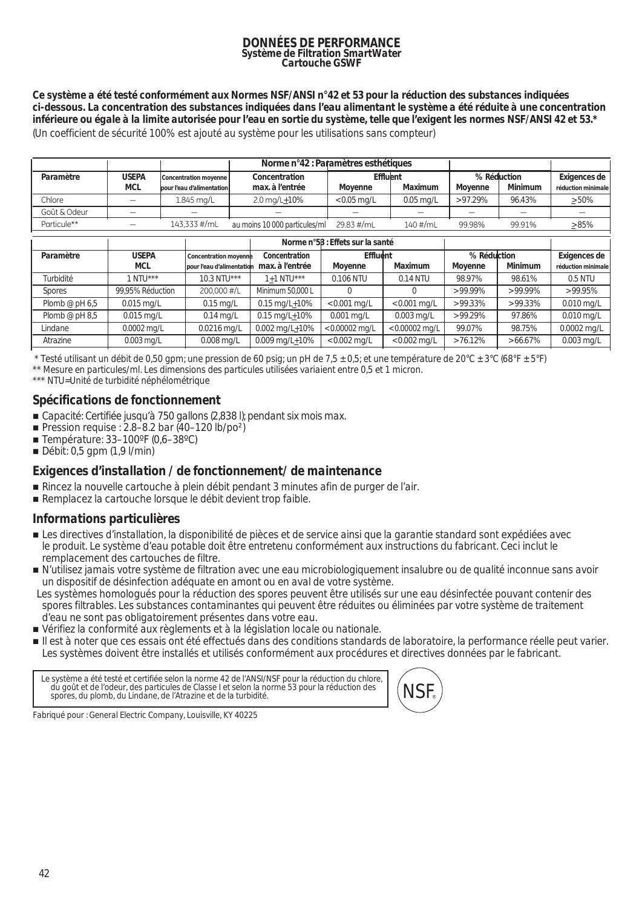# DONNÉES DE PERFORMANCE
## Système de Filtration SmartWater
## Cartouche GSWF

**Ce système a été testé conformément aux Normes NSF/ANSI n°42 et 53 pour la réduction des substances indiquées ci-dessous. La concentration des substances indiquées dans l'eau alimentant le système a été réduite à une concentration inférieure ou égale à la limite autorisée pour l'eau en sortie du système, telle que l'exigent les normes NSF/ANSI 42 et 53.***
(Un coefficient de sécurité 100% est ajouté au système pour les utilisations sans compteur)

| Norme n°42 : Paramètres esthétiques | | | | | | | | |
|---|---|---|---|---|---|---|---|---|
| **Paramètre** | **USEPA MCL** | **Concentration moyenne pour l'eau d'alimentation** | **Concentration max. à l'entrée** | **Effluent** | | **% Réduction** | | **Exigences de réduction minimale** |
| | | | | **Moyenne** | **Maximum** | **Moyenne** | **Minimum** | |
| Chlore | — | 1.845 mg/L | 2.0 mg/L±10% | <0.05 mg/L | 0.05 mg/L | >97.29% | 96.43% | ≥50% |
| Goût & Odeur | — | — | — | — | — | — | — | — |
| Particule** | — | 143,333 #/mL | au moins 10 000 particules/ml | 29.83 #/mL | 140 #/mL | 99.98% | 99.91% | ≥85% |

| Norme n°53 : Effets sur la santé | | | | | | | | |
|---|---|---|---|---|---|---|---|---|
| **Paramètre** | **USEPA MCL** | **Concentration moyenne pour l'eau d'alimentation** | **Concentration max. à l'entrée** | **Effluent** | | **% Réduction** | | **Exigences de réduction minimale** |
| | | | | **Moyenne** | **Maximum** | **Moyenne** | **Minimum** | |
| Turbidité | 1 NTU*** | 10.3 NTU*** | 1±1 NTU*** | 0.106 NTU | 0.14 NTU | 98.97% | 98.61% | 0.5 NTU |
| Spores | 99,95% Réduction | 200,000 #/L | Minimum 50,000 L | 0 | 0 | >99.99% | >99.99% | >99.95% |
| Plomb @ pH 6,5 | 0.015 mg/L | 0.15 mg/L | 0.15 mg/L±10% | <0.001 mg/L | <0.001 mg/L | >99.33% | >99.33% | 0.010 mg/L |
| Plomb @ pH 8,5 | 0.015 mg/L | 0.14 mg/L | 0.15 mg/L±10% | 0.001 mg/L | 0.003 mg/L | >99.29% | 97.86% | 0.010 mg/L |
| Lindane | 0.0002 mg/L | 0.0216 mg/L | 0.002 mg/L±10% | <0.00002 mg/L | <0.00002 mg/L | 99.07% | 98.75% | 0.0002 mg/L |
| Atrazine | 0.003 mg/L | 0.008 mg/L | 0.009 mg/L±10% | <0.002 mg/L | <0.002 mg/L | >76.12% | >66.67% | 0.003 mg/L |

\* Testé utilisant un débit de 0,50 gpm; une pression de 60 psig; un pH de 7,5 ± 0,5; et une température de 20°C ± 3°C (68°F ± 5°F)
** Mesure en particules/ml. Les dimensions des particules utilisées variaient entre 0,5 et 1 micron.
*** NTU=Unité de turbidité néphélométrique

### Spécifications de fonctionnement

- Capacité: Certifiée jusqu'à 750 gallons (2,838 l); pendant six mois max.
- Pression requise : 2.8–8.2 bar (40–120 lb/po²)
- Température: 33–100ºF (0,6–38ºC)
- Débit: 0,5 gpm (1,9 l/min)

### Exigences d'installation / de fonctionnement/ de maintenance

- Rincez la nouvelle cartouche à plein débit pendant 3 minutes afin de purger de l'air.
- Remplacez la cartouche lorsque le débit devient trop faible.

### Informations particulières

- Les directives d'installation, la disponibilité de pièces et de service ainsi que la garantie standard sont expédiées avec le produit. Le système d'eau potable doit être entretenu conformément aux instructions du fabricant. Ceci inclut le remplacement des cartouches de filtre.
- N'utilisez jamais votre système de filtration avec une eau microbiologiquement insalubre ou de qualité inconnue sans avoir un dispositif de désinfection adéquate en amont ou en aval de votre système.
  Les systèmes homologués pour la réduction des spores peuvent être utilisés sur une eau désinfectée pouvant contenir des spores filtrables. Les substances contaminantes qui peuvent être réduites ou éliminées par votre système de traitement d'eau ne sont pas obligatoirement présentes dans votre eau.
- Vérifiez la conformité aux règlements et à la législation locale ou nationale.
- Il est à noter que ces essais ont été effectués dans des conditions standards de laboratoire, la performance réelle peut varier. Les systèmes doivent être installés et utilisés conformément aux procédures et directives données par le fabricant.

Le système a été testé et certifiée selon la norme 42 de l'ANSI/NSF pour la réduction du chlore, du goût et de l'odeur, des particules de Classe I et selon la norme 53 pour la réduction des spores, du plomb, du Lindane, de l'Atrazine et de la turbidité.

NSF®

Fabriqué pour : General Electric Company, Louisville, KY 40225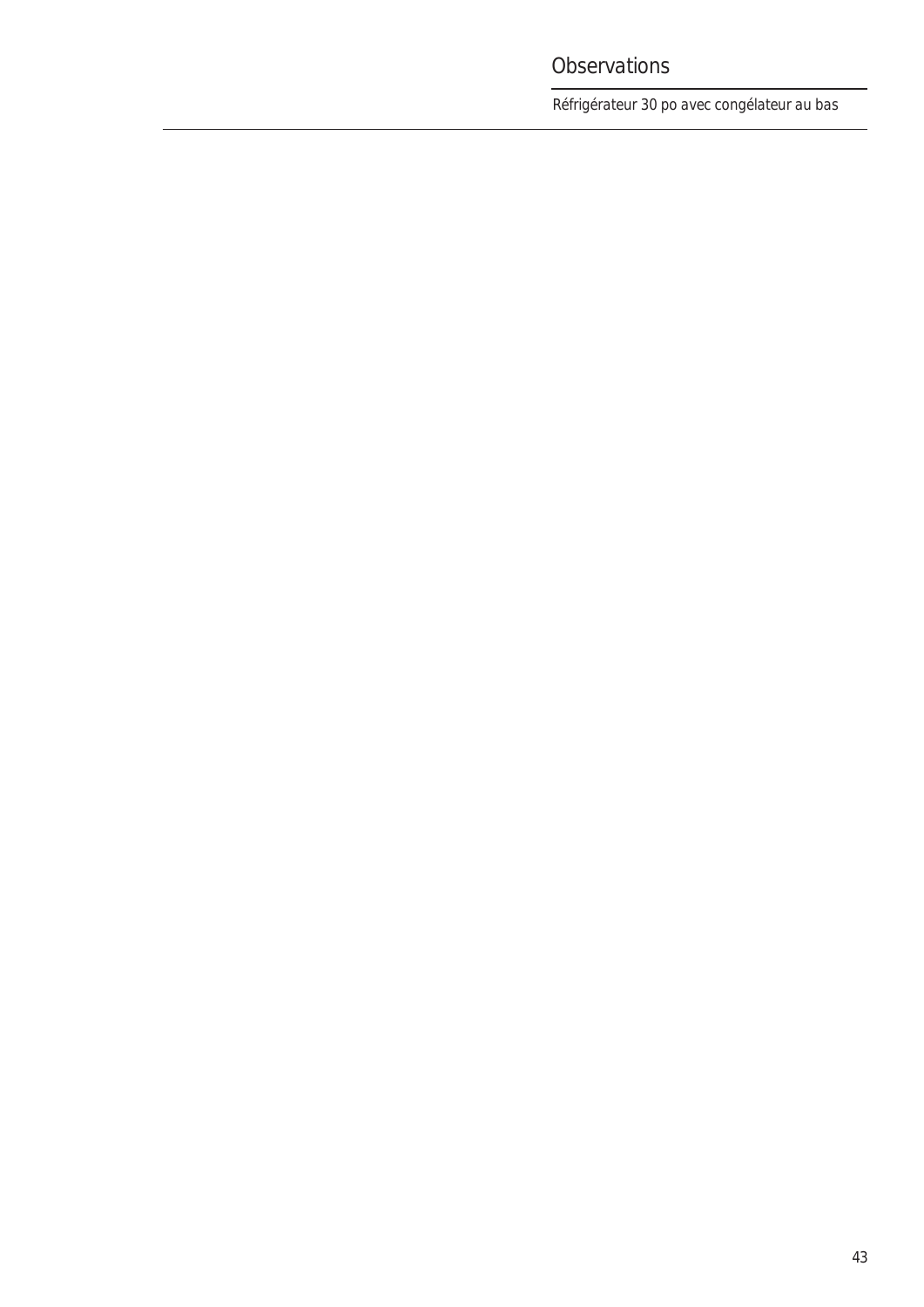# Observations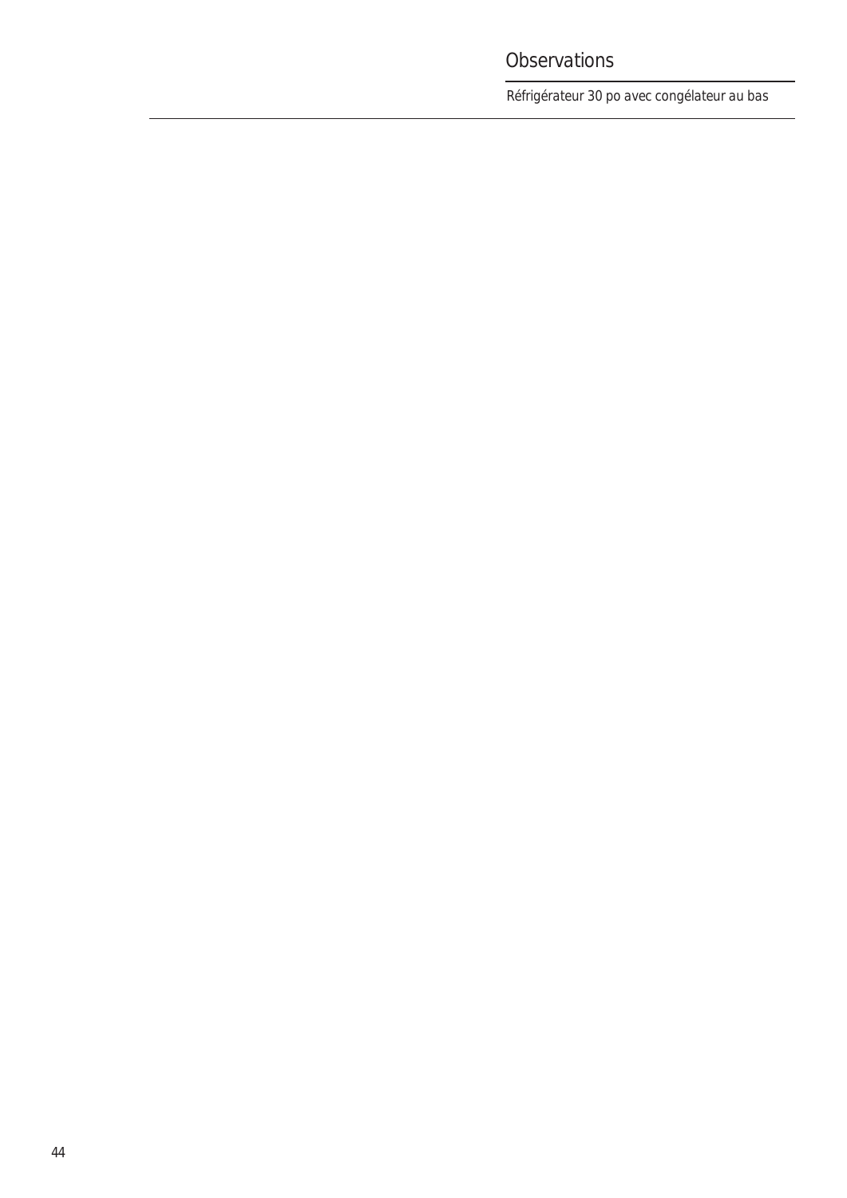# Observations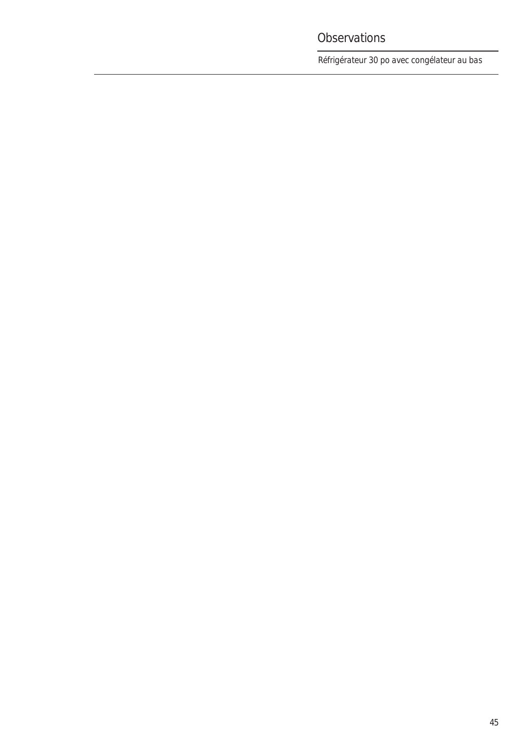# Observations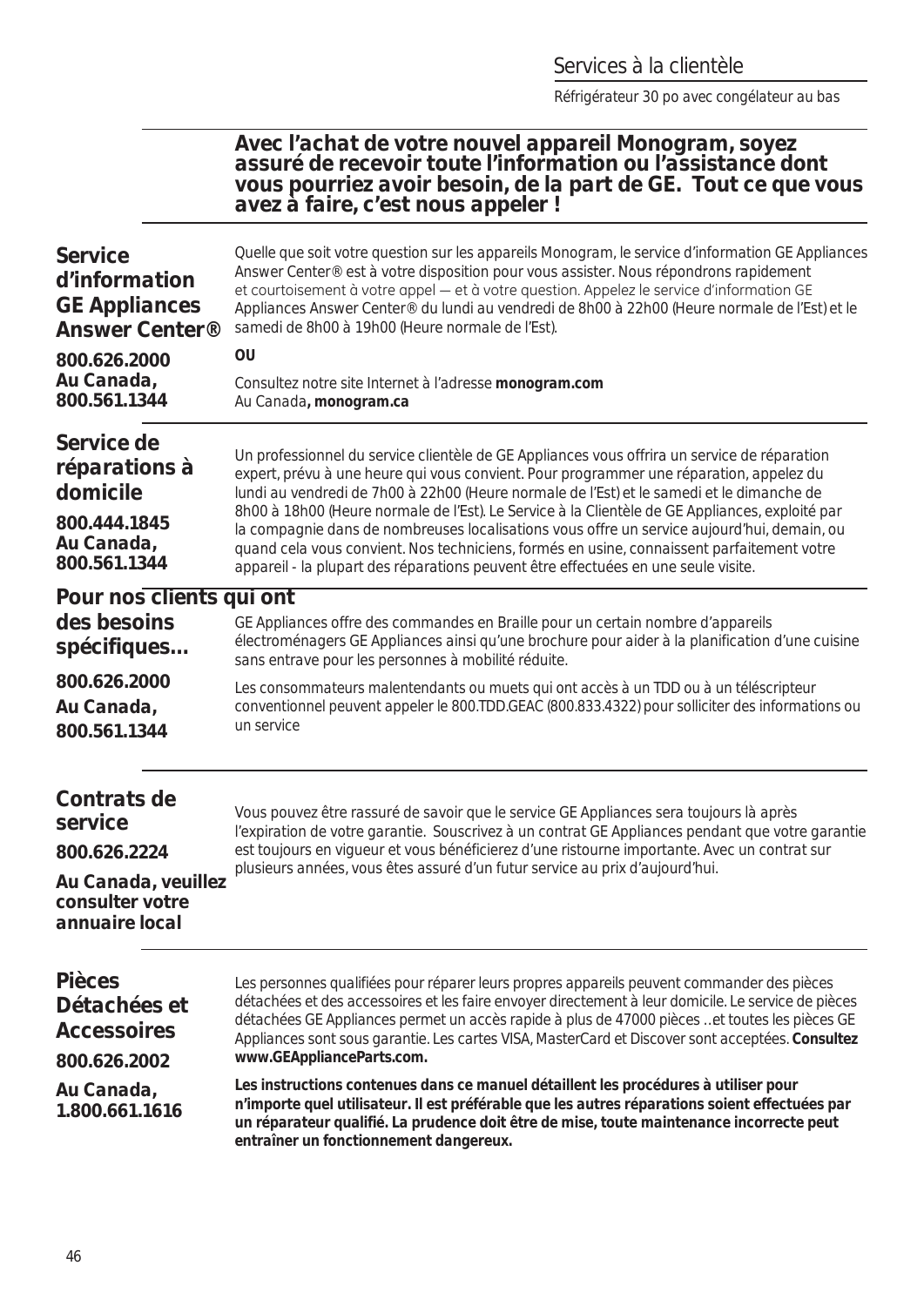# Services à la clientèle

Réfrigérateur 30 po avec congélateur au bas

**Avec l'achat de votre nouvel appareil Monogram, soyez assuré de recevoir toute l'information ou l'assistance dont vous pourriez avoir besoin, de la part de GE. Tout ce que vous avez à faire, c'est nous appeler !**

## Service d'information GE Appliances Answer Center®

**800.626.2000**
**Au Canada, 800.561.1344**

Quelle que soit votre question sur les appareils Monogram, le service d'information GE Appliances Answer Center® est à votre disposition pour vous assister. Nous répondrons rapidement et courtoisement à votre appel — et à votre question. Appelez le service d'information GE Appliances Answer Center® du lundi au vendredi de 8h00 à 22h00 (Heure normale de l'Est) et le samedi de 8h00 à 19h00 (Heure normale de l'Est).

**OU**

Consultez notre site Internet à l'adresse **monogram.com**
Au Canada**, monogram.ca**

## Service de réparations à domicile

**800.444.1845**
**Au Canada, 800.561.1344**

Un professionnel du service clientèle de GE Appliances vous offrira un service de réparation expert, prévu à une heure qui vous convient. Pour programmer une réparation, appelez du lundi au vendredi de 7h00 à 22h00 (Heure normale de l'Est) et le samedi et le dimanche de 8h00 à 18h00 (Heure normale de l'Est). Le Service à la Clientèle de GE Appliances, exploité par la compagnie dans de nombreuses localisations vous offre un service aujourd'hui, demain, ou quand cela vous convient. Nos techniciens, formés en usine, connaissent parfaitement votre appareil - la plupart des réparations peuvent être effectuées en une seule visite.

## Pour nos clients qui ont des besoins spécifiques...

**800.626.2000**
**Au Canada, 800.561.1344**

GE Appliances offre des commandes en Braille pour un certain nombre d'appareils électroménagers GE Appliances ainsi qu'une brochure pour aider à la planification d'une cuisine sans entrave pour les personnes à mobilité réduite.

Les consommateurs malentendants ou muets qui ont accès à un TDD ou à un téléscripteur conventionnel peuvent appeler le 800.TDD.GEAC (800.833.4322) pour solliciter des informations ou un service

## Contrats de service

**800.626.2224**
**Au Canada, veuillez consulter votre annuaire local**

Vous pouvez être rassuré de savoir que le service GE Appliances sera toujours là après l'expiration de votre garantie. Souscrivez à un contrat GE Appliances pendant que votre garantie est toujours en vigueur et vous bénéficierez d'une ristourne importante. Avec un contrat sur plusieurs années, vous êtes assuré d'un futur service au prix d'aujourd'hui.

## Pièces Détachées et Accessoires

**800.626.2002**
**Au Canada, 1.800.661.1616**

Les personnes qualifiées pour réparer leurs propres appareils peuvent commander des pièces détachées et des accessoires et les faire envoyer directement à leur domicile. Le service de pièces détachées GE Appliances permet un accès rapide à plus de 47000 pièces ...et toutes les pièces GE Appliances sont sous garantie. Les cartes VISA, MasterCard et Discover sont acceptées. **Consultez www.GEApplianceParts.com.**

**Les instructions contenues dans ce manuel détaillent les procédures à utiliser pour n'importe quel utilisateur. Il est préférable que les autres réparations soient effectuées par un réparateur qualifié. La prudence doit être de mise, toute maintenance incorrecte peut entraîner un fonctionnement dangereux.**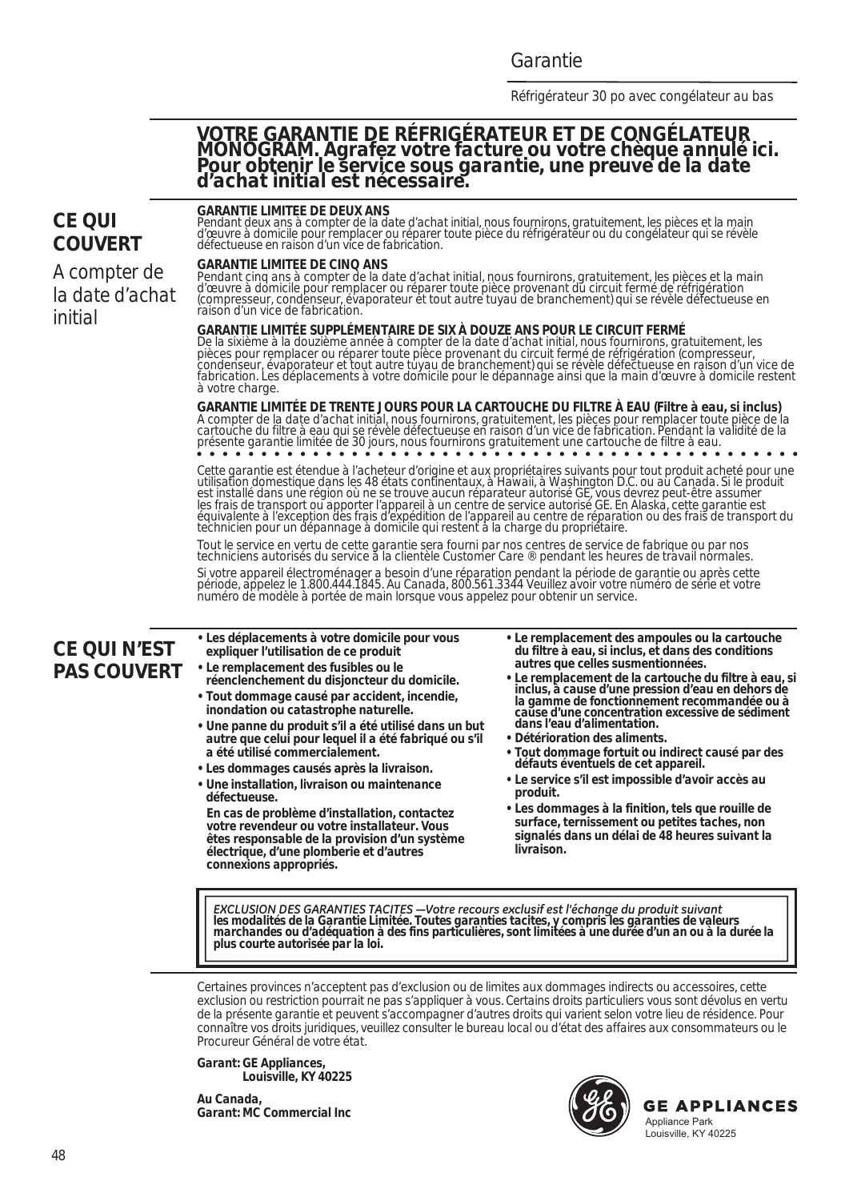# VOTRE GARANTIE DE RÉFRIGÉRATEUR ET DE CONGÉLATEUR MONOGRAM. Agrafez votre facture ou votre chèque annulé ici. Pour obtenir le service sous garantie, une preuve de la date d'achat initial est nécessaire.

## CE QUI COUVERT

A compter de la date d'achat initial

**GARANTIE LIMITEE DE DEUX ANS**
Pendant deux ans à compter de la date d'achat initial, nous fournirons, gratuitement, les pièces et la main d'œuvre à domicile pour remplacer ou réparer toute pièce du réfrigérateur ou du congélateur qui se révèle défectueuse en raison d'un vice de fabrication.

**GARANTIE LIMITEE DE CINQ ANS**
Pendant cinq ans à compter de la date d'achat initial, nous fournirons, gratuitement, les pièces et la main d'œuvre à domicile pour remplacer ou réparer toute pièce provenant du circuit fermé de réfrigération (compresseur, condenseur, évaporateur et tout autre tuyau de branchement) qui se révèle défectueuse en raison d'un vice de fabrication.

**GARANTIE LIMITÉE SUPPLÉMENTAIRE DE SIX À DOUZE ANS POUR LE CIRCUIT FERMÉ**
De la sixième à la douzième année à compter de la date d'achat initial, nous fournirons, gratuitement, les pièces pour remplacer ou réparer toute pièce provenant du circuit fermé de réfrigération (compresseur, condenseur, évaporateur et tout autre tuyau de branchement) qui se révèle défectueuse en raison d'un vice de fabrication. Les déplacements à votre domicile pour le dépannage ainsi que la main d'œuvre à domicile restent à votre charge.

**GARANTIE LIMITÉE DE TRENTE JOURS POUR LA CARTOUCHE DU FILTRE À EAU (Filtre à eau, si inclus)**
A compter de la date d'achat initial, nous fournirons, gratuitement, les pièces pour remplacer toute pièce de la cartouche du filtre à eau qui se révèle défectueuse en raison d'un vice de fabrication. Pendant la validité de la présente garantie limitée de 30 jours, nous fournirons gratuitement une cartouche de filtre à eau.

Cette garantie est étendue à l'acheteur d'origine et aux propriétaires suivants pour tout produit acheté pour une utilisation domestique dans les 48 états continentaux, à Hawaii, à Washington D.C. ou au Canada. Si le produit est installé dans une région où ne se trouve aucun réparateur autorisé GE, vous devrez peut-être assumer les frais de transport ou apporter l'appareil à un centre de service autorisé GE. En Alaska, cette garantie est équivalente à l'exception des frais d'expédition de l'appareil au centre de réparation ou des frais de transport du technicien pour un dépannage à domicile qui restent à la charge du propriétaire.

Tout le service en vertu de cette garantie sera fourni par nos centres de service de fabrique ou par nos techniciens autorisés du service à la clientèle Customer Care ® pendant les heures de travail normales.

Si votre appareil électroménager a besoin d'une réparation pendant la période de garantie ou après cette période, appelez le 1.800.444.1845. Au Canada, 800.561.3344 Veuillez avoir votre numéro de série et votre numéro de modèle à portée de main lorsque vous appelez pour obtenir un service.

## CE QUI N'EST PAS COUVERT

- **Les déplacements à votre domicile pour vous expliquer l'utilisation de ce produit**
- **Le remplacement des fusibles ou le réenclenchement du disjoncteur du domicile.**
- **Tout dommage causé par accident, incendie, inondation ou catastrophe naturelle.**
- **Une panne du produit s'il a été utilisé dans un but autre que celui pour lequel il a été fabriqué ou s'il a été utilisé commercialement.**
- **Les dommages causés après la livraison.**
- **Une installation, livraison ou maintenance défectueuse.**

  **En cas de problème d'installation, contactez votre revendeur ou votre installateur. Vous êtes responsable de la provision d'un système électrique, d'une plomberie et d'autres connexions appropriés.**
- **Le remplacement des ampoules ou la cartouche du filtre à eau, si inclus, et dans des conditions autres que celles susmentionnées.**
- **Le remplacement de la cartouche du filtre à eau, si inclus, à cause d'une pression d'eau en dehors de la gamme de fonctionnement recommandée ou à cause d'une concentration excessive de sédiment dans l'eau d'alimentation.**
- **Détérioration des aliments.**
- **Tout dommage fortuit ou indirect causé par des défauts éventuels de cet appareil.**
- **Le service s'il est impossible d'avoir accès au produit.**
- **Les dommages à la finition, tels que rouille de surface, ternissement ou petites taches, non signalés dans un délai de 48 heures suivant la livraison.**

*EXCLUSION DES GARANTIES TACITES —Votre recours exclusif est l'échange du produit suivant* **les modalités de la Garantie Limitée. Toutes garanties tacites, y compris les garanties de valeurs marchandes ou d'adéquation à des fins particulières, sont limitées à une durée d'un an ou à la durée la plus courte autorisée par la loi.**

Certaines provinces n'acceptent pas d'exclusion ou de limites aux dommages indirects ou accessoires, cette exclusion ou restriction pourrait ne pas s'appliquer à vous. Certains droits particuliers vous sont dévolus en vertu de la présente garantie et peuvent s'accompagner d'autres droits qui varient selon votre lieu de résidence. Pour connaître vos droits juridiques, veuillez consulter le bureau local ou d'état des affaires aux consommateurs ou le Procureur Général de votre état.

**Garant: GE Appliances,
Louisville, KY 40225**

**Au Canada,
Garant: MC Commercial Inc**

GE APPLIANCES
Appliance Park
Louisville, KY 40225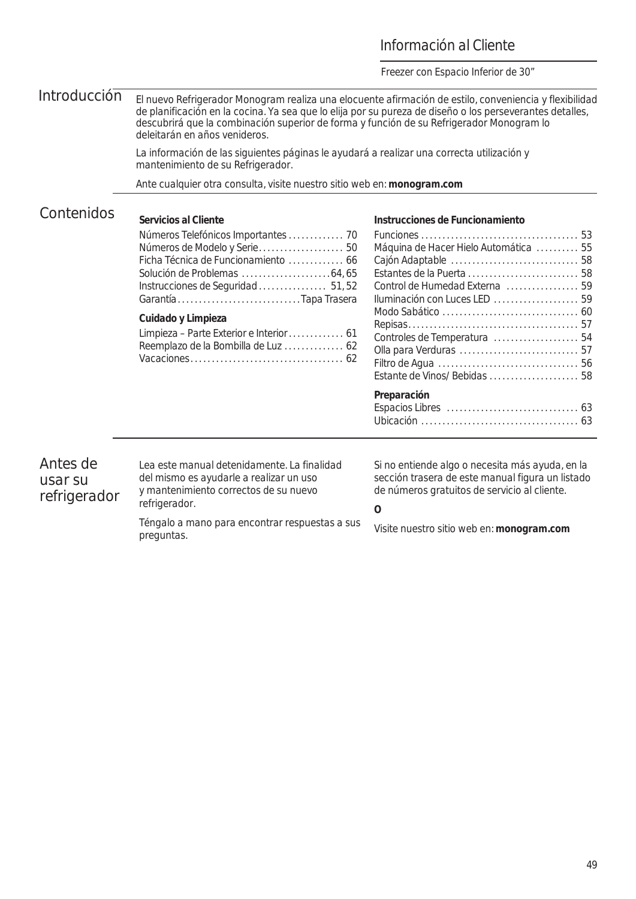# Información al Cliente

Freezer con Espacio Inferior de 30”

## Introducción

El nuevo Refrigerador Monogram realiza una elocuente afirmación de estilo, conveniencia y flexibilidad de planificación en la cocina. Ya sea que lo elija por su pureza de diseño o los perseverantes detalles, descubrirá que la combinación superior de forma y función de su Refrigerador Monogram lo deleitarán en años venideros.

La información de las siguientes páginas le ayudará a realizar una correcta utilización y mantenimiento de su Refrigerador.

Ante cualquier otra consulta, visite nuestro sitio web en: **monogram.com**

## Contenidos

**Servicios al Cliente**

- Números Telefónicos Importantes .......... 70
- Números de Modelo y Serie .......... 50
- Ficha Técnica de Funcionamiento .......... 66
- Solución de Problemas .......... 64, 65
- Instrucciones de Seguridad .......... 51, 52
- Garantía .......... Tapa Trasera

**Cuidado y Limpieza**

- Limpieza – Parte Exterior e Interior .......... 61
- Reemplazo de la Bombilla de Luz .......... 62
- Vacaciones .......... 62

**Instrucciones de Funcionamiento**

- Funciones .......... 53
- Máquina de Hacer Hielo Automática .......... 55
- Cajón Adaptable .......... 58
- Estantes de la Puerta .......... 58
- Control de Humedad Externa .......... 59
- Iluminación con Luces LED .......... 59
- Modo Sabático .......... 60
- Repisas .......... 57
- Controles de Temperatura .......... 54
- Olla para Verduras .......... 57
- Filtro de Agua .......... 56
- Estante de Vinos/ Bebidas .......... 58

**Preparación**

- Espacios Libres .......... 63
- Ubicación .......... 63

## Antes de usar su refrigerador

Lea este manual detenidamente. La finalidad del mismo es ayudarle a realizar un uso y mantenimiento correctos de su nuevo refrigerador.

Téngalo a mano para encontrar respuestas a sus preguntas.

Si no entiende algo o necesita más ayuda, en la sección trasera de este manual figura un listado de números gratuitos de servicio al cliente.

**O**

Visite nuestro sitio web en: **monogram.com**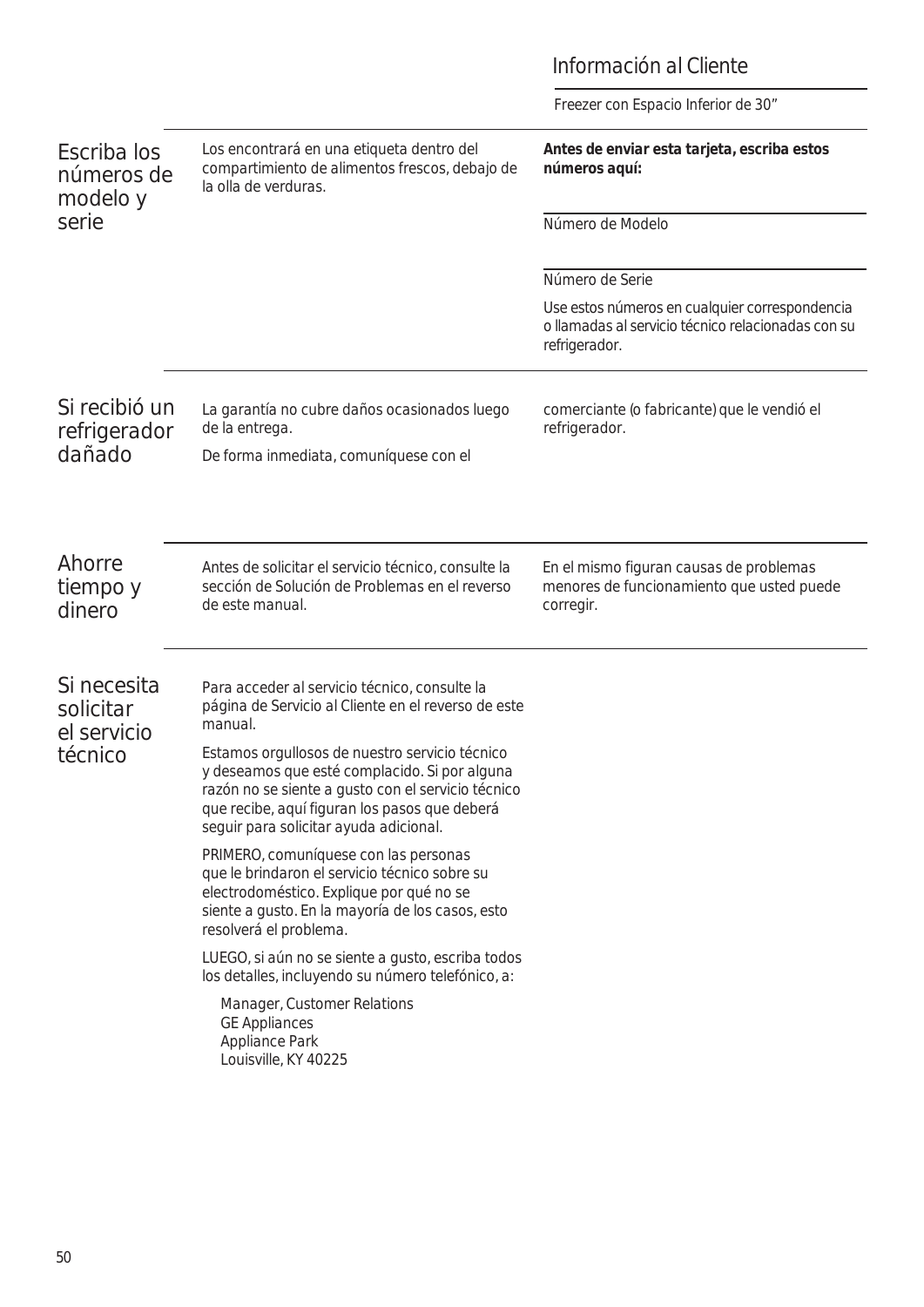# Información al Cliente

Freezer con Espacio Inferior de 30"

## Escriba los números de modelo y serie

Los encontrará en una etiqueta dentro del compartimiento de alimentos frescos, debajo de la olla de verduras.

**Antes de enviar esta tarjeta, escriba estos números aquí:**

\_\_\_\_\_\_\_\_\_\_\_\_\_\_\_\_\_\_\_\_\_\_\_\_\_\_\_\_\_\_\_\_

Número de Modelo

\_\_\_\_\_\_\_\_\_\_\_\_\_\_\_\_\_\_\_\_\_\_\_\_\_\_\_\_\_\_\_\_

Número de Serie

Use estos números en cualquier correspondencia o llamadas al servicio técnico relacionadas con su refrigerador.

## Si recibió un refrigerador dañado

La garantía no cubre daños ocasionados luego de la entrega.

De forma inmediata, comuníquese con el comerciante (o fabricante) que le vendió el refrigerador.

## Ahorre tiempo y dinero

Antes de solicitar el servicio técnico, consulte la sección de Solución de Problemas en el reverso de este manual. En el mismo figuran causas de problemas menores de funcionamiento que usted puede corregir.

## Si necesita solicitar el servicio técnico

Para acceder al servicio técnico, consulte la página de Servicio al Cliente en el reverso de este manual.

Estamos orgullosos de nuestro servicio técnico y deseamos que esté complacido. Si por alguna razón no se siente a gusto con el servicio técnico que recibe, aquí figuran los pasos que deberá seguir para solicitar ayuda adicional.

PRIMERO, comuníquese con las personas que le brindaron el servicio técnico sobre su electrodoméstico. Explique por qué no se siente a gusto. En la mayoría de los casos, esto resolverá el problema.

LUEGO, si aún no se siente a gusto, escriba todos los detalles, incluyendo su número telefónico, a:

Manager, Customer Relations
GE Appliances
Appliance Park
Louisville, KY 40225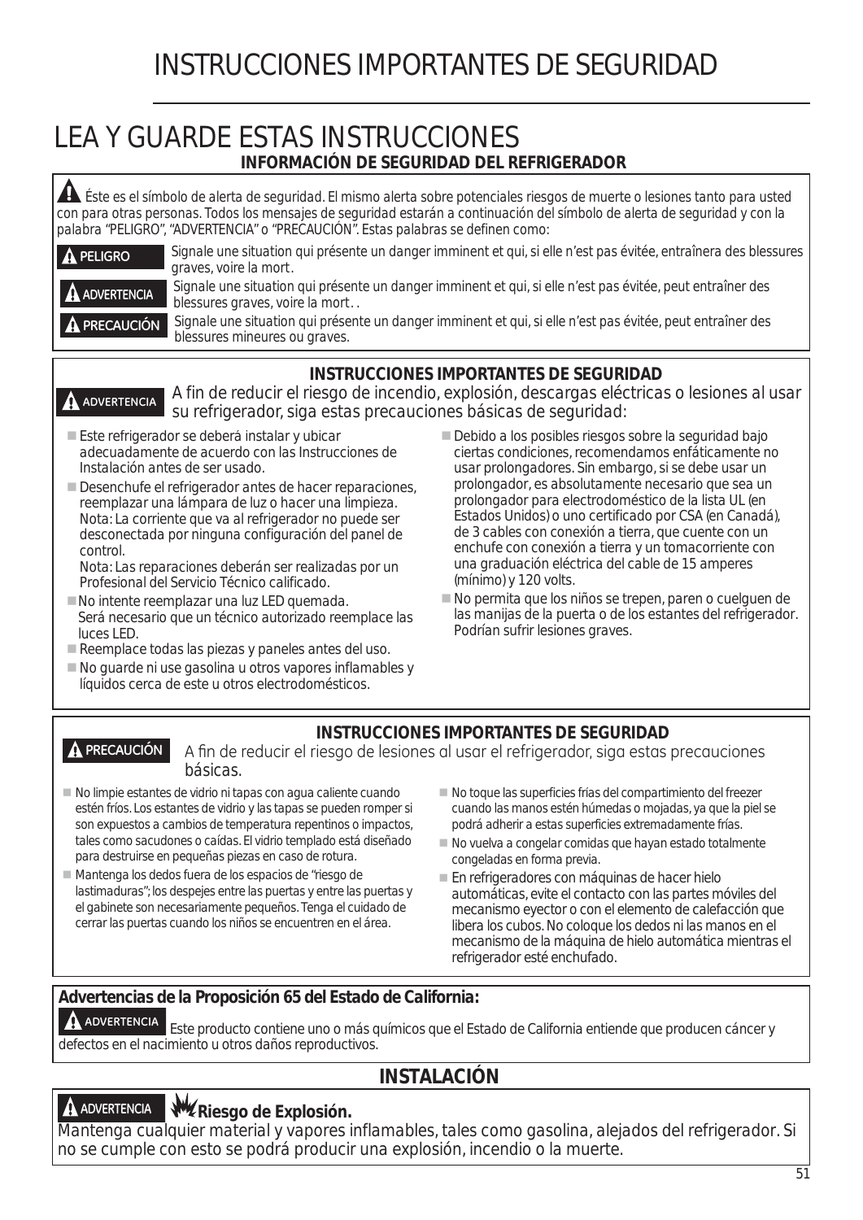# INSTRUCCIONES IMPORTANTES DE SEGURIDAD

## LEA Y GUARDE ESTAS INSTRUCCIONES

### INFORMACIÓN DE SEGURIDAD DEL REFRIGERADOR

⚠ Éste es el símbolo de alerta de seguridad. El mismo alerta sobre potenciales riesgos de muerte o lesiones tanto para usted con para otras personas. Todos los mensajes de seguridad estarán a continuación del símbolo de alerta de seguridad y con la palabra "PELIGRO", "ADVERTENCIA" o "PRECAUCIÓN". Estas palabras se definen como:

**⚠ PELIGRO** Signale une situation qui présente un danger imminent et qui, si elle n'est pas évitée, entraînera des blessures graves, voire la mort.

**⚠ ADVERTENCIA** Signale une situation qui présente un danger imminent et qui, si elle n'est pas évitée, peut entraîner des blessures graves, voire la mort. .

**⚠ PRECAUCIÓN** Signale une situation qui présente un danger imminent et qui, si elle n'est pas évitée, peut entraîner des blessures mineures ou graves.

### INSTRUCCIONES IMPORTANTES DE SEGURIDAD

**⚠ ADVERTENCIA** A fin de reducir el riesgo de incendio, explosión, descargas eléctricas o lesiones al usar su refrigerador, siga estas precauciones básicas de seguridad:

- Este refrigerador se deberá instalar y ubicar adecuadamente de acuerdo con las Instrucciones de Instalación antes de ser usado.
- Desenchufe el refrigerador antes de hacer reparaciones, reemplazar una lámpara de luz o hacer una limpieza. Nota: La corriente que va al refrigerador no puede ser desconectada por ninguna configuración del panel de control.
  Nota: Las reparaciones deberán ser realizadas por un Profesional del Servicio Técnico calificado.
- No intente reemplazar una luz LED quemada. Será necesario que un técnico autorizado reemplace las luces LED.
- Reemplace todas las piezas y paneles antes del uso.
- No guarde ni use gasolina u otros vapores inflamables y líquidos cerca de este u otros electrodomésticos.
- Debido a los posibles riesgos sobre la seguridad bajo ciertas condiciones, recomendamos enfáticamente no usar prolongadores. Sin embargo, si se debe usar un prolongador, es absolutamente necesario que sea un prolongador para electrodoméstico de la lista UL (en Estados Unidos) o uno certificado por CSA (en Canadá), de 3 cables con conexión a tierra, que cuente con un enchufe con conexión a tierra y un tomacorriente con una graduación eléctrica del cable de 15 amperes (mínimo) y 120 volts.
- No permita que los niños se trepen, paren o cuelguen de las manijas de la puerta o de los estantes del refrigerador. Podrían sufrir lesiones graves.

### INSTRUCCIONES IMPORTANTES DE SEGURIDAD

**⚠ PRECAUCIÓN** A fin de reducir el riesgo de lesiones al usar el refrigerador, siga estas precauciones básicas.

- No limpie estantes de vidrio ni tapas con agua caliente cuando estén fríos. Los estantes de vidrio y las tapas se pueden romper si son expuestos a cambios de temperatura repentinos o impactos, tales como sacudones o caídas. El vidrio templado está diseñado para destruirse en pequeñas piezas en caso de rotura.
- Mantenga los dedos fuera de los espacios de "riesgo de lastimaduras"; los despejes entre las puertas y entre las puertas y el gabinete son necesariamente pequeños. Tenga el cuidado de cerrar las puertas cuando los niños se encuentren en el área.
- No toque las superficies frías del compartimiento del freezer cuando las manos estén húmedas o mojadas, ya que la piel se podrá adherir a estas superficies extremadamente frías.
- No vuelva a congelar comidas que hayan estado totalmente congeladas en forma previa.
- En refrigeradores con máquinas de hacer hielo automáticas, evite el contacto con las partes móviles del mecanismo eyector o con el elemento de calefacción que libera los cubos. No coloque los dedos ni las manos en el mecanismo de la máquina de hielo automática mientras el refrigerador esté enchufado.

**Advertencias de la Proposición 65 del Estado de California:**

**⚠ ADVERTENCIA** Este producto contiene uno o más químicos que el Estado de California entiende que producen cáncer y defectos en el nacimiento u otros daños reproductivos.

### INSTALACIÓN

**⚠ ADVERTENCIA** **Riesgo de Explosión.**

Mantenga cualquier material y vapores inflamables, tales como gasolina, alejados del refrigerador. Si no se cumple con esto se podrá producir una explosión, incendio o la muerte.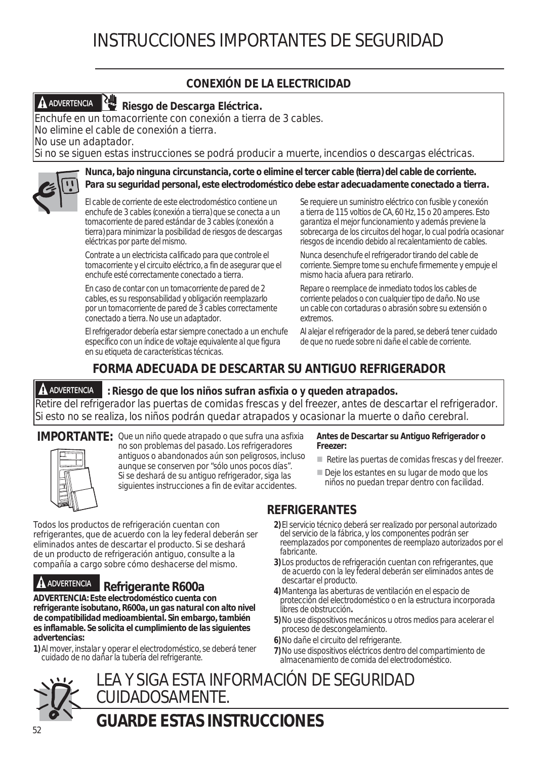# INSTRUCCIONES IMPORTANTES DE SEGURIDAD

## CONEXIÓN DE LA ELECTRICIDAD

**ADVERTENCIA** **Riesgo de Descarga Eléctrica.**

Enchufe en un tomacorriente con conexión a tierra de 3 cables.
No elimine el cable de conexión a tierra.
No use un adaptador.
Si no se siguen estas instrucciones se podrá producir a muerte, incendios o descargas eléctricas.

**Nunca, bajo ninguna circunstancia, corte o elimine el tercer cable (tierra) del cable de corriente. Para su seguridad personal, este electrodoméstico debe estar adecuadamente conectado a tierra.**

El cable de corriente de este electrodoméstico contiene un enchufe de 3 cables (conexión a tierra) que se conecta a un tomacorriente de pared estándar de 3 cables (conexión a tierra) para minimizar la posibilidad de riesgos de descargas eléctricas por parte del mismo.

Contrate a un electricista calificado para que controle el tomacorriente y el circuito eléctrico, a fin de asegurar que el enchufe esté correctamente conectado a tierra.

En caso de contar con un tomacorriente de pared de 2 cables, es su responsabilidad y obligación reemplazarlo por un tomacorriente de pared de 3 cables correctamente conectado a tierra. No use un adaptador.

El refrigerador debería estar siempre conectado a un enchufe específico con un índice de voltaje equivalente al que figura en su etiqueta de características técnicas.

Se requiere un suministro eléctrico con fusible y conexión a tierra de 115 voltios de CA, 60 Hz, 15 o 20 amperes. Esto garantiza el mejor funcionamiento y además previene la sobrecarga de los circuitos del hogar, lo cual podría ocasionar riesgos de incendio debido al recalentamiento de cables.

Nunca desenchufe el refrigerador tirando del cable de corriente. Siempre tome su enchufe firmemente y empuje el mismo hacia afuera para retirarlo.

Repare o reemplace de inmediato todos los cables de corriente pelados o con cualquier tipo de daño. No use un cable con cortaduras o abrasión sobre su extensión o extremos.

Al alejar el refrigerador de la pared, se deberá tener cuidado de que no ruede sobre ni dañe el cable de corriente.

## FORMA ADECUADA DE DESCARTAR SU ANTIGUO REFRIGERADOR

**ADVERTENCIA** **: Riesgo de que los niños sufran asfixia o y queden atrapados.**

Retire del refrigerador las puertas de comidas frescas y del freezer, antes de descartar el refrigerador. Si esto no se realiza, los niños podrán quedar atrapados y ocasionar la muerte o daño cerebral.

**IMPORTANTE:** Que un niño quede atrapado o que sufra una asfixia no son problemas del pasado. Los refrigeradores antiguos o abandonados aún son peligrosos, incluso aunque se conserven por "sólo unos pocos días". Si se deshará de su antiguo refrigerador, siga las siguientes instrucciones a fin de evitar accidentes.

**Antes de Descartar su Antiguo Refrigerador o Freezer:**

- Retire las puertas de comidas frescas y del freezer.
- Deje los estantes en su lugar de modo que los niños no puedan trepar dentro con facilidad.

Todos los productos de refrigeración cuentan con refrigerantes, que de acuerdo con la ley federal deberán ser eliminados antes de descartar el producto. Si se deshará de un producto de refrigeración antiguo, consulte a la compañía a cargo sobre cómo deshacerse del mismo.

## REFRIGERANTES

**ADVERTENCIA** **Refrigerante R600a**

**ADVERTENCIA: Este electrodoméstico cuenta con refrigerante isobutano, R600a, un gas natural con alto nivel de compatibilidad medioambiental. Sin embargo, también es inflamable. Se solicita el cumplimiento de las siguientes advertencias:**

1) Al mover, instalar y operar el electrodoméstico, se deberá tener cuidado de no dañar la tubería del refrigerante.
2) El servicio técnico deberá ser realizado por personal autorizado del servicio de la fábrica, y los componentes podrán ser reemplazados por componentes de reemplazo autorizados por el fabricante.
3) Los productos de refrigeración cuentan con refrigerantes, que de acuerdo con la ley federal deberán ser eliminados antes de descartar el producto.
4) Mantenga las aberturas de ventilación en el espacio de protección del electrodoméstico o en la estructura incorporada libres de obstrucción**.**
5) No use dispositivos mecánicos u otros medios para acelerar el proceso de descongelamiento.
6) No dañe el circuito del refrigerante.
7) No use dispositivos eléctricos dentro del compartimiento de almacenamiento de comida del electrodoméstico.

LEA Y SIGA ESTA INFORMACIÓN DE SEGURIDAD CUIDADOSAMENTE.

**GUARDE ESTAS INSTRUCCIONES**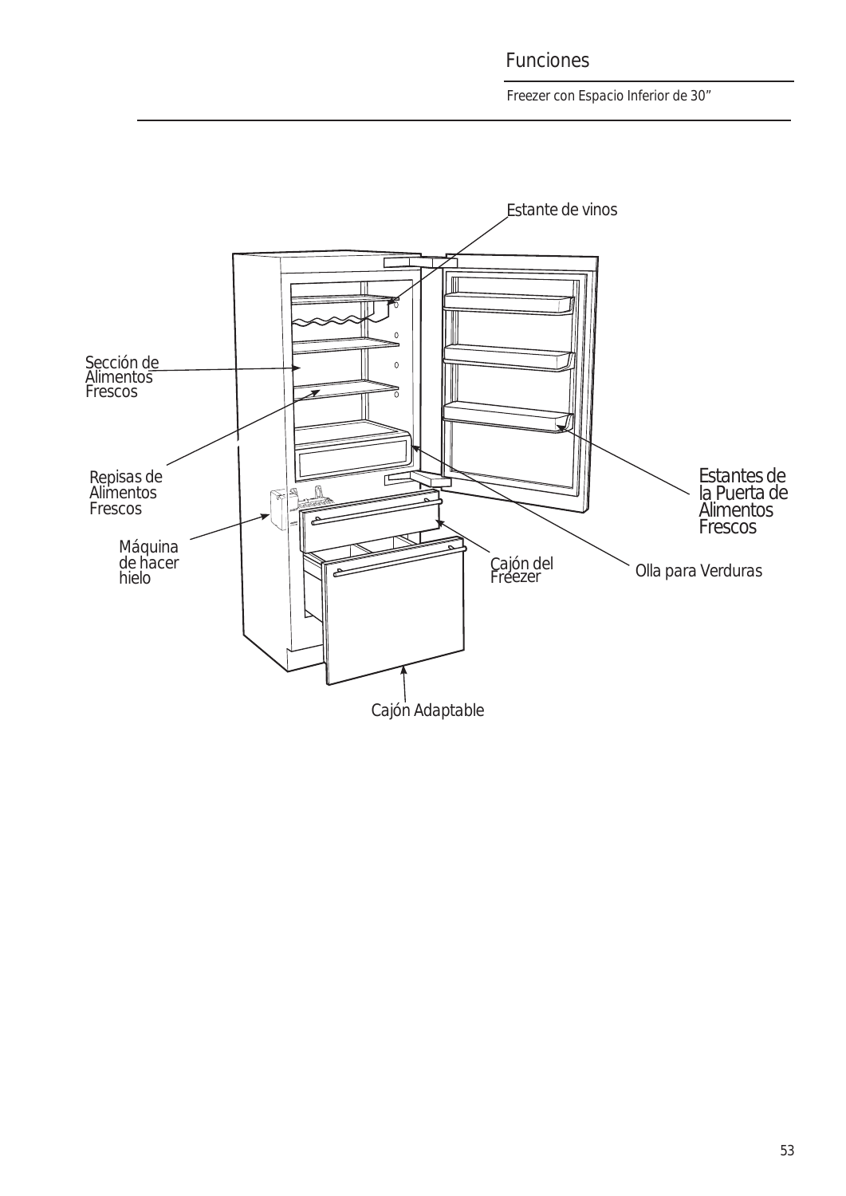# Funciones

Freezer con Espacio Inferior de 30”

Estante de vinos

Sección de Alimentos Frescos

Repisas de Alimentos Frescos

Máquina de hacer hielo

Cajón del Freezer

Olla para Verduras

Estantes de la Puerta de Alimentos Frescos

Cajón Adaptable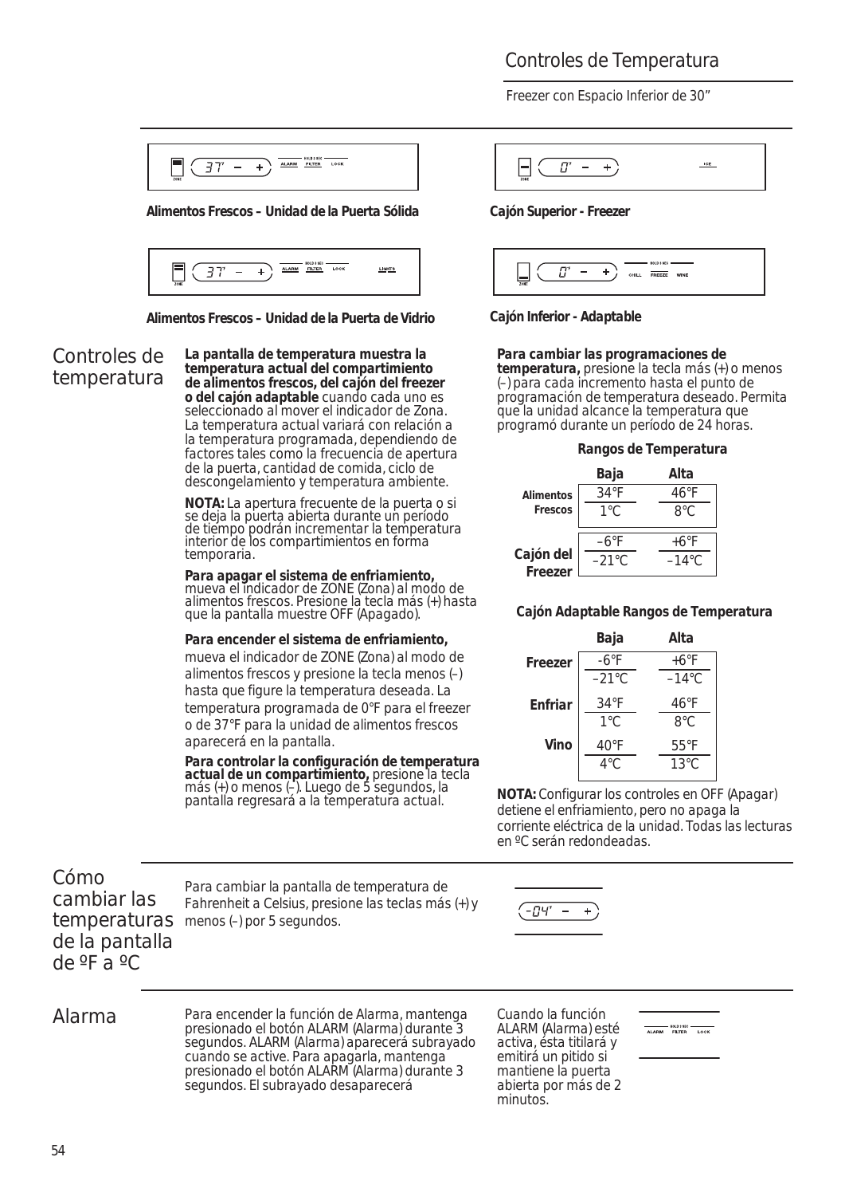# Controles de Temperatura

Freezer con Espacio Inferior de 30"

**Alimentos Frescos – Unidad de la Puerta Sólida**

**Cajón Superior - Freezer**

**Alimentos Frescos – Unidad de la Puerta de Vidrio**

**Cajón Inferior - Adaptable**

## Controles de temperatura

**La pantalla de temperatura muestra la temperatura actual del compartimiento de alimentos frescos, del cajón del freezer o del cajón adaptable** cuando cada uno es seleccionado al mover el indicador de Zona. La temperatura actual variará con relación a la temperatura programada, dependiendo de factores tales como la frecuencia de apertura de la puerta, cantidad de comida, ciclo de descongelamiento y temperatura ambiente.

**NOTA:** La apertura frecuente de la puerta o si se deja la puerta abierta durante un período de tiempo podrán incrementar la temperatura interior de los compartimientos en forma temporaria.

**Para apagar el sistema de enfriamiento,** mueva el indicador de ZONE (Zona) al modo de alimentos frescos. Presione la tecla más (+) hasta que la pantalla muestre OFF (Apagado).

**Para encender el sistema de enfriamiento,** mueva el indicador de ZONE (Zona) al modo de alimentos frescos y presione la tecla menos (–) hasta que figure la temperatura deseada. La temperatura programada de 0°F para el freezer o de 37°F para la unidad de alimentos frescos aparecerá en la pantalla.

**Para controlar la configuración de temperatura actual de un compartimiento,** presione la tecla más (+) o menos (–). Luego de 5 segundos, la pantalla regresará a la temperatura actual.

**Para cambiar las programaciones de temperatura,** presione la tecla más (+) o menos (–) para cada incremento hasta el punto de programación de temperatura deseado. Permita que la unidad alcance la temperatura que programó durante un período de 24 horas.

**Rangos de Temperatura**

| | Baja | Alta |
|---|---|---|
| **Alimentos Frescos** | 34°F / 1°C | 46°F / 8°C |
| **Cajón del Freezer** | –6°F / –21°C | +6°F / –14°C |

**Cajón Adaptable Rangos de Temperatura**

| | Baja | Alta |
|---|---|---|
| **Freezer** | -6°F / –21°C | +6°F / –14°C |
| **Enfriar** | 34°F / 1°C | 46°F / 8°C |
| **Vino** | 40°F / 4°C | 55°F / 13°C |

**NOTA:** Configurar los controles en OFF (Apagar) detiene el enfriamiento, pero no apaga la corriente eléctrica de la unidad. Todas las lecturas en ºC serán redondeadas.

## Cómo cambiar las temperaturas de la pantalla de ºF a ºC

Para cambiar la pantalla de temperatura de Fahrenheit a Celsius, presione las teclas más (+) y menos (–) por 5 segundos.

## Alarma

Para encender la función de Alarma, mantenga presionado el botón ALARM (Alarma) durante 3 segundos. ALARM (Alarma) aparecerá subrayado cuando se active. Para apagarla, mantenga presionado el botón ALARM (Alarma) durante 3 segundos. El subrayado desaparecerá

Cuando la función ALARM (Alarma) esté activa, ésta titilará y emitirá un pitido si mantiene la puerta abierta por más de 2 minutos.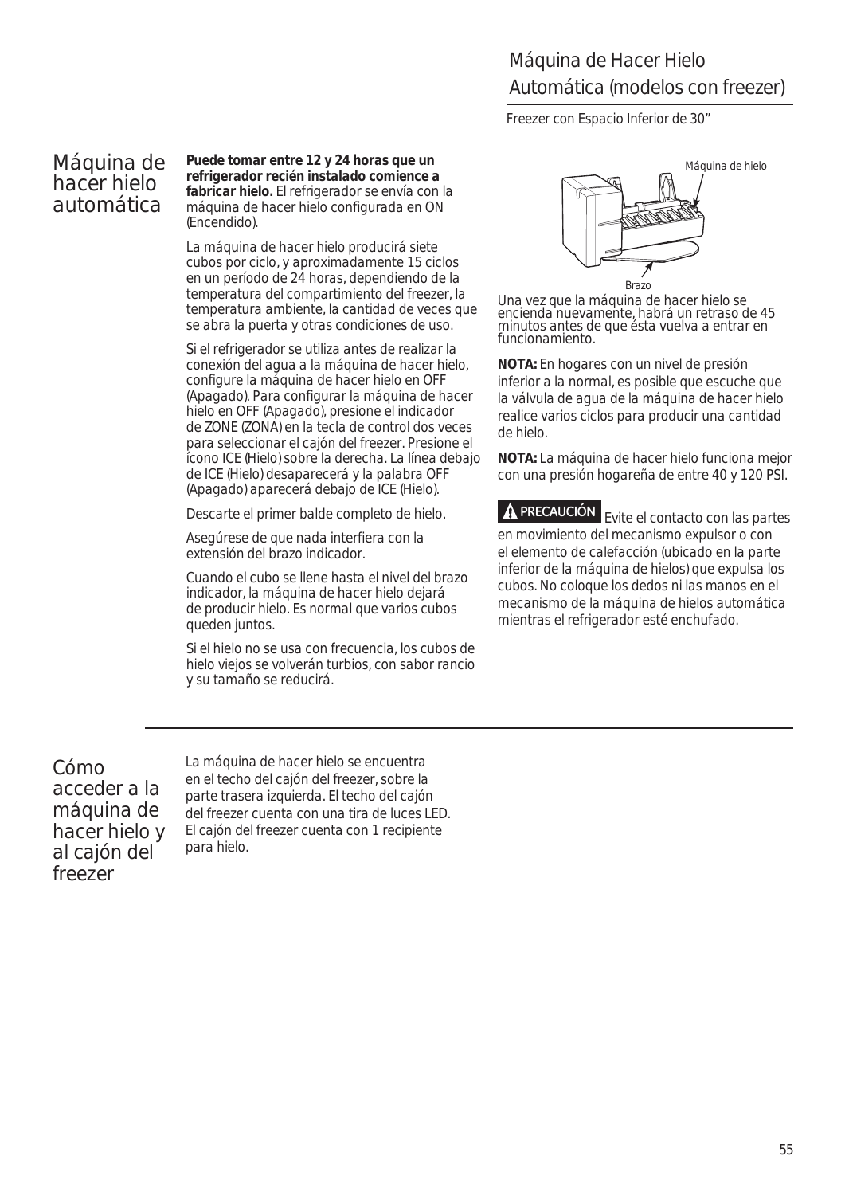# Máquina de Hacer Hielo Automática (modelos con freezer)

Freezer con Espacio Inferior de 30"

## Máquina de hacer hielo automática

**Puede tomar entre 12 y 24 horas que un refrigerador recién instalado comience a fabricar hielo.** El refrigerador se envía con la máquina de hacer hielo configurada en ON (Encendido).

La máquina de hacer hielo producirá siete cubos por ciclo, y aproximadamente 15 ciclos en un período de 24 horas, dependiendo de la temperatura del compartimiento del freezer, la temperatura ambiente, la cantidad de veces que se abra la puerta y otras condiciones de uso.

Si el refrigerador se utiliza antes de realizar la conexión del agua a la máquina de hacer hielo, configure la máquina de hacer hielo en OFF (Apagado). Para configurar la máquina de hacer hielo en OFF (Apagado), presione el indicador de ZONE (ZONA) en la tecla de control dos veces para seleccionar el cajón del freezer. Presione el ícono ICE (Hielo) sobre la derecha. La línea debajo de ICE (Hielo) desaparecerá y la palabra OFF (Apagado) aparecerá debajo de ICE (Hielo).

Descarte el primer balde completo de hielo.

Asegúrese de que nada interfiera con la extensión del brazo indicador.

Cuando el cubo se llene hasta el nivel del brazo indicador, la máquina de hacer hielo dejará de producir hielo. Es normal que varios cubos queden juntos.

Si el hielo no se usa con frecuencia, los cubos de hielo viejos se volverán turbios, con sabor rancio y su tamaño se reducirá.

Máquina de hielo

Brazo

Una vez que la máquina de hacer hielo se encienda nuevamente, habrá un retraso de 45 minutos antes de que ésta vuelva a entrar en funcionamiento.

**NOTA:** En hogares con un nivel de presión inferior a la normal, es posible que escuche que la válvula de agua de la máquina de hacer hielo realice varios ciclos para producir una cantidad de hielo.

**NOTA:** La máquina de hacer hielo funciona mejor con una presión hogareña de entre 40 y 120 PSI.

**⚠ PRECAUCIÓN** Evite el contacto con las partes en movimiento del mecanismo expulsor o con el elemento de calefacción (ubicado en la parte inferior de la máquina de hielos) que expulsa los cubos. No coloque los dedos ni las manos en el mecanismo de la máquina de hielos automática mientras el refrigerador esté enchufado.

## Cómo acceder a la máquina de hacer hielo y al cajón del freezer

La máquina de hacer hielo se encuentra en el techo del cajón del freezer, sobre la parte trasera izquierda. El techo del cajón del freezer cuenta con una tira de luces LED. El cajón del freezer cuenta con 1 recipiente para hielo.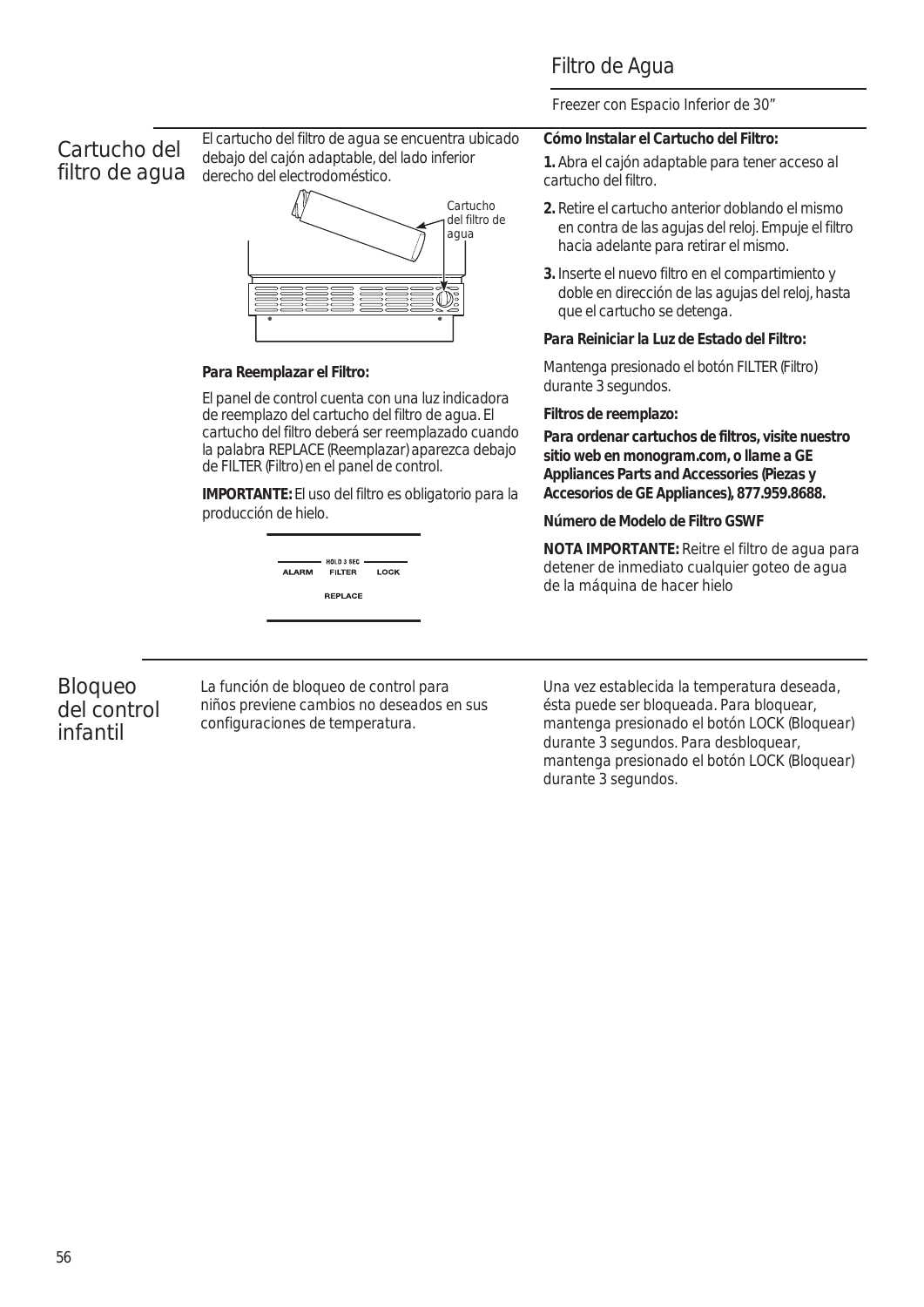# Filtro de Agua

Freezer con Espacio Inferior de 30"

## Cartucho del filtro de agua

El cartucho del filtro de agua se encuentra ubicado debajo del cajón adaptable, del lado inferior derecho del electrodoméstico.

Cartucho del filtro de agua

**Para Reemplazar el Filtro:**

El panel de control cuenta con una luz indicadora de reemplazo del cartucho del filtro de agua. El cartucho del filtro deberá ser reemplazado cuando la palabra REPLACE (Reemplazar) aparezca debajo de FILTER (Filtro) en el panel de control.

**IMPORTANTE:** El uso del filtro es obligatorio para la producción de hielo.

HOLD 3 SEC
ALARM FILTER LOCK
REPLACE

**Cómo Instalar el Cartucho del Filtro:**

**1.** Abra el cajón adaptable para tener acceso al cartucho del filtro.

**2.** Retire el cartucho anterior doblando el mismo en contra de las agujas del reloj. Empuje el filtro hacia adelante para retirar el mismo.

**3.** Inserte el nuevo filtro en el compartimiento y doble en dirección de las agujas del reloj, hasta que el cartucho se detenga.

**Para Reiniciar la Luz de Estado del Filtro:**

Mantenga presionado el botón FILTER (Filtro) durante 3 segundos.

**Filtros de reemplazo:**

**Para ordenar cartuchos de filtros, visite nuestro sitio web en monogram.com, o llame a GE Appliances Parts and Accessories (Piezas y Accesorios de GE Appliances), 877.959.8688.**

**Número de Modelo de Filtro GSWF**

**NOTA IMPORTANTE:** Reitre el filtro de agua para detener de inmediato cualquier goteo de agua de la máquina de hacer hielo

## Bloqueo del control infantil

La función de bloqueo de control para niños previene cambios no deseados en sus configuraciones de temperatura.

Una vez establecida la temperatura deseada, ésta puede ser bloqueada. Para bloquear, mantenga presionado el botón LOCK (Bloquear) durante 3 segundos. Para desbloquear, mantenga presionado el botón LOCK (Bloquear) durante 3 segundos.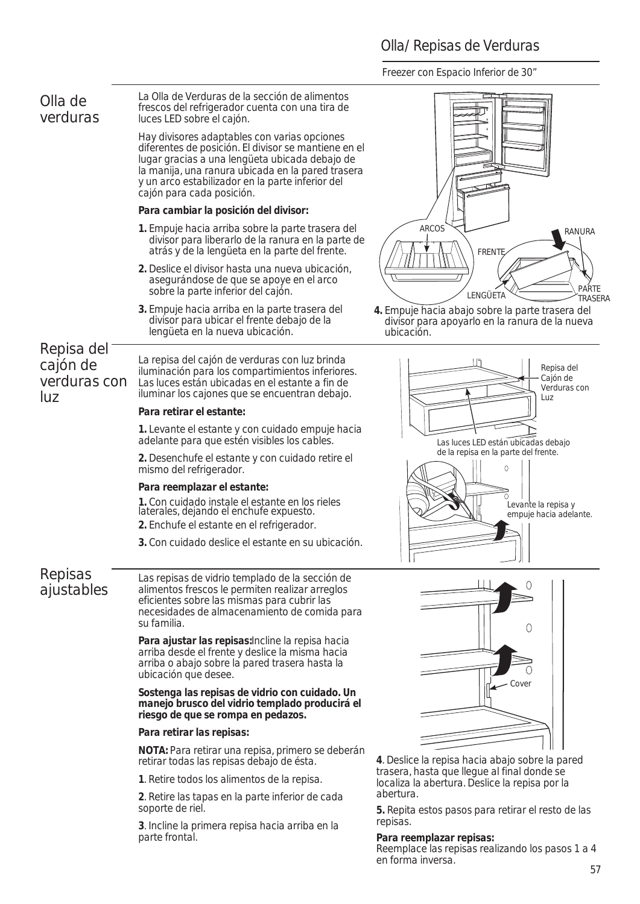# Olla/ Repisas de Verduras

Freezer con Espacio Inferior de 30"

## Olla de verduras

La Olla de Verduras de la sección de alimentos frescos del refrigerador cuenta con una tira de luces LED sobre el cajón.

Hay divisores adaptables con varias opciones diferentes de posición. El divisor se mantiene en el lugar gracias a una lengüeta ubicada debajo de la manija, una ranura ubicada en la pared trasera y un arco estabilizador en la parte inferior del cajón para cada posición.

**Para cambiar la posición del divisor:**

1. Empuje hacia arriba sobre la parte trasera del divisor para liberarlo de la ranura en la parte de atrás y de la lengüeta en la parte del frente.
2. Deslice el divisor hasta una nueva ubicación, asegurándose de que se apoye en el arco sobre la parte inferior del cajón.
3. Empuje hacia arriba en la parte trasera del divisor para ubicar el frente debajo de la lengüeta en la nueva ubicación.
4. Empuje hacia abajo sobre la parte trasera del divisor para apoyarlo en la ranura de la nueva ubicación.

ARCOS · FRENTE · RANURA · LENGÜETA · PARTE TRASERA

## Repisa del cajón de verduras con luz

La repisa del cajón de verduras con luz brinda iluminación para los compartimientos inferiores. Las luces están ubicadas en el estante a fin de iluminar los cajones que se encuentran debajo.

**Para retirar el estante:**

1. Levante el estante y con cuidado empuje hacia adelante para que estén visibles los cables.
2. Desenchufe el estante y con cuidado retire el mismo del refrigerador.

**Para reemplazar el estante:**

1. Con cuidado instale el estante en los rieles laterales, dejando el enchufe expuesto.
2. Enchufe el estante en el refrigerador.
3. Con cuidado deslice el estante en su ubicación.

Repisa del Cajón de Verduras con Luz

Las luces LED están ubicadas debajo de la repisa en la parte del frente.

Levante la repisa y empuje hacia adelante.

## Repisas ajustables

Las repisas de vidrio templado de la sección de alimentos frescos le permiten realizar arreglos eficientes sobre las mismas para cubrir las necesidades de almacenamiento de comida para su familia.

**Para ajustar las repisas:** Incline la repisa hacia arriba desde el frente y deslice la misma hacia arriba o abajo sobre la pared trasera hasta la ubicación que desee.

**Sostenga las repisas de vidrio con cuidado. Un manejo brusco del vidrio templado producirá el riesgo de que se rompa en pedazos.**

**Para retirar las repisas:**

**NOTA:** Para retirar una repisa, primero se deberán retirar todas las repisas debajo de ésta.

**1**. Retire todos los alimentos de la repisa.

**2**. Retire las tapas en la parte inferior de cada soporte de riel.

**3**. Incline la primera repisa hacia arriba en la parte frontal.

**4**. Deslice la repisa hacia abajo sobre la pared trasera, hasta que llegue al final donde se localiza la abertura. Deslice la repisa por la abertura.

**5.** Repita estos pasos para retirar el resto de las repisas.

Cover

**Para reemplazar repisas:**
Reemplace las repisas realizando los pasos 1 a 4 en forma inversa.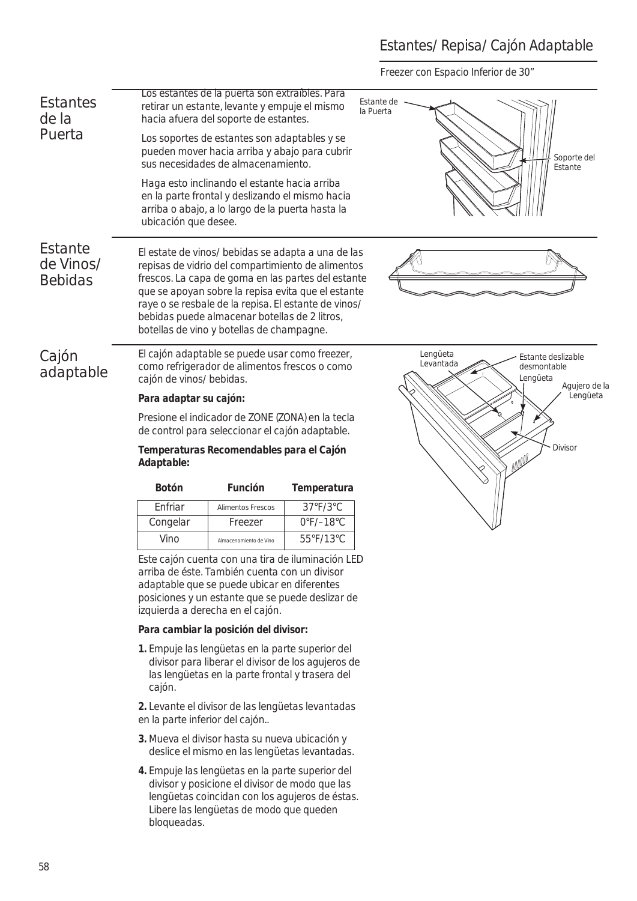# Estantes/ Repisa/ Cajón Adaptable

Freezer con Espacio Inferior de 30"

## Estantes de la Puerta

Los estantes de la puerta son extraíbles. Para retirar un estante, levante y empuje el mismo hacia afuera del soporte de estantes.

Los soportes de estantes son adaptables y se pueden mover hacia arriba y abajo para cubrir sus necesidades de almacenamiento.

Haga esto inclinando el estante hacia arriba en la parte frontal y deslizando el mismo hacia arriba o abajo, a lo largo de la puerta hasta la ubicación que desee.

Estante de la Puerta

Soporte del Estante

## Estante de Vinos/ Bebidas

El estate de vinos/ bebidas se adapta a una de las repisas de vidrio del compartimiento de alimentos frescos. La capa de goma en las partes del estante que se apoyan sobre la repisa evita que el estante raye o se resbale de la repisa. El estante de vinos/ bebidas puede almacenar botellas de 2 litros, botellas de vino y botellas de champagne.

## Cajón adaptable

El cajón adaptable se puede usar como freezer, como refrigerador de alimentos frescos o como cajón de vinos/ bebidas.

**Para adaptar su cajón:**

Presione el indicador de ZONE (ZONA) en la tecla de control para seleccionar el cajón adaptable.

**Temperaturas Recomendables para el Cajón Adaptable:**

| Botón | Función | Temperatura |
|---|---|---|
| Enfriar | Alimentos Frescos | 37°F/3°C |
| Congelar | Freezer | 0°F/–18°C |
| Vino | Almacenamiento de Vino | 55°F/13°C |

Este cajón cuenta con una tira de iluminación LED arriba de éste. También cuenta con un divisor adaptable que se puede ubicar en diferentes posiciones y un estante que se puede deslizar de izquierda a derecha en el cajón.

**Para cambiar la posición del divisor:**

1. Empuje las lengüetas en la parte superior del divisor para liberar el divisor de los agujeros de las lengüetas en la parte frontal y trasera del cajón.
2. Levante el divisor de las lengüetas levantadas en la parte inferior del cajón..
3. Mueva el divisor hasta su nueva ubicación y deslice el mismo en las lengüetas levantadas.
4. Empuje las lengüetas en la parte superior del divisor y posicione el divisor de modo que las lengüetas coincidan con los agujeros de éstas. Libere las lengüetas de modo que queden bloqueadas.

Lengüeta Levantada

Estante deslizable desmontable

Lengüeta

Agujero de la Lengüeta

Divisor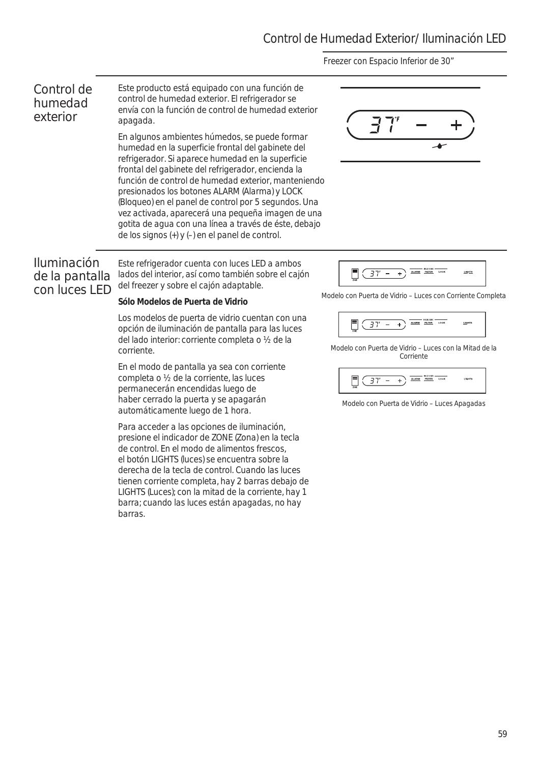## Control de humedad exterior

Este producto está equipado con una función de control de humedad exterior. El refrigerador se envía con la función de control de humedad exterior apagada.

En algunos ambientes húmedos, se puede formar humedad en la superficie frontal del gabinete del refrigerador. Si aparece humedad en la superficie frontal del gabinete del refrigerador, encienda la función de control de humedad exterior, manteniendo presionados los botones ALARM (Alarma) y LOCK (Bloqueo) en el panel de control por 5 segundos. Una vez activada, aparecerá una pequeña imagen de una gotita de agua con una línea a través de éste, debajo de los signos (+) y (–) en el panel de control.

## Iluminación de la pantalla con luces LED

Este refrigerador cuenta con luces LED a ambos lados del interior, así como también sobre el cajón del freezer y sobre el cajón adaptable.

**Sólo Modelos de Puerta de Vidrio**

Los modelos de puerta de vidrio cuentan con una opción de iluminación de pantalla para las luces del lado interior: corriente completa o ½ de la corriente.

En el modo de pantalla ya sea con corriente completa o ½ de la corriente, las luces permanecerán encendidas luego de haber cerrado la puerta y se apagarán automáticamente luego de 1 hora.

Para acceder a las opciones de iluminación, presione el indicador de ZONE (Zona) en la tecla de control. En el modo de alimentos frescos, el botón LIGHTS (luces) se encuentra sobre la derecha de la tecla de control. Cuando las luces tienen corriente completa, hay 2 barras debajo de LIGHTS (Luces); con la mitad de la corriente, hay 1 barra; cuando las luces están apagadas, no hay barras.

Modelo con Puerta de Vidrio – Luces con Corriente Completa

Modelo con Puerta de Vidrio – Luces con la Mitad de la Corriente

Modelo con Puerta de Vidrio – Luces Apagadas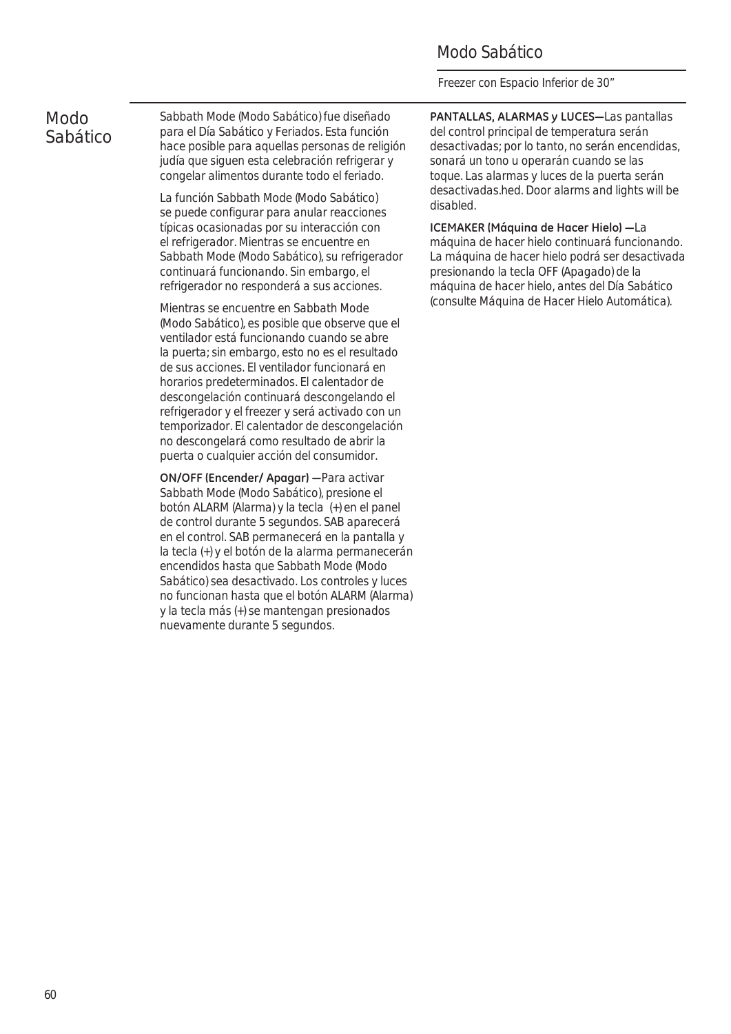# Modo Sabático

Sabbath Mode (Modo Sabático) fue diseñado para el Día Sabático y Feriados. Esta función hace posible para aquellas personas de religión judía que siguen esta celebración refrigerar y congelar alimentos durante todo el feriado.

La función Sabbath Mode (Modo Sabático) se puede configurar para anular reacciones típicas ocasionadas por su interacción con el refrigerador. Mientras se encuentre en Sabbath Mode (Modo Sabático), su refrigerador continuará funcionando. Sin embargo, el refrigerador no responderá a sus acciones.

Mientras se encuentre en Sabbath Mode (Modo Sabático), es posible que observe que el ventilador está funcionando cuando se abre la puerta; sin embargo, esto no es el resultado de sus acciones. El ventilador funcionará en horarios predeterminados. El calentador de descongelación continuará descongelando el refrigerador y el freezer y será activado con un temporizador. El calentador de descongelación no descongelará como resultado de abrir la puerta o cualquier acción del consumidor.

**ON/OFF (Encender/ Apagar) —**Para activar Sabbath Mode (Modo Sabático), presione el botón ALARM (Alarma) y la tecla (+) en el panel de control durante 5 segundos. SAB aparecerá en el control. SAB permanecerá en la pantalla y la tecla (+) y el botón de la alarma permanecerán encendidos hasta que Sabbath Mode (Modo Sabático) sea desactivado. Los controles y luces no funcionan hasta que el botón ALARM (Alarma) y la tecla más (+) se mantengan presionados nuevamente durante 5 segundos.

**PANTALLAS, ALARMAS y LUCES—**Las pantallas del control principal de temperatura serán desactivadas; por lo tanto, no serán encendidas, sonará un tono u operarán cuando se las toque. Las alarmas y luces de la puerta serán desactivadas.hed. Door alarms and lights will be disabled.

**ICEMAKER (Máquina de Hacer Hielo) —**La máquina de hacer hielo continuará funcionando. La máquina de hacer hielo podrá ser desactivada presionando la tecla OFF (Apagado) de la máquina de hacer hielo, antes del Día Sabático (consulte Máquina de Hacer Hielo Automática).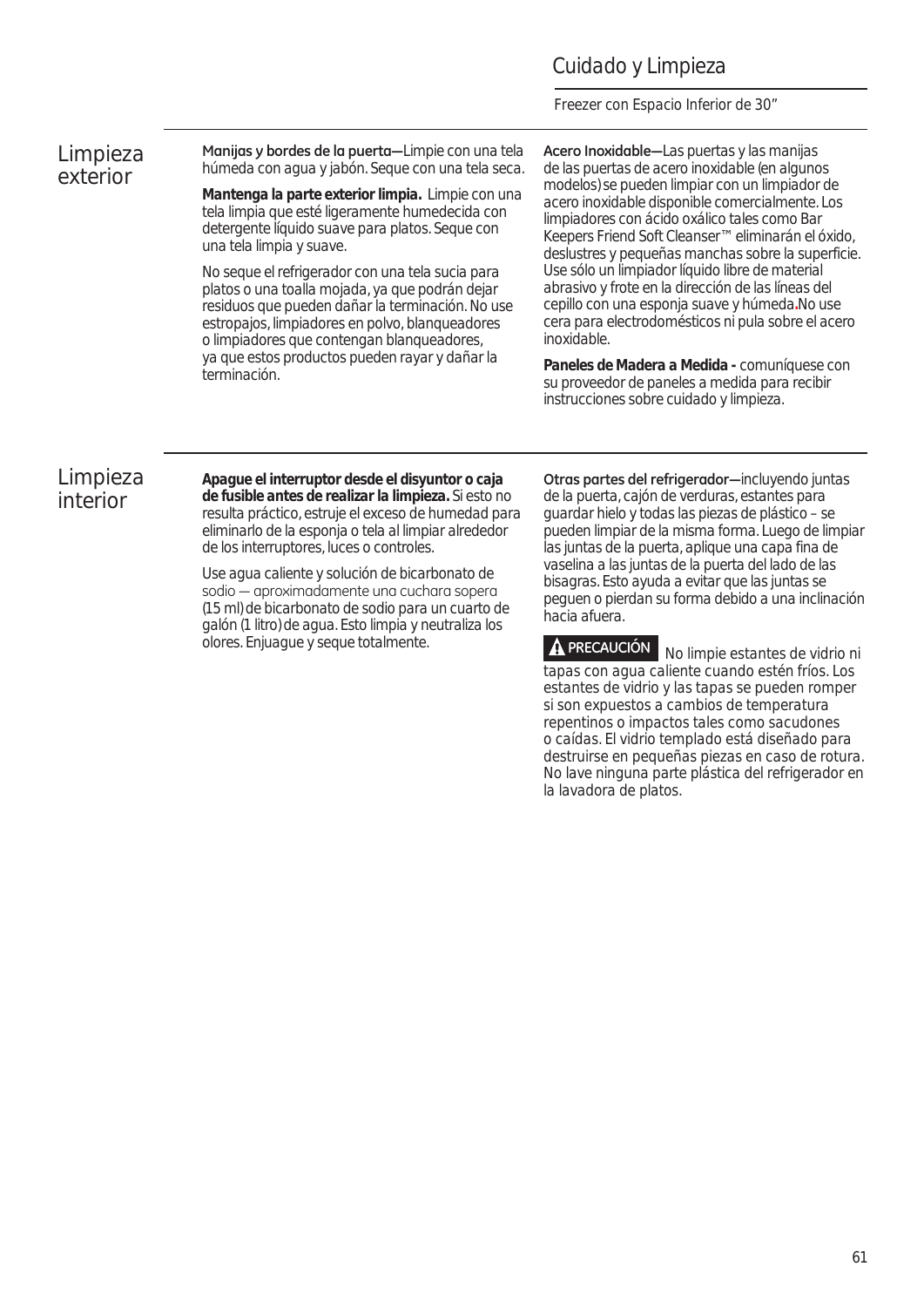## Limpieza exterior

**Manijas y bordes de la puerta—**Limpie con una tela húmeda con agua y jabón. Seque con una tela seca.

**Mantenga la parte exterior limpia.** Limpie con una tela limpia que esté ligeramente humedecida con detergente líquido suave para platos. Seque con una tela limpia y suave.

No seque el refrigerador con una tela sucia para platos o una toalla mojada, ya que podrán dejar residuos que pueden dañar la terminación. No use estropajos, limpiadores en polvo, blanqueadores o limpiadores que contengan blanqueadores, ya que estos productos pueden rayar y dañar la terminación.

**Acero Inoxidable—**Las puertas y las manijas de las puertas de acero inoxidable (en algunos modelos) se pueden limpiar con un limpiador de acero inoxidable disponible comercialmente. Los limpiadores con ácido oxálico tales como Bar Keepers Friend Soft Cleanser™ eliminarán el óxido, deslustres y pequeñas manchas sobre la superficie. Use sólo un limpiador líquido libre de material abrasivo y frote en la dirección de las líneas del cepillo con una esponja suave y húmeda. No use cera para electrodomésticos ni pula sobre el acero inoxidable.

**Paneles de Madera a Medida -** comuníquese con su proveedor de paneles a medida para recibir instrucciones sobre cuidado y limpieza.

## Limpieza interior

**Apague el interruptor desde el disyuntor o caja de fusible antes de realizar la limpieza.** Si esto no resulta práctico, estruje el exceso de humedad para eliminarlo de la esponja o tela al limpiar alrededor de los interruptores, luces o controles.

Use agua caliente y solución de bicarbonato de sodio — aproximadamente una cuchara sopera (15 ml) de bicarbonato de sodio para un cuarto de galón (1 litro) de agua. Esto limpia y neutraliza los olores. Enjuague y seque totalmente.

**Otras partes del refrigerador—**incluyendo juntas de la puerta, cajón de verduras, estantes para guardar hielo y todas las piezas de plástico – se pueden limpiar de la misma forma. Luego de limpiar las juntas de la puerta, aplique una capa fina de vaselina a las juntas de la puerta del lado de las bisagras. Esto ayuda a evitar que las juntas se peguen o pierdan su forma debido a una inclinación hacia afuera.

**⚠ PRECAUCIÓN** No limpie estantes de vidrio ni tapas con agua caliente cuando estén fríos. Los estantes de vidrio y las tapas se pueden romper si son expuestos a cambios de temperatura repentinos o impactos tales como sacudones o caídas. El vidrio templado está diseñado para destruirse en pequeñas piezas en caso de rotura. No lave ninguna parte plástica del refrigerador en la lavadora de platos.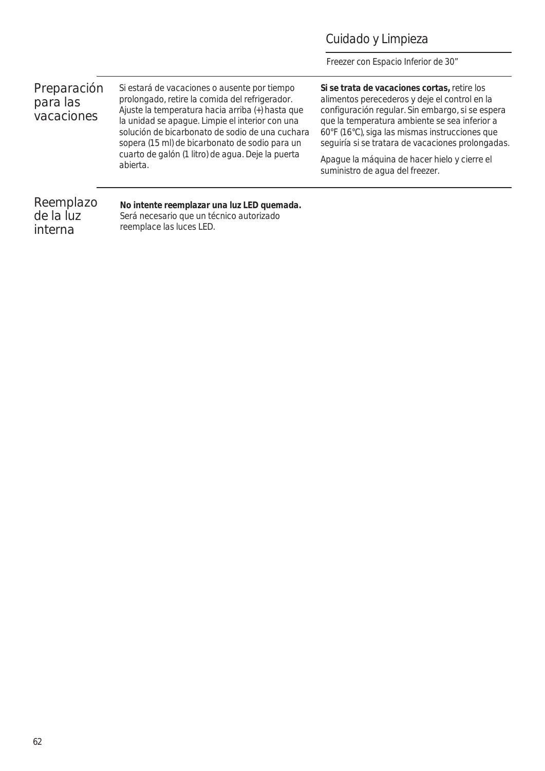## Preparación para las vacaciones

Si estará de vacaciones o ausente por tiempo prolongado, retire la comida del refrigerador. Ajuste la temperatura hacia arriba (+) hasta que la unidad se apague. Limpie el interior con una solución de bicarbonato de sodio de una cuchara sopera (15 ml) de bicarbonato de sodio para un cuarto de galón (1 litro) de agua. Deje la puerta abierta.

**Si se trata de vacaciones cortas,** retire los alimentos perecederos y deje el control en la configuración regular. Sin embargo, si se espera que la temperatura ambiente se sea inferior a 60°F (16°C), siga las mismas instrucciones que seguiría si se tratara de vacaciones prolongadas.

Apague la máquina de hacer hielo y cierre el suministro de agua del freezer.

## Reemplazo de la luz interna

**No intente reemplazar una luz LED quemada.** Será necesario que un técnico autorizado reemplace las luces LED.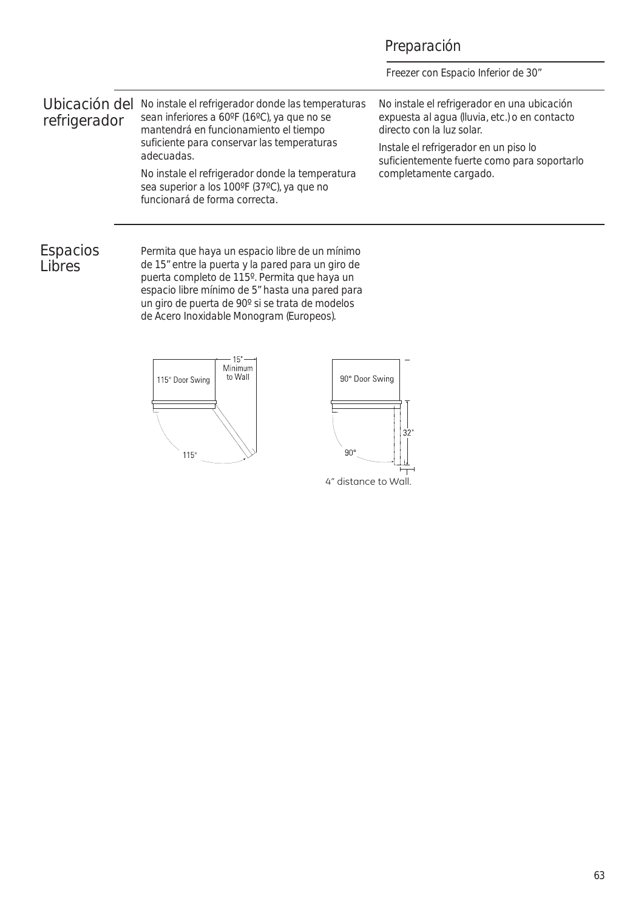# Preparación

Freezer con Espacio Inferior de 30"

## Ubicación del refrigerador

No instale el refrigerador donde las temperaturas sean inferiores a 60ºF (16ºC), ya que no se mantendrá en funcionamiento el tiempo suficiente para conservar las temperaturas adecuadas.

No instale el refrigerador donde la temperatura sea superior a los 100ºF (37ºC), ya que no funcionará de forma correcta.

No instale el refrigerador en una ubicación expuesta al agua (lluvia, etc.) o en contacto directo con la luz solar.

Instale el refrigerador en un piso lo suficientemente fuerte como para soportarlo completamente cargado.

## Espacios Libres

Permita que haya un espacio libre de un mínimo de 15" entre la puerta y la pared para un giro de puerta completo de 115º. Permita que haya un espacio libre mínimo de 5" hasta una pared para un giro de puerta de 90º si se trata de modelos de Acero Inoxidable Monogram (Europeos).

115° Door Swing — 15" Minimum to Wall — 115°

90° Door Swing — 32" — 90°

4" distance to Wall.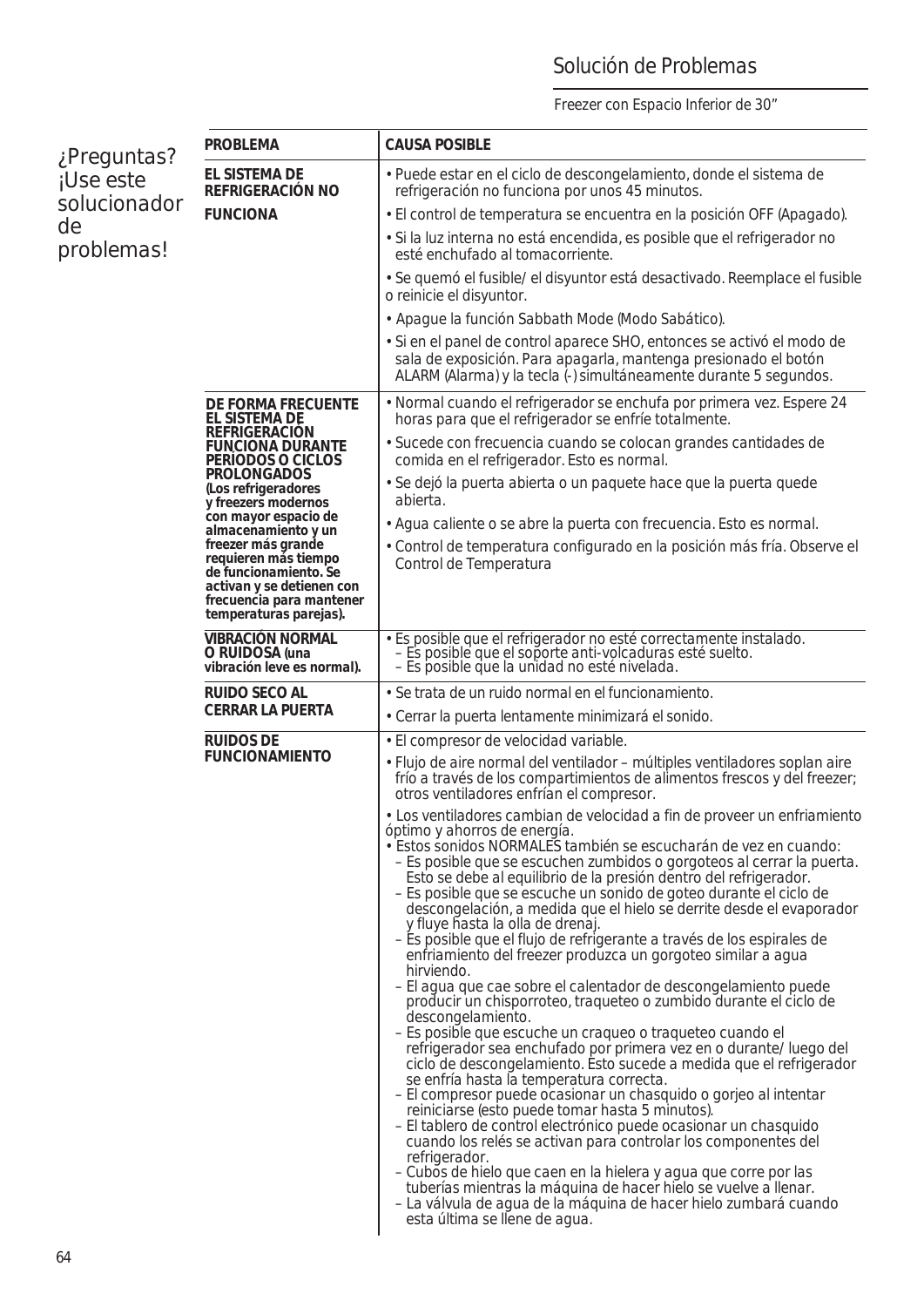# Solución de Problemas

Freezer con Espacio Inferior de 30"

¿Preguntas? ¡Use este solucionador de problemas!

| PROBLEMA | CAUSA POSIBLE |
|---|---|
| **EL SISTEMA DE REFRIGERACIÓN NO FUNCIONA** | • Puede estar en el ciclo de descongelamiento, donde el sistema de refrigeración no funciona por unos 45 minutos.<br>• El control de temperatura se encuentra en la posición OFF (Apagado).<br>• Si la luz interna no está encendida, es posible que el refrigerador no esté enchufado al tomacorriente.<br>• Se quemó el fusible/ el disyuntor está desactivado. Reemplace el fusible o reinicie el disyuntor.<br>• Apague la función Sabbath Mode (Modo Sabático).<br>• Si en el panel de control aparece SHO, entonces se activó el modo de sala de exposición. Para apagarla, mantenga presionado el botón ALARM (Alarma) y la tecla (-) simultáneamente durante 5 segundos. |
| **DE FORMA FRECUENTE EL SISTEMA DE REFRIGERACIÓN FUNCIONA DURANTE PERÍODOS O CICLOS PROLONGADOS** **(Los refrigeradores y freezers modernos con mayor espacio de almacenamiento y un freezer más grande requieren más tiempo de funcionamiento. Se activan y se detienen con frecuencia para mantener temperaturas parejas).** | • Normal cuando el refrigerador se enchufa por primera vez. Espere 24 horas para que el refrigerador se enfríe totalmente.<br>• Sucede con frecuencia cuando se colocan grandes cantidades de comida en el refrigerador. Esto es normal.<br>• Se dejó la puerta abierta o un paquete hace que la puerta quede abierta.<br>• Agua caliente o se abre la puerta con frecuencia. Esto es normal.<br>• Control de temperatura configurado en la posición más fría. Observe el Control de Temperatura |
| **VIBRACIÓN NORMAL O RUIDOSA (una vibración leve es normal).** | • Es posible que el refrigerador no esté correctamente instalado.<br>– Es posible que el soporte anti-volcaduras esté suelto.<br>– Es posible que la unidad no esté nivelada. |
| **RUIDO SECO AL CERRAR LA PUERTA** | • Se trata de un ruido normal en el funcionamiento.<br>• Cerrar la puerta lentamente minimizará el sonido. |
| **RUIDOS DE FUNCIONAMIENTO** | • El compresor de velocidad variable.<br>• Flujo de aire normal del ventilador – múltiples ventiladores soplan aire frío a través de los compartimientos de alimentos frescos y del freezer; otros ventiladores enfrían el compresor.<br>• Los ventiladores cambian de velocidad a fin de proveer un enfriamiento óptimo y ahorros de energía.<br>• Estos sonidos NORMALES también se escucharán de vez en cuando:<br>– Es posible que se escuchen zumbidos o gorgoteos al cerrar la puerta. Esto se debe al equilibrio de la presión dentro del refrigerador.<br>– Es posible que se escuche un sonido de goteo durante el ciclo de descongelación, a medida que el hielo se derrite desde el evaporador y fluye hasta la olla de drenaj.<br>– Es posible que el flujo de refrigerante a través de los espirales de enfriamiento del freezer produzca un gorgoteo similar a agua hirviendo.<br>– El agua que cae sobre el calentador de descongelamiento puede producir un chisporroteo, traqueteo o zumbido durante el ciclo de descongelamiento.<br>– Es posible que escuche un craqueo o traqueteo cuando el refrigerador sea enchufado por primera vez en o durante/ luego del ciclo de descongelamiento. Esto sucede a medida que el refrigerador se enfría hasta la temperatura correcta.<br>– El compresor puede ocasionar un chasquido o gorjeo al intentar reiniciarse (esto puede tomar hasta 5 minutos).<br>– El tablero de control electrónico puede ocasionar un chasquido cuando los relés se activan para controlar los componentes del refrigerador.<br>– Cubos de hielo que caen en la hielera y agua que corre por las tuberías mientras la máquina de hacer hielo se vuelve a llenar.<br>– La válvula de agua de la máquina de hacer hielo zumbará cuando esta última se llene de agua. |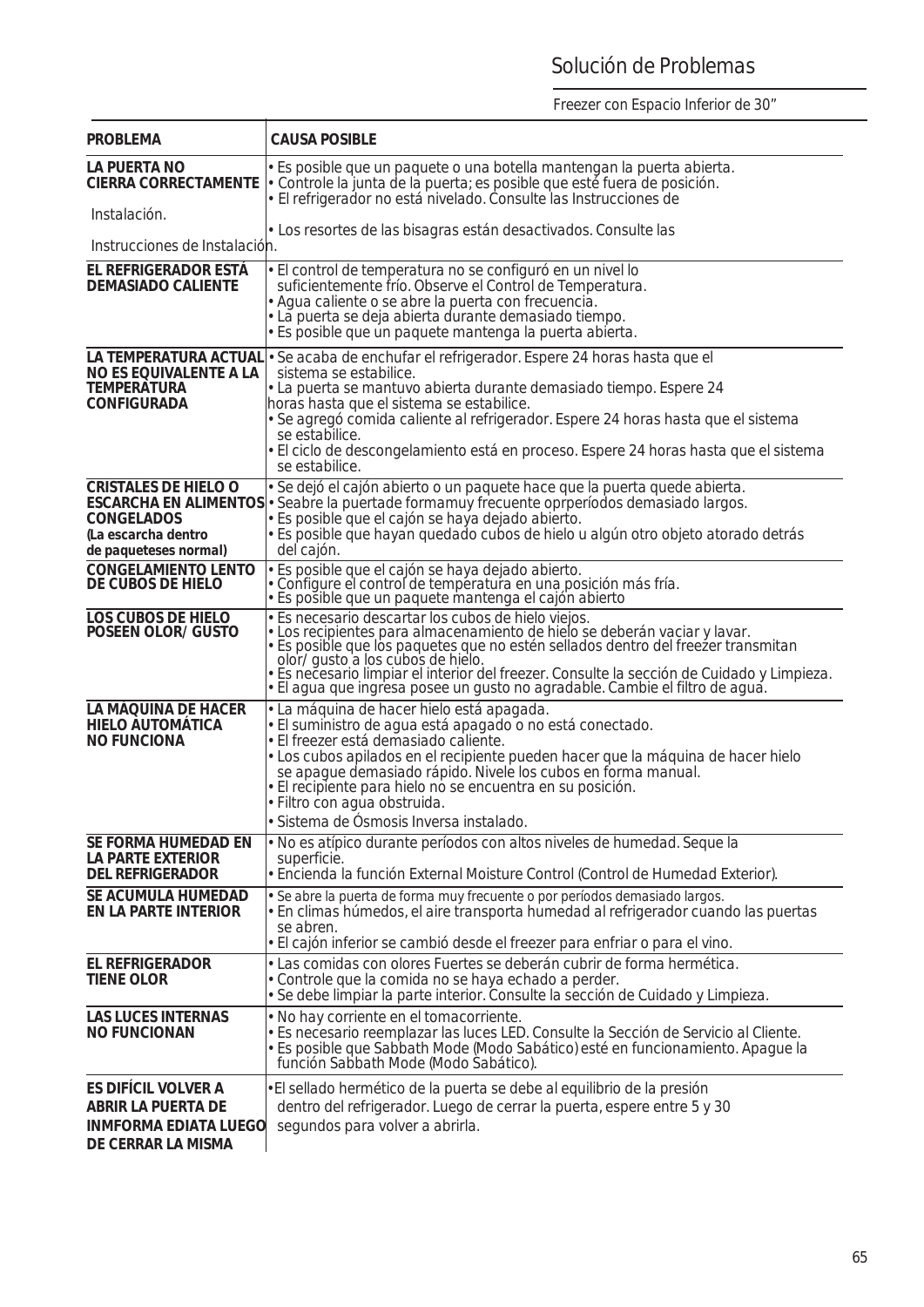# Solución de Problemas

Freezer con Espacio Inferior de 30"

| PROBLEMA | CAUSA POSIBLE |
|---|---|
| **LA PUERTA NO CIERRA CORRECTAMENTE** | • Es posible que un paquete o una botella mantengan la puerta abierta.<br>• Controle la junta de la puerta; es posible que esté fuera de posición.<br>• El refrigerador no está nivelado. Consulte las Instrucciones de Instalación.<br>• Los resortes de las bisagras están desactivados. Consulte las Instrucciones de Instalación. |
| **EL REFRIGERADOR ESTÁ DEMASIADO CALIENTE** | • El control de temperatura no se configuró en un nivel lo suficientemente frío. Observe el Control de Temperatura.<br>• Agua caliente o se abre la puerta con frecuencia.<br>• La puerta se deja abierta durante demasiado tiempo.<br>• Es posible que un paquete mantenga la puerta abierta. |
| **LA TEMPERATURA ACTUAL NO ES EQUIVALENTE A LA TEMPERATURA CONFIGURADA** | • Se acaba de enchufar el refrigerador. Espere 24 horas hasta que el sistema se estabilice.<br>• La puerta se mantuvo abierta durante demasiado tiempo. Espere 24 horas hasta que el sistema se estabilice.<br>• Se agregó comida caliente al refrigerador. Espere 24 horas hasta que el sistema se estabilice.<br>• El ciclo de descongelamiento está en proceso. Espere 24 horas hasta que el sistema se estabilice. |
| **CRISTALES DE HIELO O ESCARCHA EN ALIMENTOS CONGELADOS** **(La escarcha dentro de paqueteses normal)** | • Se dejó el cajón abierto o un paquete hace que la puerta quede abierta.<br>• Seabre la puertade formamuy frecuente oprperíodos demasiado largos.<br>• Es posible que el cajón se haya dejado abierto.<br>• Es posible que hayan quedado cubos de hielo u algún otro objeto atorado detrás del cajón. |
| **CONGELAMIENTO LENTO DE CUBOS DE HIELO** | • Es posible que el cajón se haya dejado abierto.<br>• Configure el control de temperatura en una posición más fría.<br>• Es posible que un paquete mantenga el cajón abierto |
| **LOS CUBOS DE HIELO POSEEN OLOR/ GUSTO** | • Es necesario descartar los cubos de hielo viejos.<br>• Los recipientes para almacenamiento de hielo se deberán vaciar y lavar.<br>• Es posible que los paquetes que no estén sellados dentro del freezer transmitan olor/ gusto a los cubos de hielo.<br>• Es necesario limpiar el interior del freezer. Consulte la sección de Cuidado y Limpieza.<br>• El agua que ingresa posee un gusto no agradable. Cambie el filtro de agua. |
| **LA MÁQUINA DE HACER HIELO AUTOMÁTICA NO FUNCIONA** | • La máquina de hacer hielo está apagada.<br>• El suministro de agua está apagado o no está conectado.<br>• El freezer está demasiado caliente.<br>• Los cubos apilados en el recipiente pueden hacer que la máquina de hacer hielo se apague demasiado rápido. Nivele los cubos en forma manual.<br>• El recipiente para hielo no se encuentra en su posición.<br>• Filtro con agua obstruida.<br>• Sistema de Ósmosis Inversa instalado. |
| **SE FORMA HUMEDAD EN LA PARTE EXTERIOR DEL REFRIGERADOR** | • No es atípico durante períodos con altos niveles de humedad. Seque la superficie.<br>• Encienda la función External Moisture Control (Control de Humedad Exterior). |
| **SE ACUMULA HUMEDAD EN LA PARTE INTERIOR** | • Se abre la puerta de forma muy frecuente o por períodos demasiado largos.<br>• En climas húmedos, el aire transporta humedad al refrigerador cuando las puertas se abren.<br>• El cajón inferior se cambió desde el freezer para enfriar o para el vino. |
| **EL REFRIGERADOR TIENE OLOR** | • Las comidas con olores Fuertes se deberán cubrir de forma hermética.<br>• Controle que la comida no se haya echado a perder.<br>• Se debe limpiar la parte interior. Consulte la sección de Cuidado y Limpieza. |
| **LAS LUCES INTERNAS NO FUNCIONAN** | • No hay corriente en el tomacorriente.<br>• Es necesario reemplazar las luces LED. Consulte la Sección de Servicio al Cliente.<br>• Es posible que Sabbath Mode (Modo Sabático) esté en funcionamiento. Apague la función Sabbath Mode (Modo Sabático). |
| **ES DIFÍCIL VOLVER A ABRIR LA PUERTA DE INMFORMA EDIATA LUEGO DE CERRAR LA MISMA** | •El sellado hermético de la puerta se debe al equilibrio de la presión dentro del refrigerador. Luego de cerrar la puerta, espere entre 5 y 30 segundos para volver a abrirla. |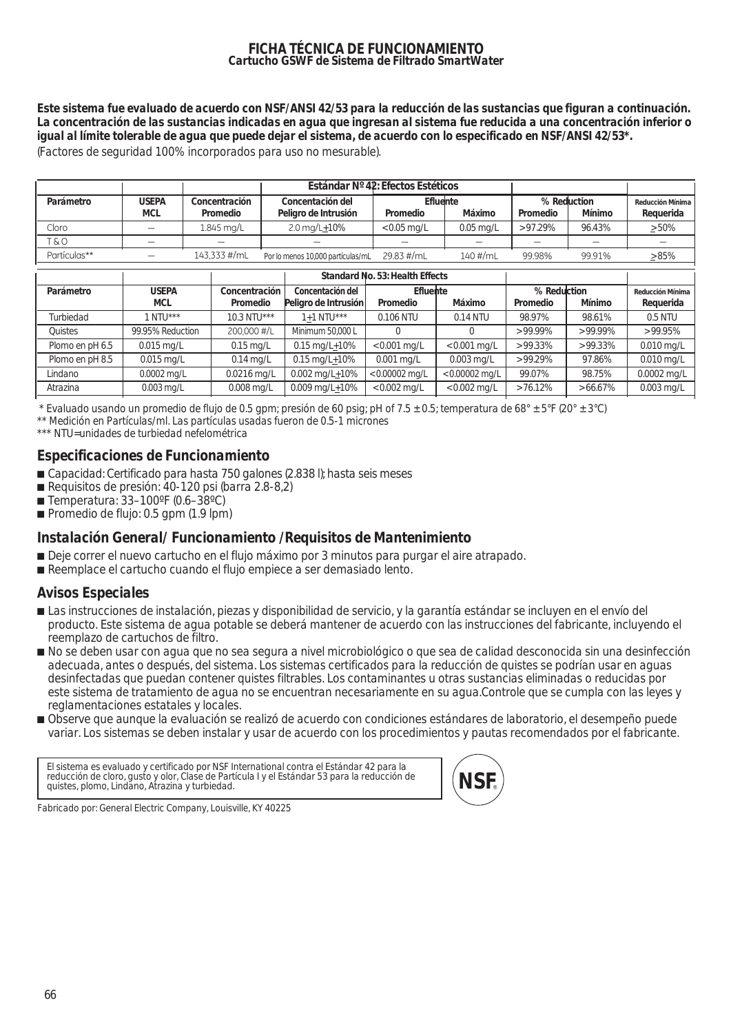# FICHA TÉCNICA DE FUNCIONAMIENTO
## Cartucho GSWF de Sistema de Filtrado SmartWater

**Este sistema fue evaluado de acuerdo con NSF/ANSI 42/53 para la reducción de las sustancias que figuran a continuación. La concentración de las sustancias indicadas en agua que ingresan al sistema fue reducida a una concentración inferior o igual al límite tolerable de agua que puede dejar el sistema, de acuerdo con lo especificado en NSF/ANSI 42/53*.**
(Factores de seguridad 100% incorporados para uso no mesurable).

| | | | Estándar Nº 42: Efectos Estéticos | | | | | |
|---|---|---|---|---|---|---|---|---|
| **Parámetro** | **USEPA MCL** | **Concentración Promedio** | **Concentación del Peligro de Intrusión** | **Efluente Promedio** | **Efluente Máximo** | **% Reduction Promedio** | **% Reduction Mínimo** | **Reducción Mínima Requerida** |
| Cloro | — | 1.845 mg/L | 2.0 mg/L±10% | <0.05 mg/L | 0.05 mg/L | >97.29% | 96.43% | ≥50% |
| T & O | — | — | — | — | — | — | — | — |
| Partículas** | — | 143,333 #/mL | Por lo menos 10,000 partículas/mL | 29.83 #/mL | 140 #/mL | 99.98% | 99.91% | ≥85% |

| | | | Standard No. 53: Health Effects | | | | | |
|---|---|---|---|---|---|---|---|---|
| **Parámetro** | **USEPA MCL** | **Concentración Promedio** | **Concentación del Peligro de Intrusión** | **Efluente Promedio** | **Efluente Máximo** | **% Reduction Promedio** | **% Reduction Mínimo** | **Reducción Mínima Requerida** |
| Turbiedad | 1 NTU*** | 10.3 NTU*** | 1±1 NTU*** | 0.106 NTU | 0.14 NTU | 98.97% | 98.61% | 0.5 NTU |
| Quistes | 99.95% Reduction | 200,000 #/L | Minimum 50,000 L | 0 | 0 | >99.99% | >99.99% | >99.95% |
| Plomo en pH 6.5 | 0.015 mg/L | 0.15 mg/L | 0.15 mg/L±10% | <0.001 mg/L | <0.001 mg/L | >99.33% | >99.33% | 0.010 mg/L |
| Plomo en pH 8.5 | 0.015 mg/L | 0.14 mg/L | 0.15 mg/L±10% | 0.001 mg/L | 0.003 mg/L | >99.29% | 97.86% | 0.010 mg/L |
| Lindano | 0.0002 mg/L | 0.0216 mg/L | 0.002 mg/L±10% | <0.00002 mg/L | <0.00002 mg/L | 99.07% | 98.75% | 0.0002 mg/L |
| Atrazina | 0.003 mg/L | 0.008 mg/L | 0.009 mg/L±10% | <0.002 mg/L | <0.002 mg/L | >76.12% | >66.67% | 0.003 mg/L |

\* Evaluado usando un promedio de flujo de 0.5 gpm; presión de 60 psig; pH of 7.5 ± 0.5; temperatura de 68° ± 5°F (20° ± 3°C)
** Medición en Partículas/ml. Las partículas usadas fueron de 0.5-1 micrones
*** NTU=unidades de turbiedad nefelométrica

## Especificaciones de Funcionamiento

- Capacidad: Certificado para hasta 750 galones (2.838 l); hasta seis meses
- Requisitos de presión: 40-120 psi (barra 2.8-8,2)
- Temperatura: 33–100ºF (0.6–38ºC)
- Promedio de flujo: 0.5 gpm (1.9 lpm)

## Instalación General/ Funcionamiento /Requisitos de Mantenimiento

- Deje correr el nuevo cartucho en el flujo máximo por 3 minutos para purgar el aire atrapado.
- Reemplace el cartucho cuando el flujo empiece a ser demasiado lento.

## Avisos Especiales

- Las instrucciones de instalación, piezas y disponibilidad de servicio, y la garantía estándar se incluyen en el envío del producto. Este sistema de agua potable se deberá mantener de acuerdo con las instrucciones del fabricante, incluyendo el reemplazo de cartuchos de filtro.
- No se deben usar con agua que no sea segura a nivel microbiológico o que sea de calidad desconocida sin una desinfección adecuada, antes o después, del sistema. Los sistemas certificados para la reducción de quistes se podrían usar en aguas desinfectadas que puedan contener quistes filtrables. Los contaminantes u otras sustancias eliminadas o reducidas por este sistema de tratamiento de agua no se encuentran necesariamente en su agua.Controle que se cumpla con las leyes y reglamentaciones estatales y locales.
- Observe que aunque la evaluación se realizó de acuerdo con condiciones estándares de laboratorio, el desempeño puede variar. Los sistemas se deben instalar y usar de acuerdo con los procedimientos y pautas recomendados por el fabricante.

El sistema es evaluado y certificado por NSF International contra el Estándar 42 para la reducción de cloro, gusto y olor, Clase de Partícula I y el Estándar 53 para la reducción de quistes, plomo, Lindano, Atrazina y turbiedad.

NSF®

Fabricado por: General Electric Company, Louisville, KY 40225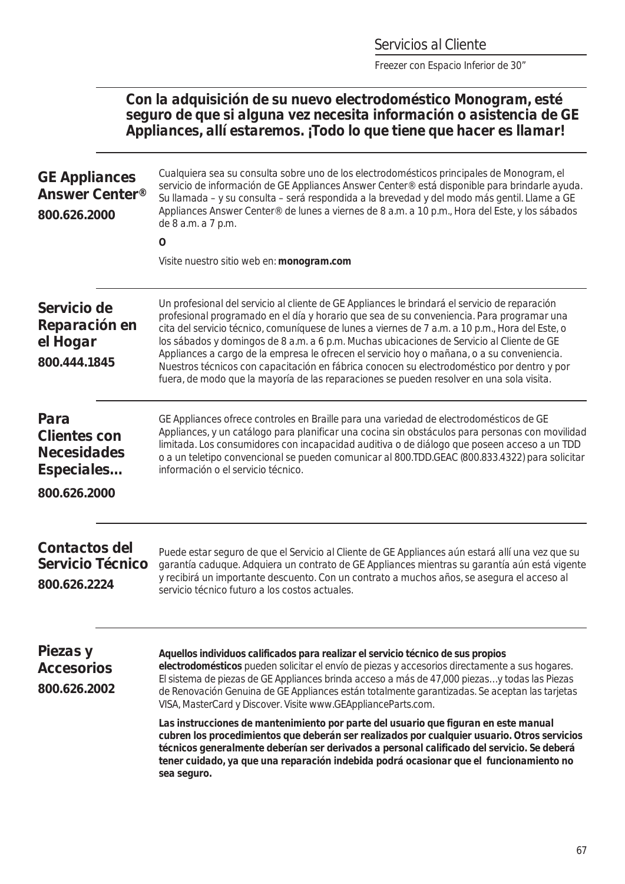# Servicios al Cliente

Freezer con Espacio Inferior de 30"

**Con la adquisición de su nuevo electrodoméstico Monogram, esté seguro de que si alguna vez necesita información o asistencia de GE Appliances, allí estaremos. ¡Todo lo que tiene que hacer es llamar!**

## GE Appliances Answer Center®

**800.626.2000**

Cualquiera sea su consulta sobre uno de los electrodomésticos principales de Monogram, el servicio de información de GE Appliances Answer Center® está disponible para brindarle ayuda. Su llamada – y su consulta – será respondida a la brevedad y del modo más gentil. Llame a GE Appliances Answer Center® de lunes a viernes de 8 a.m. a 10 p.m., Hora del Este, y los sábados de 8 a.m. a 7 p.m.

**O**

Visite nuestro sitio web en: **monogram.com**

## Servicio de Reparación en el Hogar

**800.444.1845**

Un profesional del servicio al cliente de GE Appliances le brindará el servicio de reparación profesional programado en el día y horario que sea de su conveniencia. Para programar una cita del servicio técnico, comuníquese de lunes a viernes de 7 a.m. a 10 p.m., Hora del Este, o los sábados y domingos de 8 a.m. a 6 p.m. Muchas ubicaciones de Servicio al Cliente de GE Appliances a cargo de la empresa le ofrecen el servicio hoy o mañana, o a su conveniencia. Nuestros técnicos con capacitación en fábrica conocen su electrodoméstico por dentro y por fuera, de modo que la mayoría de las reparaciones se pueden resolver en una sola visita.

## Para Clientes con Necesidades Especiales...

**800.626.2000**

GE Appliances ofrece controles en Braille para una variedad de electrodomésticos de GE Appliances, y un catálogo para planificar una cocina sin obstáculos para personas con movilidad limitada. Los consumidores con incapacidad auditiva o de diálogo que poseen acceso a un TDD o a un teletipo convencional se pueden comunicar al 800.TDD.GEAC (800.833.4322) para solicitar información o el servicio técnico.

## Contactos del Servicio Técnico

**800.626.2224**

Puede estar seguro de que el Servicio al Cliente de GE Appliances aún estará allí una vez que su garantía caduque. Adquiera un contrato de GE Appliances mientras su garantía aún está vigente y recibirá un importante descuento. Con un contrato a muchos años, se asegura el acceso al servicio técnico futuro a los costos actuales.

## Piezas y Accesorios

**800.626.2002**

**Aquellos individuos calificados para realizar el servicio técnico de sus propios electrodomésticos** pueden solicitar el envío de piezas y accesorios directamente a sus hogares. El sistema de piezas de GE Appliances brinda acceso a más de 47,000 piezas…y todas las Piezas de Renovación Genuina de GE Appliances están totalmente garantizadas. Se aceptan las tarjetas VISA, MasterCard y Discover. Visite www.GEApplianceParts.com.

**Las instrucciones de mantenimiento por parte del usuario que figuran en este manual cubren los procedimientos que deberán ser realizados por cualquier usuario. Otros servicios técnicos generalmente deberían ser derivados a personal calificado del servicio. Se deberá tener cuidado, ya que una reparación indebida podrá ocasionar que el funcionamiento no sea seguro.**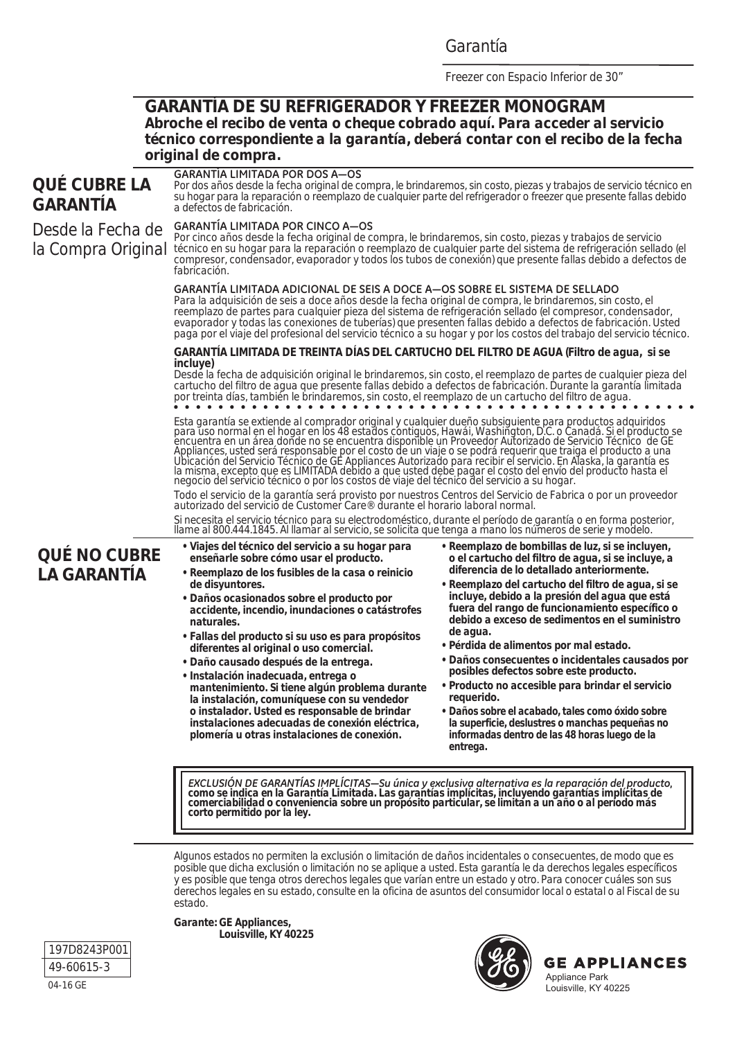# GARANTÍA DE SU REFRIGERADOR Y FREEZER MONOGRAM

**Abroche el recibo de venta o cheque cobrado aquí. Para acceder al servicio técnico correspondiente a la garantía, deberá contar con el recibo de la fecha original de compra.**

## QUÉ CUBRE LA GARANTÍA

Desde la Fecha de la Compra Original

GARANTÍA LIMITADA POR DOS A—OS
Por dos años desde la fecha original de compra, le brindaremos, sin costo, piezas y trabajos de servicio técnico en su hogar para la reparación o reemplazo de cualquier parte del refrigerador o freezer que presente fallas debido a defectos de fabricación.

GARANTÍA LIMITADA POR CINCO A—OS
Por cinco años desde la fecha original de compra, le brindaremos, sin costo, piezas y trabajos de servicio técnico en su hogar para la reparación o reemplazo de cualquier parte del sistema de refrigeración sellado (el compresor, condensador, evaporador y todos los tubos de conexión) que presente fallas debido a defectos de fabricación.

GARANTÍA LIMITADA ADICIONAL DE SEIS A DOCE A—OS SOBRE EL SISTEMA DE SELLADO
Para la adquisición de seis a doce años desde la fecha original de compra, le brindaremos, sin costo, el reemplazo de partes para cualquier pieza del sistema de refrigeración sellado (el compresor, condensador, evaporador y todas las conexiones de tuberías) que presenten fallas debido a defectos de fabricación. Usted paga por el viaje del profesional del servicio técnico a su hogar y por los costos del trabajo del servicio técnico.

**GARANTÍA LIMITADA DE TREINTA DÍAS DEL CARTUCHO DEL FILTRO DE AGUA (Filtro de agua, si se incluye)**
Desde la fecha de adquisición original le brindaremos, sin costo, el reemplazo de partes de cualquier pieza del cartucho del filtro de agua que presente fallas debido a defectos de fabricación. Durante la garantía limitada por treinta días, también le brindaremos, sin costo, el reemplazo de un cartucho del filtro de agua.

Esta garantía se extiende al comprador original y cualquier dueño subsiguiente para productos adquiridos para uso normal en el hogar en los 48 estados contiguos, Hawái, Washington, D.C. o Canadá. Si el producto se encuentra en un área donde no se encuentra disponible un Proveedor Autorizado de Servicio Técnico de GE Appliances, usted será responsable por el costo de un viaje o se podrá requerir que traiga el producto a una Ubicación del Servicio Técnico de GE Appliances Autorizado para recibir el servicio. En Alaska, la garantía es la misma, excepto que es LIMITADA debido a que usted debe pagar el costo del envío del producto hasta el negocio del servicio técnico o por los costos de viaje del técnico del servicio a su hogar.

Todo el servicio de la garantía será provisto por nuestros Centros del Servicio de Fabrica o por un proveedor autorizado del servicio de Customer Care® durante el horario laboral normal.

Si necesita el servicio técnico para su electrodoméstico, durante el período de garantía o en forma posterior, llame al 800.444.1845. Al llamar al servicio, se solicita que tenga a mano los números de serie y modelo.

## QUÉ NO CUBRE LA GARANTÍA

- **Viajes del técnico del servicio a su hogar para enseñarle sobre cómo usar el producto.**
- **Reemplazo de los fusibles de la casa o reinicio de disyuntores.**
- **Daños ocasionados sobre el producto por accidente, incendio, inundaciones o catástrofes naturales.**
- **Fallas del producto si su uso es para propósitos diferentes al original o uso comercial.**
- **Daño causado después de la entrega.**
- **Instalación inadecuada, entrega o mantenimiento. Si tiene algún problema durante la instalación, comuníquese con su vendedor o instalador. Usted es responsable de brindar instalaciones adecuadas de conexión eléctrica, plomería u otras instalaciones de conexión.**
- **Reemplazo de bombillas de luz, si se incluyen, o el cartucho del filtro de agua, si se incluye, a diferencia de lo detallado anteriormente.**
- **Reemplazo del cartucho del filtro de agua, si se incluye, debido a la presión del agua que está fuera del rango de funcionamiento específico o debido a exceso de sedimentos en el suministro de agua.**
- **Pérdida de alimentos por mal estado.**
- **Daños consecuentes o incidentales causados por posibles defectos sobre este producto.**
- **Producto no accesible para brindar el servicio requerido.**
- **Daños sobre el acabado, tales como óxido sobre la superficie, deslustres o manchas pequeñas no informadas dentro de las 48 horas luego de la entrega.**

*EXCLUSIÓN DE GARANTÍAS IMPLÍCITAS—Su única y exclusiva alternativa es la reparación del producto,* **como se indica en la Garantía Limitada. Las garantías implícitas, incluyendo garantías implícitas de comerciabilidad o conveniencia sobre un propósito particular, se limitan a un año o al período más corto permitido por la ley.**

Algunos estados no permiten la exclusión o limitación de daños incidentales o consecuentes, de modo que es posible que dicha exclusión o limitación no se aplique a usted. Esta garantía le da derechos legales específicos y es posible que tenga otros derechos legales que varían entre un estado y otro. Para conocer cuáles son sus derechos legales en su estado, consulte en la oficina de asuntos del consumidor local o estatal o al Fiscal de su estado.

**Garante: GE Appliances,
Louisville, KY 40225**

197D8243P001
49-60615-3
04-16 GE

GE APPLIANCES
Appliance Park
Louisville, KY 40225